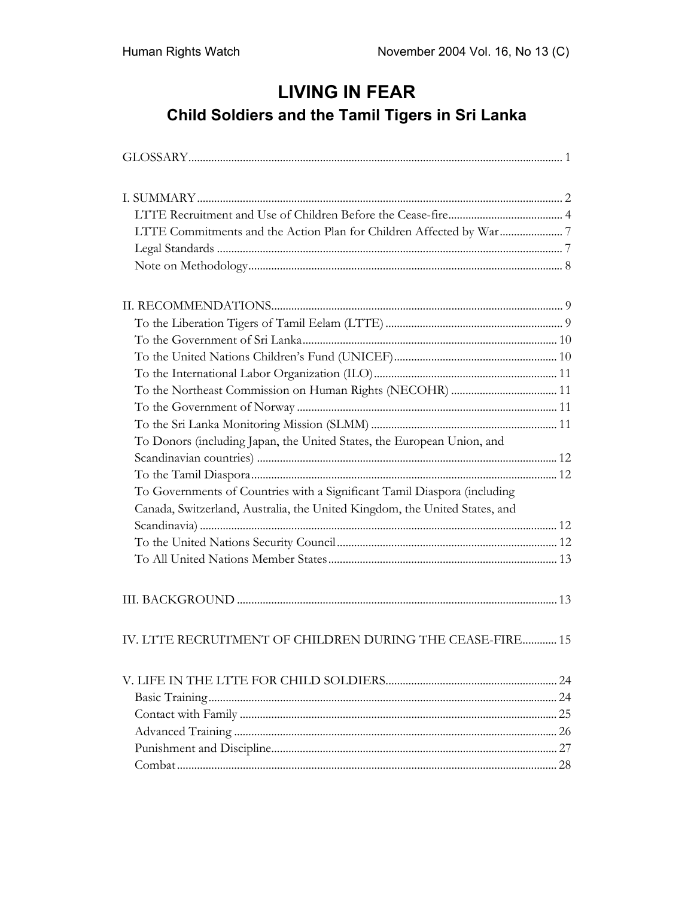# LIVING IN FEAR

## Child Soldiers and the Tamil Tigers in Sri Lanka

GLOSSARY ..... 1

I. SUMMARY ..... 2
- LTTE Recruitment and Use of Children Before the Cease-fire ..... 4
- LTTE Commitments and the Action Plan for Children Affected by War ..... 7
- Legal Standards ..... 7
- Note on Methodology ..... 8

II. RECOMMENDATIONS ..... 9
- To the Liberation Tigers of Tamil Eelam (LTTE) ..... 9
- To the Government of Sri Lanka ..... 10
- To the United Nations Children's Fund (UNICEF) ..... 10
- To the International Labor Organization (ILO) ..... 11
- To the Northeast Commission on Human Rights (NECOHR) ..... 11
- To the Government of Norway ..... 11
- To the Sri Lanka Monitoring Mission (SLMM) ..... 11
- To Donors (including Japan, the United States, the European Union, and Scandinavian countries) ..... 12
- To the Tamil Diaspora ..... 12
- To Governments of Countries with a Significant Tamil Diaspora (including Canada, Switzerland, Australia, the United Kingdom, the United States, and Scandinavia) ..... 12
- To the United Nations Security Council ..... 12
- To All United Nations Member States ..... 13

III. BACKGROUND ..... 13

IV. LTTE RECRUITMENT OF CHILDREN DURING THE CEASE-FIRE ..... 15

V. LIFE IN THE LTTE FOR CHILD SOLDIERS ..... 24
- Basic Training ..... 24
- Contact with Family ..... 25
- Advanced Training ..... 26
- Punishment and Discipline ..... 27
- Combat ..... 28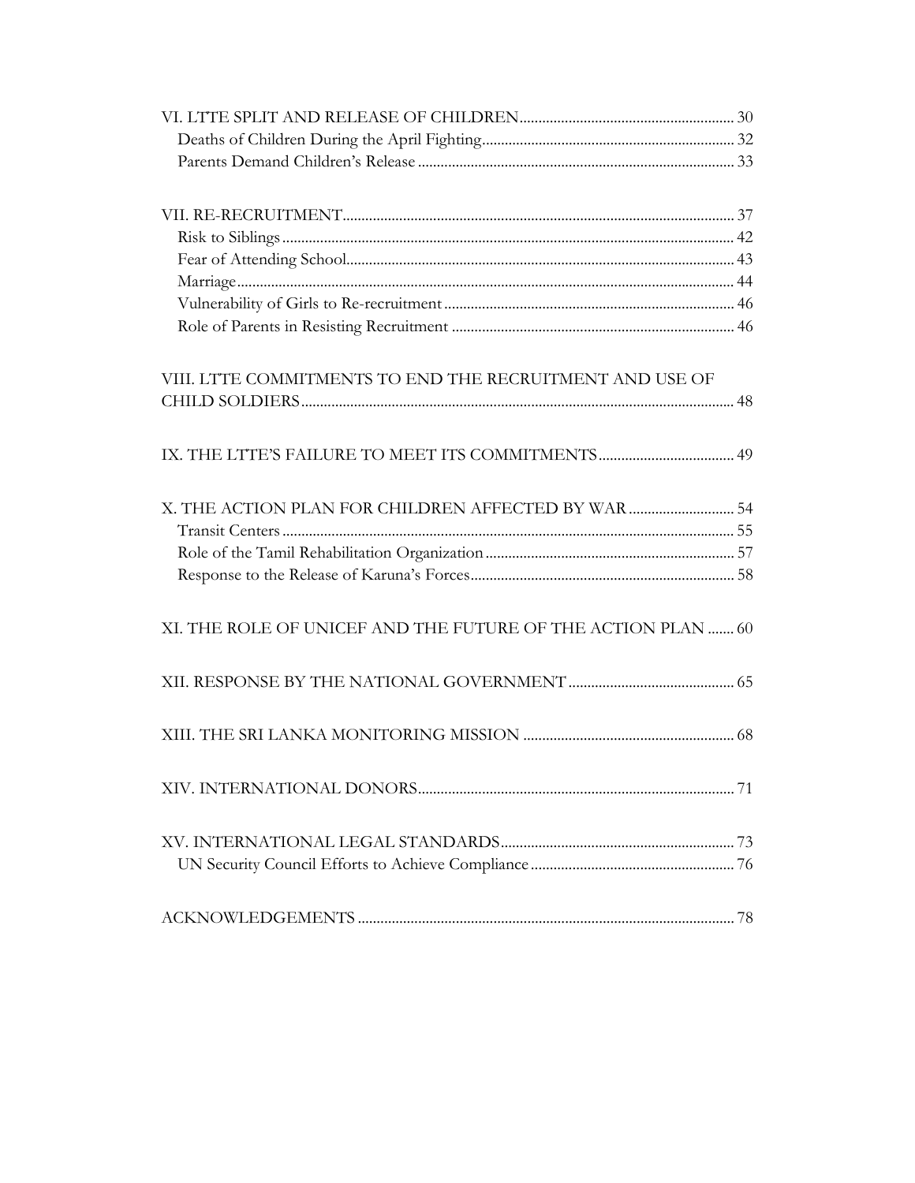VI. LTTE SPLIT AND RELEASE OF CHILDREN ........ 30
- Deaths of Children During the April Fighting ........ 32
- Parents Demand Children's Release ........ 33

VII. RE-RECRUITMENT ........ 37
- Risk to Siblings ........ 42
- Fear of Attending School ........ 43
- Marriage ........ 44
- Vulnerability of Girls to Re-recruitment ........ 46
- Role of Parents in Resisting Recruitment ........ 46

VIII. LTTE COMMITMENTS TO END THE RECRUITMENT AND USE OF CHILD SOLDIERS ........ 48

IX. THE LTTE'S FAILURE TO MEET ITS COMMITMENTS ........ 49

X. THE ACTION PLAN FOR CHILDREN AFFECTED BY WAR ........ 54
- Transit Centers ........ 55
- Role of the Tamil Rehabilitation Organization ........ 57
- Response to the Release of Karuna's Forces ........ 58

XI. THE ROLE OF UNICEF AND THE FUTURE OF THE ACTION PLAN ........ 60

XII. RESPONSE BY THE NATIONAL GOVERNMENT ........ 65

XIII. THE SRI LANKA MONITORING MISSION ........ 68

XIV. INTERNATIONAL DONORS ........ 71

XV. INTERNATIONAL LEGAL STANDARDS ........ 73
- UN Security Council Efforts to Achieve Compliance ........ 76

ACKNOWLEDGEMENTS ........ 78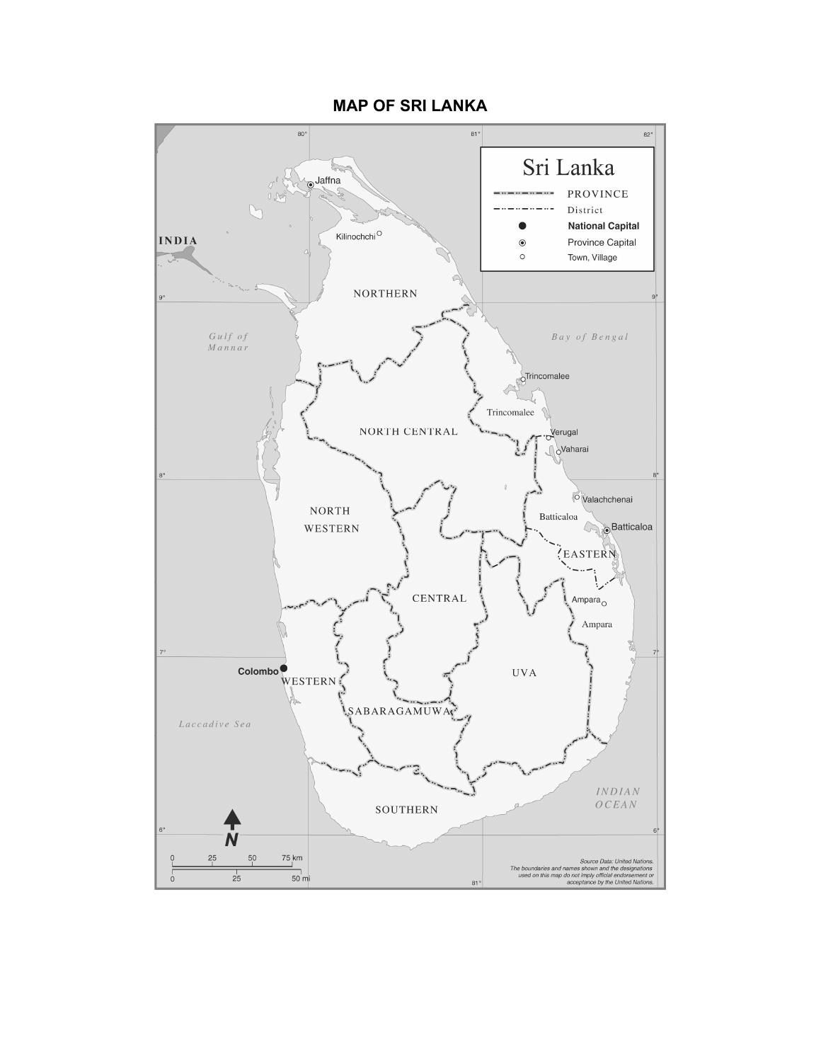# MAP OF SRI LANKA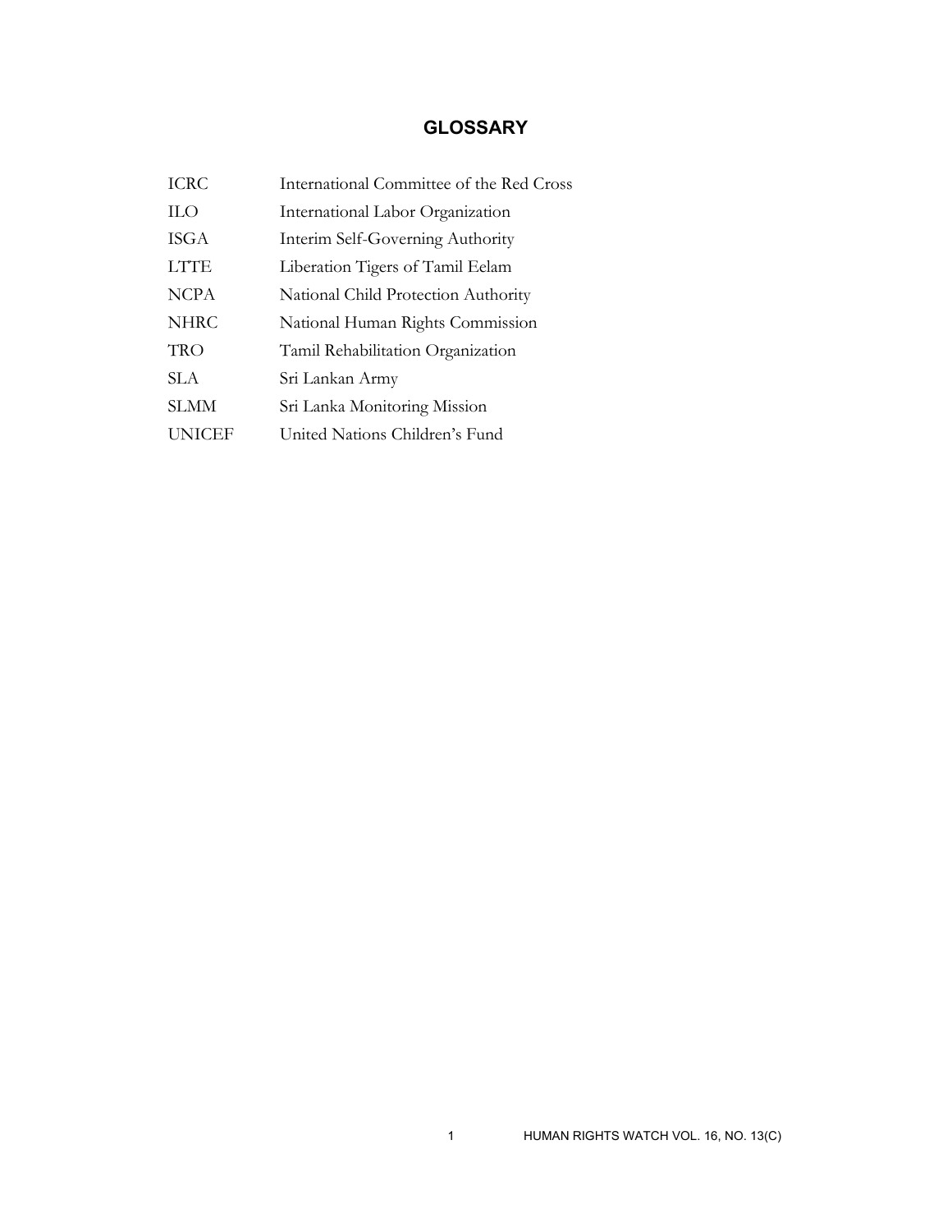## GLOSSARY

| | |
|---|---|
| ICRC | International Committee of the Red Cross |
| ILO | International Labor Organization |
| ISGA | Interim Self-Governing Authority |
| LTTE | Liberation Tigers of Tamil Eelam |
| NCPA | National Child Protection Authority |
| NHRC | National Human Rights Commission |
| TRO | Tamil Rehabilitation Organization |
| SLA | Sri Lankan Army |
| SLMM | Sri Lanka Monitoring Mission |
| UNICEF | United Nations Children's Fund |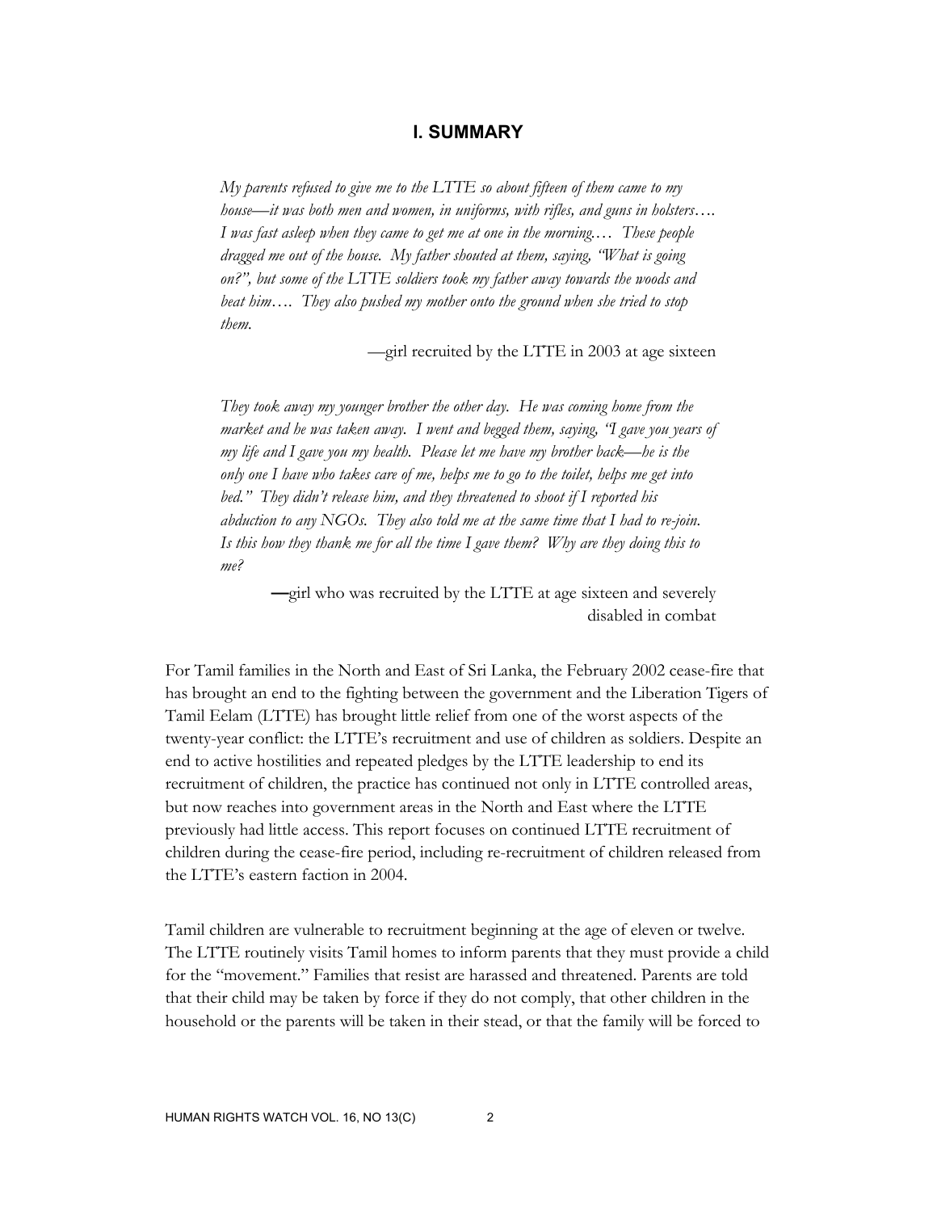## I. SUMMARY

> *My parents refused to give me to the LTTE so about fifteen of them came to my house—it was both men and women, in uniforms, with rifles, and guns in holsters…. I was fast asleep when they came to get me at one in the morning.… These people dragged me out of the house. My father shouted at them, saying, "What is going on?", but some of the LTTE soldiers took my father away towards the woods and beat him…. They also pushed my mother onto the ground when she tried to stop them.*
>
> —girl recruited by the LTTE in 2003 at age sixteen

> *They took away my younger brother the other day. He was coming home from the market and he was taken away. I went and begged them, saying, "I gave you years of my life and I gave you my health. Please let me have my brother back—he is the only one I have who takes care of me, helps me to go to the toilet, helps me get into bed." They didn't release him, and they threatened to shoot if I reported his abduction to any NGOs. They also told me at the same time that I had to re-join. Is this how they thank me for all the time I gave them? Why are they doing this to me?*
>
> —girl who was recruited by the LTTE at age sixteen and severely disabled in combat

For Tamil families in the North and East of Sri Lanka, the February 2002 cease-fire that has brought an end to the fighting between the government and the Liberation Tigers of Tamil Eelam (LTTE) has brought little relief from one of the worst aspects of the twenty-year conflict: the LTTE's recruitment and use of children as soldiers. Despite an end to active hostilities and repeated pledges by the LTTE leadership to end its recruitment of children, the practice has continued not only in LTTE controlled areas, but now reaches into government areas in the North and East where the LTTE previously had little access. This report focuses on continued LTTE recruitment of children during the cease-fire period, including re-recruitment of children released from the LTTE's eastern faction in 2004.

Tamil children are vulnerable to recruitment beginning at the age of eleven or twelve. The LTTE routinely visits Tamil homes to inform parents that they must provide a child for the "movement." Families that resist are harassed and threatened. Parents are told that their child may be taken by force if they do not comply, that other children in the household or the parents will be taken in their stead, or that the family will be forced to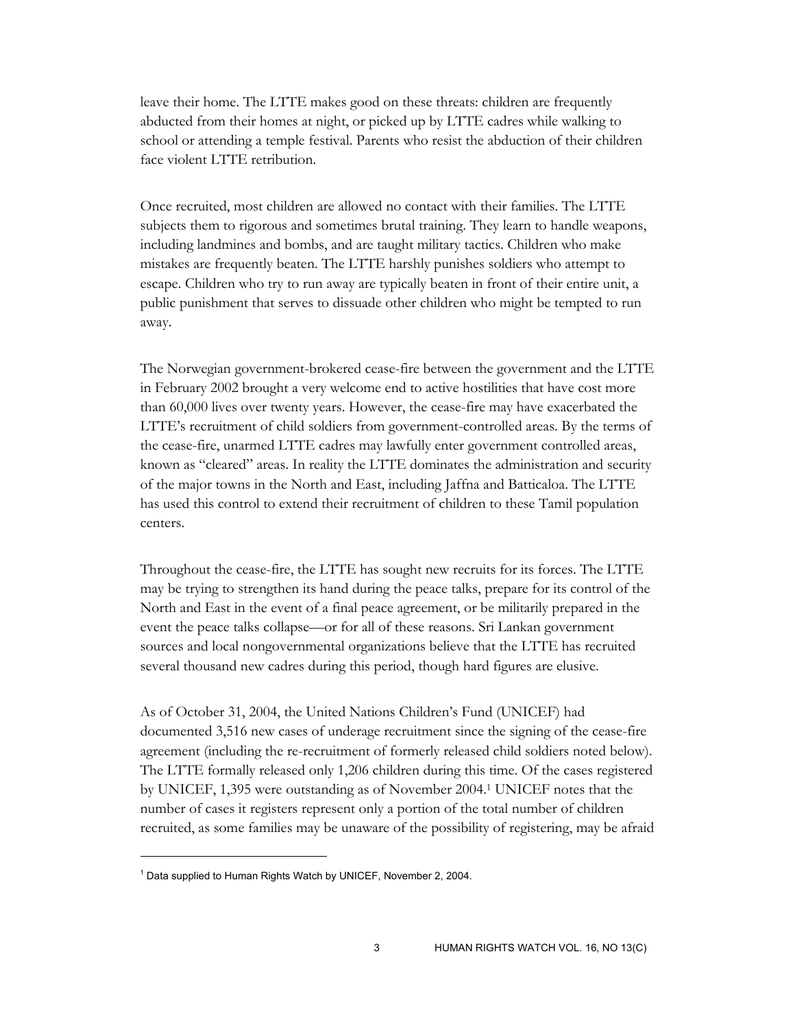leave their home. The LTTE makes good on these threats: children are frequently abducted from their homes at night, or picked up by LTTE cadres while walking to school or attending a temple festival. Parents who resist the abduction of their children face violent LTTE retribution.

Once recruited, most children are allowed no contact with their families. The LTTE subjects them to rigorous and sometimes brutal training. They learn to handle weapons, including landmines and bombs, and are taught military tactics. Children who make mistakes are frequently beaten. The LTTE harshly punishes soldiers who attempt to escape. Children who try to run away are typically beaten in front of their entire unit, a public punishment that serves to dissuade other children who might be tempted to run away.

The Norwegian government-brokered cease-fire between the government and the LTTE in February 2002 brought a very welcome end to active hostilities that have cost more than 60,000 lives over twenty years. However, the cease-fire may have exacerbated the LTTE's recruitment of child soldiers from government-controlled areas. By the terms of the cease-fire, unarmed LTTE cadres may lawfully enter government controlled areas, known as "cleared" areas. In reality the LTTE dominates the administration and security of the major towns in the North and East, including Jaffna and Batticaloa. The LTTE has used this control to extend their recruitment of children to these Tamil population centers.

Throughout the cease-fire, the LTTE has sought new recruits for its forces. The LTTE may be trying to strengthen its hand during the peace talks, prepare for its control of the North and East in the event of a final peace agreement, or be militarily prepared in the event the peace talks collapse—or for all of these reasons. Sri Lankan government sources and local nongovernmental organizations believe that the LTTE has recruited several thousand new cadres during this period, though hard figures are elusive.

As of October 31, 2004, the United Nations Children's Fund (UNICEF) had documented 3,516 new cases of underage recruitment since the signing of the cease-fire agreement (including the re-recruitment of formerly released child soldiers noted below). The LTTE formally released only 1,206 children during this time. Of the cases registered by UNICEF, 1,395 were outstanding as of November 2004.[1] UNICEF notes that the number of cases it registers represent only a portion of the total number of children recruited, as some families may be unaware of the possibility of registering, may be afraid

---

[1] Data supplied to Human Rights Watch by UNICEF, November 2, 2004.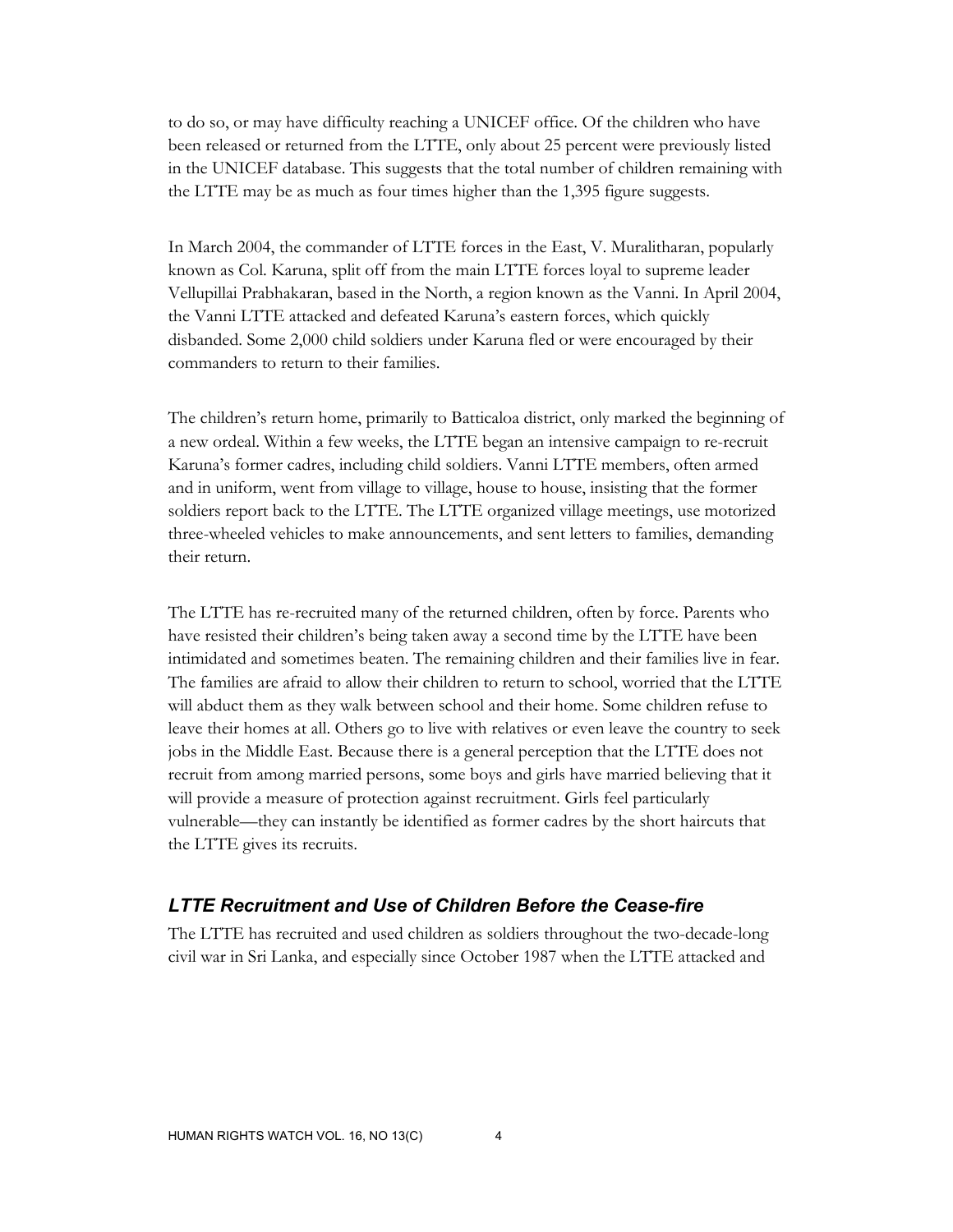to do so, or may have difficulty reaching a UNICEF office. Of the children who have been released or returned from the LTTE, only about 25 percent were previously listed in the UNICEF database. This suggests that the total number of children remaining with the LTTE may be as much as four times higher than the 1,395 figure suggests.

In March 2004, the commander of LTTE forces in the East, V. Muralitharan, popularly known as Col. Karuna, split off from the main LTTE forces loyal to supreme leader Vellupillai Prabhakaran, based in the North, a region known as the Vanni. In April 2004, the Vanni LTTE attacked and defeated Karuna's eastern forces, which quickly disbanded. Some 2,000 child soldiers under Karuna fled or were encouraged by their commanders to return to their families.

The children's return home, primarily to Batticaloa district, only marked the beginning of a new ordeal. Within a few weeks, the LTTE began an intensive campaign to re-recruit Karuna's former cadres, including child soldiers. Vanni LTTE members, often armed and in uniform, went from village to village, house to house, insisting that the former soldiers report back to the LTTE. The LTTE organized village meetings, use motorized three-wheeled vehicles to make announcements, and sent letters to families, demanding their return.

The LTTE has re-recruited many of the returned children, often by force. Parents who have resisted their children's being taken away a second time by the LTTE have been intimidated and sometimes beaten. The remaining children and their families live in fear. The families are afraid to allow their children to return to school, worried that the LTTE will abduct them as they walk between school and their home. Some children refuse to leave their homes at all. Others go to live with relatives or even leave the country to seek jobs in the Middle East. Because there is a general perception that the LTTE does not recruit from among married persons, some boys and girls have married believing that it will provide a measure of protection against recruitment. Girls feel particularly vulnerable—they can instantly be identified as former cadres by the short haircuts that the LTTE gives its recruits.

### *LTTE Recruitment and Use of Children Before the Cease-fire*

The LTTE has recruited and used children as soldiers throughout the two-decade-long civil war in Sri Lanka, and especially since October 1987 when the LTTE attacked and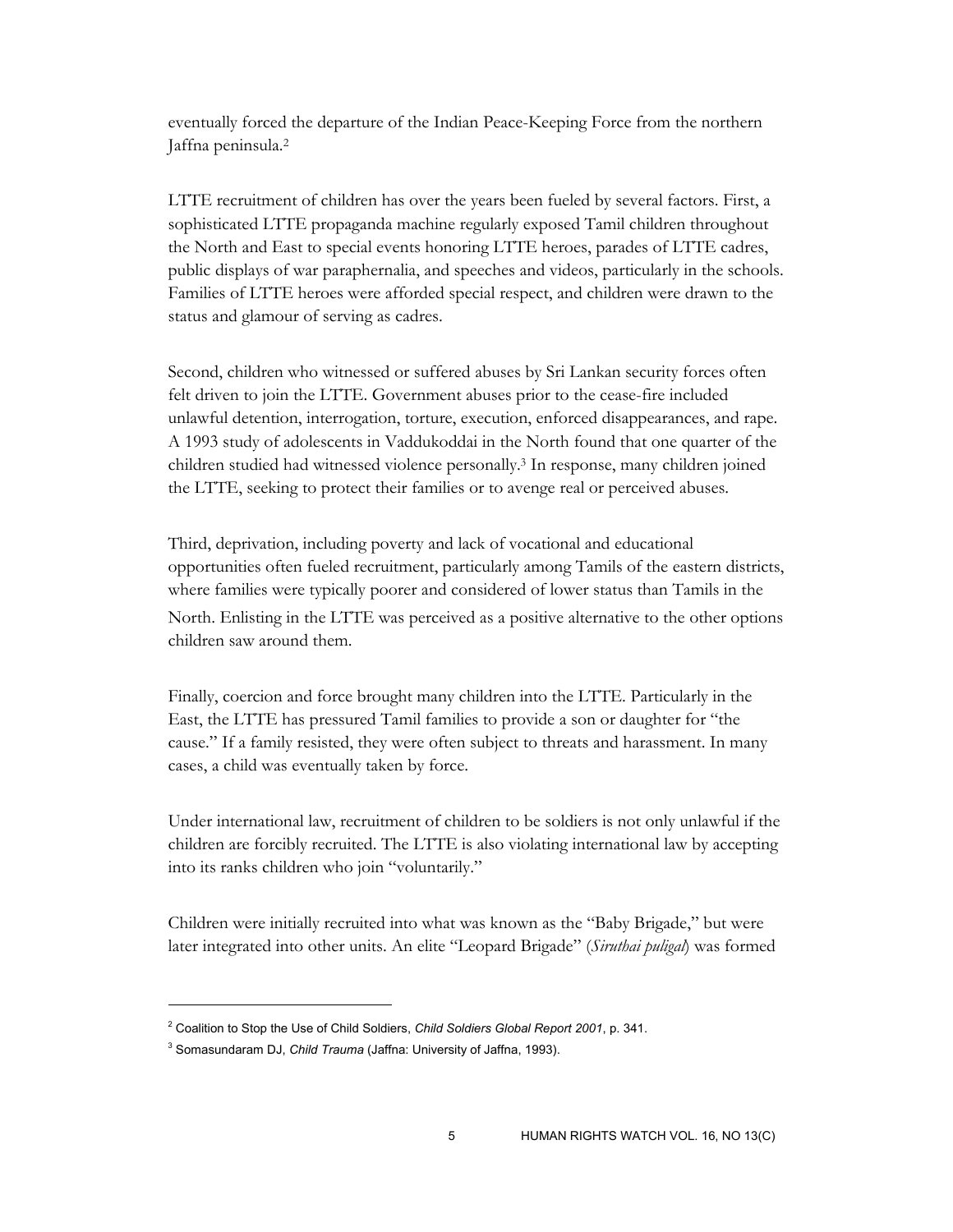eventually forced the departure of the Indian Peace-Keeping Force from the northern Jaffna peninsula.[2]

LTTE recruitment of children has over the years been fueled by several factors. First, a sophisticated LTTE propaganda machine regularly exposed Tamil children throughout the North and East to special events honoring LTTE heroes, parades of LTTE cadres, public displays of war paraphernalia, and speeches and videos, particularly in the schools. Families of LTTE heroes were afforded special respect, and children were drawn to the status and glamour of serving as cadres.

Second, children who witnessed or suffered abuses by Sri Lankan security forces often felt driven to join the LTTE. Government abuses prior to the cease-fire included unlawful detention, interrogation, torture, execution, enforced disappearances, and rape. A 1993 study of adolescents in Vaddukoddai in the North found that one quarter of the children studied had witnessed violence personally.[3] In response, many children joined the LTTE, seeking to protect their families or to avenge real or perceived abuses.

Third, deprivation, including poverty and lack of vocational and educational opportunities often fueled recruitment, particularly among Tamils of the eastern districts, where families were typically poorer and considered of lower status than Tamils in the North. Enlisting in the LTTE was perceived as a positive alternative to the other options children saw around them.

Finally, coercion and force brought many children into the LTTE. Particularly in the East, the LTTE has pressured Tamil families to provide a son or daughter for "the cause." If a family resisted, they were often subject to threats and harassment. In many cases, a child was eventually taken by force.

Under international law, recruitment of children to be soldiers is not only unlawful if the children are forcibly recruited. The LTTE is also violating international law by accepting into its ranks children who join "voluntarily."

Children were initially recruited into what was known as the "Baby Brigade," but were later integrated into other units. An elite "Leopard Brigade" (*Siruthai puligal*) was formed

---

[2] Coalition to Stop the Use of Child Soldiers, *Child Soldiers Global Report 2001*, p. 341.

[3] Somasundaram DJ, *Child Trauma* (Jaffna: University of Jaffna, 1993).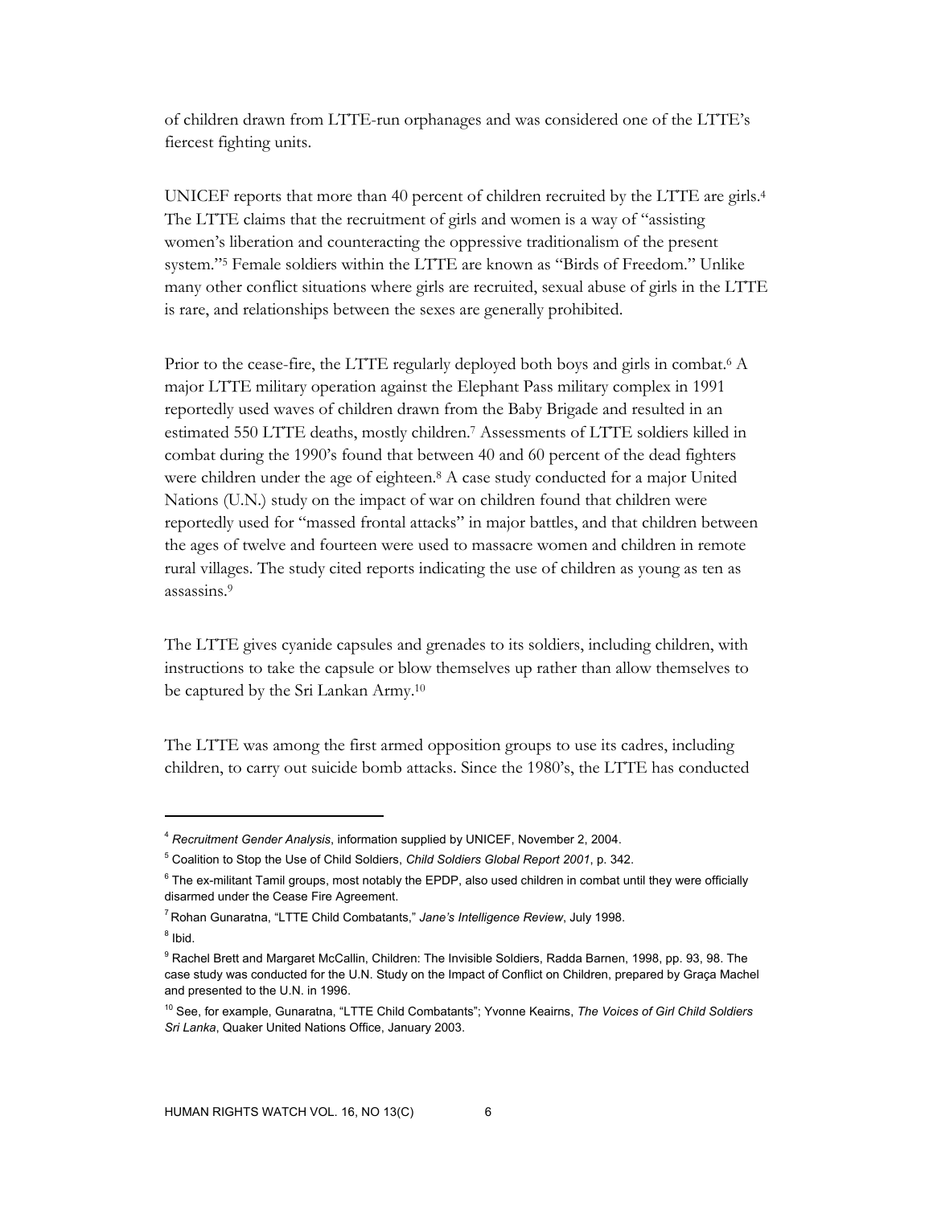of children drawn from LTTE-run orphanages and was considered one of the LTTE's fiercest fighting units.

UNICEF reports that more than 40 percent of children recruited by the LTTE are girls.[4] The LTTE claims that the recruitment of girls and women is a way of "assisting women's liberation and counteracting the oppressive traditionalism of the present system."[5] Female soldiers within the LTTE are known as "Birds of Freedom." Unlike many other conflict situations where girls are recruited, sexual abuse of girls in the LTTE is rare, and relationships between the sexes are generally prohibited.

Prior to the cease-fire, the LTTE regularly deployed both boys and girls in combat.[6] A major LTTE military operation against the Elephant Pass military complex in 1991 reportedly used waves of children drawn from the Baby Brigade and resulted in an estimated 550 LTTE deaths, mostly children.[7] Assessments of LTTE soldiers killed in combat during the 1990's found that between 40 and 60 percent of the dead fighters were children under the age of eighteen.[8] A case study conducted for a major United Nations (U.N.) study on the impact of war on children found that children were reportedly used for "massed frontal attacks" in major battles, and that children between the ages of twelve and fourteen were used to massacre women and children in remote rural villages. The study cited reports indicating the use of children as young as ten as assassins.[9]

The LTTE gives cyanide capsules and grenades to its soldiers, including children, with instructions to take the capsule or blow themselves up rather than allow themselves to be captured by the Sri Lankan Army.[10]

The LTTE was among the first armed opposition groups to use its cadres, including children, to carry out suicide bomb attacks. Since the 1980's, the LTTE has conducted

---

[4] *Recruitment Gender Analysis*, information supplied by UNICEF, November 2, 2004.

[5] Coalition to Stop the Use of Child Soldiers, *Child Soldiers Global Report 2001*, p. 342.

[6] The ex-militant Tamil groups, most notably the EPDP, also used children in combat until they were officially disarmed under the Cease Fire Agreement.

[7] Rohan Gunaratna, "LTTE Child Combatants," *Jane's Intelligence Review*, July 1998.

[8] Ibid.

[9] Rachel Brett and Margaret McCallin, Children: The Invisible Soldiers, Radda Barnen, 1998, pp. 93, 98. The case study was conducted for the U.N. Study on the Impact of Conflict on Children, prepared by Graça Machel and presented to the U.N. in 1996.

[10] See, for example, Gunaratna, "LTTE Child Combatants"; Yvonne Keairns, *The Voices of Girl Child Soldiers Sri Lanka*, Quaker United Nations Office, January 2003.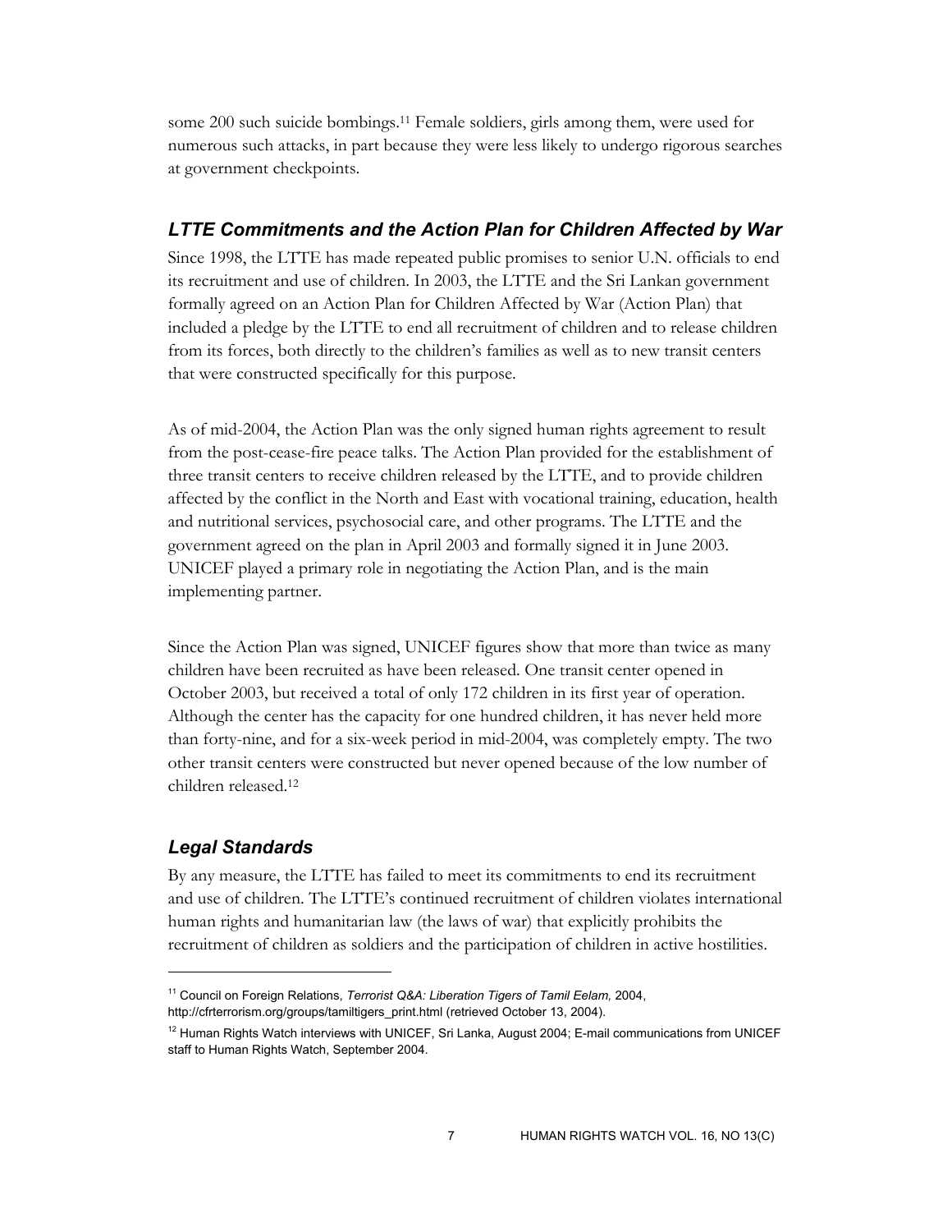some 200 such suicide bombings.[11] Female soldiers, girls among them, were used for numerous such attacks, in part because they were less likely to undergo rigorous searches at government checkpoints.

### *LTTE Commitments and the Action Plan for Children Affected by War*

Since 1998, the LTTE has made repeated public promises to senior U.N. officials to end its recruitment and use of children. In 2003, the LTTE and the Sri Lankan government formally agreed on an Action Plan for Children Affected by War (Action Plan) that included a pledge by the LTTE to end all recruitment of children and to release children from its forces, both directly to the children's families as well as to new transit centers that were constructed specifically for this purpose.

As of mid-2004, the Action Plan was the only signed human rights agreement to result from the post-cease-fire peace talks. The Action Plan provided for the establishment of three transit centers to receive children released by the LTTE, and to provide children affected by the conflict in the North and East with vocational training, education, health and nutritional services, psychosocial care, and other programs. The LTTE and the government agreed on the plan in April 2003 and formally signed it in June 2003. UNICEF played a primary role in negotiating the Action Plan, and is the main implementing partner.

Since the Action Plan was signed, UNICEF figures show that more than twice as many children have been recruited as have been released. One transit center opened in October 2003, but received a total of only 172 children in its first year of operation. Although the center has the capacity for one hundred children, it has never held more than forty-nine, and for a six-week period in mid-2004, was completely empty. The two other transit centers were constructed but never opened because of the low number of children released.[12]

### *Legal Standards*

By any measure, the LTTE has failed to meet its commitments to end its recruitment and use of children. The LTTE's continued recruitment of children violates international human rights and humanitarian law (the laws of war) that explicitly prohibits the recruitment of children as soldiers and the participation of children in active hostilities.

---

[11] Council on Foreign Relations, *Terrorist Q&A: Liberation Tigers of Tamil Eelam,* 2004, http://cfrterrorism.org/groups/tamiltigers_print.html (retrieved October 13, 2004).

[12] Human Rights Watch interviews with UNICEF, Sri Lanka, August 2004; E-mail communications from UNICEF staff to Human Rights Watch, September 2004.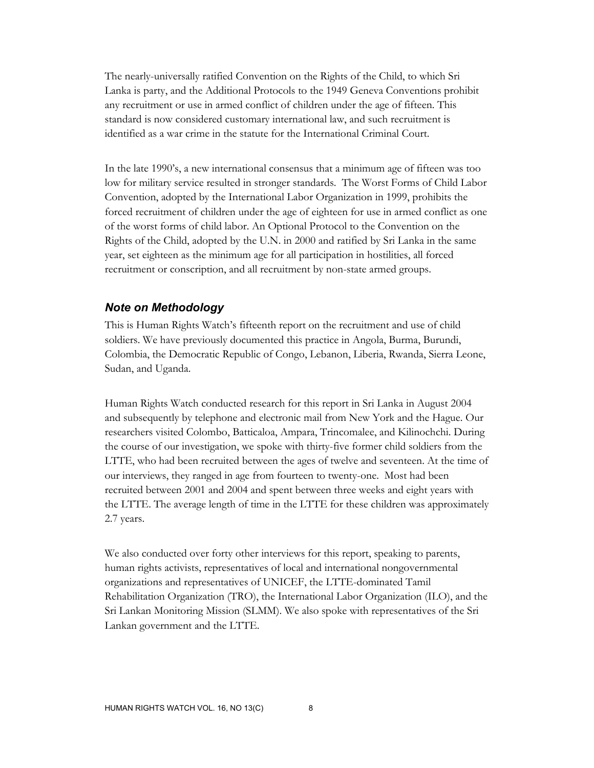The nearly-universally ratified Convention on the Rights of the Child, to which Sri Lanka is party, and the Additional Protocols to the 1949 Geneva Conventions prohibit any recruitment or use in armed conflict of children under the age of fifteen. This standard is now considered customary international law, and such recruitment is identified as a war crime in the statute for the International Criminal Court.

In the late 1990's, a new international consensus that a minimum age of fifteen was too low for military service resulted in stronger standards. The Worst Forms of Child Labor Convention, adopted by the International Labor Organization in 1999, prohibits the forced recruitment of children under the age of eighteen for use in armed conflict as one of the worst forms of child labor. An Optional Protocol to the Convention on the Rights of the Child, adopted by the U.N. in 2000 and ratified by Sri Lanka in the same year, set eighteen as the minimum age for all participation in hostilities, all forced recruitment or conscription, and all recruitment by non-state armed groups.

## *Note on Methodology*

This is Human Rights Watch's fifteenth report on the recruitment and use of child soldiers. We have previously documented this practice in Angola, Burma, Burundi, Colombia, the Democratic Republic of Congo, Lebanon, Liberia, Rwanda, Sierra Leone, Sudan, and Uganda.

Human Rights Watch conducted research for this report in Sri Lanka in August 2004 and subsequently by telephone and electronic mail from New York and the Hague. Our researchers visited Colombo, Batticaloa, Ampara, Trincomalee, and Kilinochchi. During the course of our investigation, we spoke with thirty-five former child soldiers from the LTTE, who had been recruited between the ages of twelve and seventeen. At the time of our interviews, they ranged in age from fourteen to twenty-one. Most had been recruited between 2001 and 2004 and spent between three weeks and eight years with the LTTE. The average length of time in the LTTE for these children was approximately 2.7 years.

We also conducted over forty other interviews for this report, speaking to parents, human rights activists, representatives of local and international nongovernmental organizations and representatives of UNICEF, the LTTE-dominated Tamil Rehabilitation Organization (TRO), the International Labor Organization (ILO), and the Sri Lankan Monitoring Mission (SLMM). We also spoke with representatives of the Sri Lankan government and the LTTE.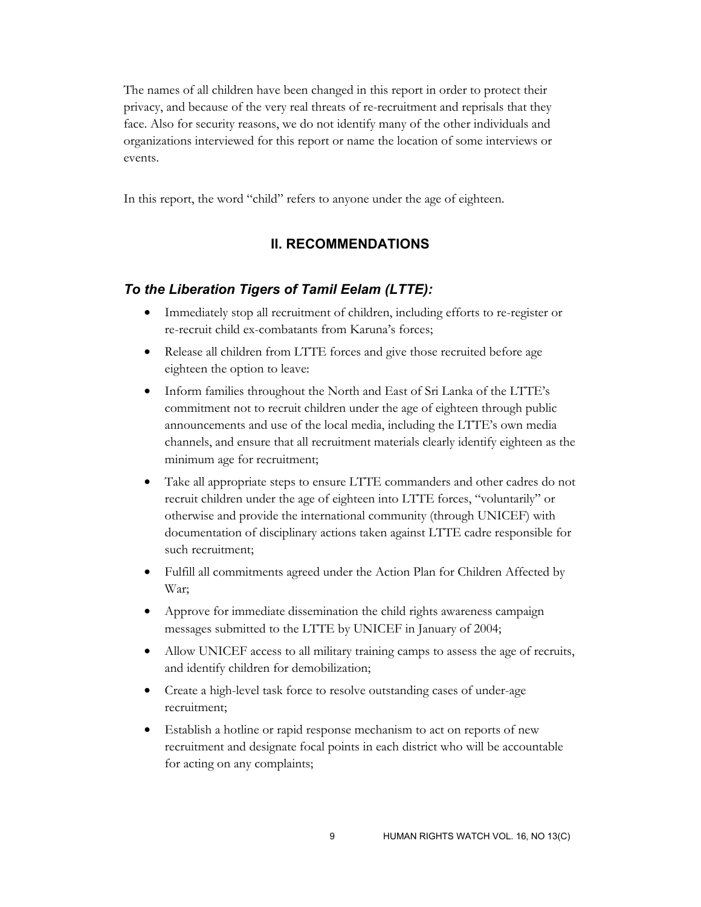The names of all children have been changed in this report in order to protect their privacy, and because of the very real threats of re-recruitment and reprisals that they face. Also for security reasons, we do not identify many of the other individuals and organizations interviewed for this report or name the location of some interviews or events.

In this report, the word "child" refers to anyone under the age of eighteen.

## II. RECOMMENDATIONS

### *To the Liberation Tigers of Tamil Eelam (LTTE):*

- Immediately stop all recruitment of children, including efforts to re-register or re-recruit child ex-combatants from Karuna's forces;
- Release all children from LTTE forces and give those recruited before age eighteen the option to leave:
- Inform families throughout the North and East of Sri Lanka of the LTTE's commitment not to recruit children under the age of eighteen through public announcements and use of the local media, including the LTTE's own media channels, and ensure that all recruitment materials clearly identify eighteen as the minimum age for recruitment;
- Take all appropriate steps to ensure LTTE commanders and other cadres do not recruit children under the age of eighteen into LTTE forces, "voluntarily" or otherwise and provide the international community (through UNICEF) with documentation of disciplinary actions taken against LTTE cadre responsible for such recruitment;
- Fulfill all commitments agreed under the Action Plan for Children Affected by War;
- Approve for immediate dissemination the child rights awareness campaign messages submitted to the LTTE by UNICEF in January of 2004;
- Allow UNICEF access to all military training camps to assess the age of recruits, and identify children for demobilization;
- Create a high-level task force to resolve outstanding cases of under-age recruitment;
- Establish a hotline or rapid response mechanism to act on reports of new recruitment and designate focal points in each district who will be accountable for acting on any complaints;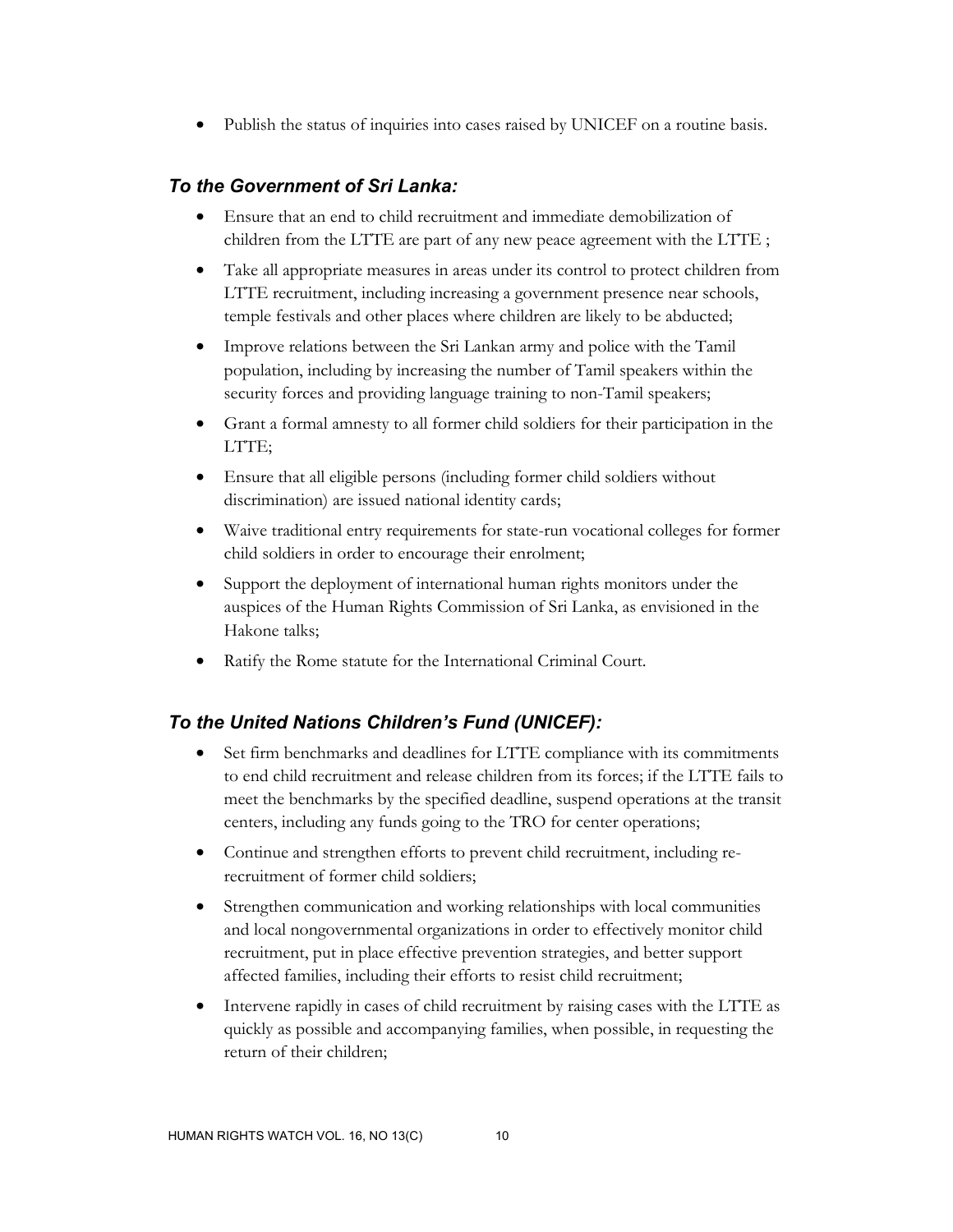- Publish the status of inquiries into cases raised by UNICEF on a routine basis.

### *To the Government of Sri Lanka:*

- Ensure that an end to child recruitment and immediate demobilization of children from the LTTE are part of any new peace agreement with the LTTE ;
- Take all appropriate measures in areas under its control to protect children from LTTE recruitment, including increasing a government presence near schools, temple festivals and other places where children are likely to be abducted;
- Improve relations between the Sri Lankan army and police with the Tamil population, including by increasing the number of Tamil speakers within the security forces and providing language training to non-Tamil speakers;
- Grant a formal amnesty to all former child soldiers for their participation in the LTTE;
- Ensure that all eligible persons (including former child soldiers without discrimination) are issued national identity cards;
- Waive traditional entry requirements for state-run vocational colleges for former child soldiers in order to encourage their enrolment;
- Support the deployment of international human rights monitors under the auspices of the Human Rights Commission of Sri Lanka, as envisioned in the Hakone talks;
- Ratify the Rome statute for the International Criminal Court.

### *To the United Nations Children's Fund (UNICEF):*

- Set firm benchmarks and deadlines for LTTE compliance with its commitments to end child recruitment and release children from its forces; if the LTTE fails to meet the benchmarks by the specified deadline, suspend operations at the transit centers, including any funds going to the TRO for center operations;
- Continue and strengthen efforts to prevent child recruitment, including re-recruitment of former child soldiers;
- Strengthen communication and working relationships with local communities and local nongovernmental organizations in order to effectively monitor child recruitment, put in place effective prevention strategies, and better support affected families, including their efforts to resist child recruitment;
- Intervene rapidly in cases of child recruitment by raising cases with the LTTE as quickly as possible and accompanying families, when possible, in requesting the return of their children;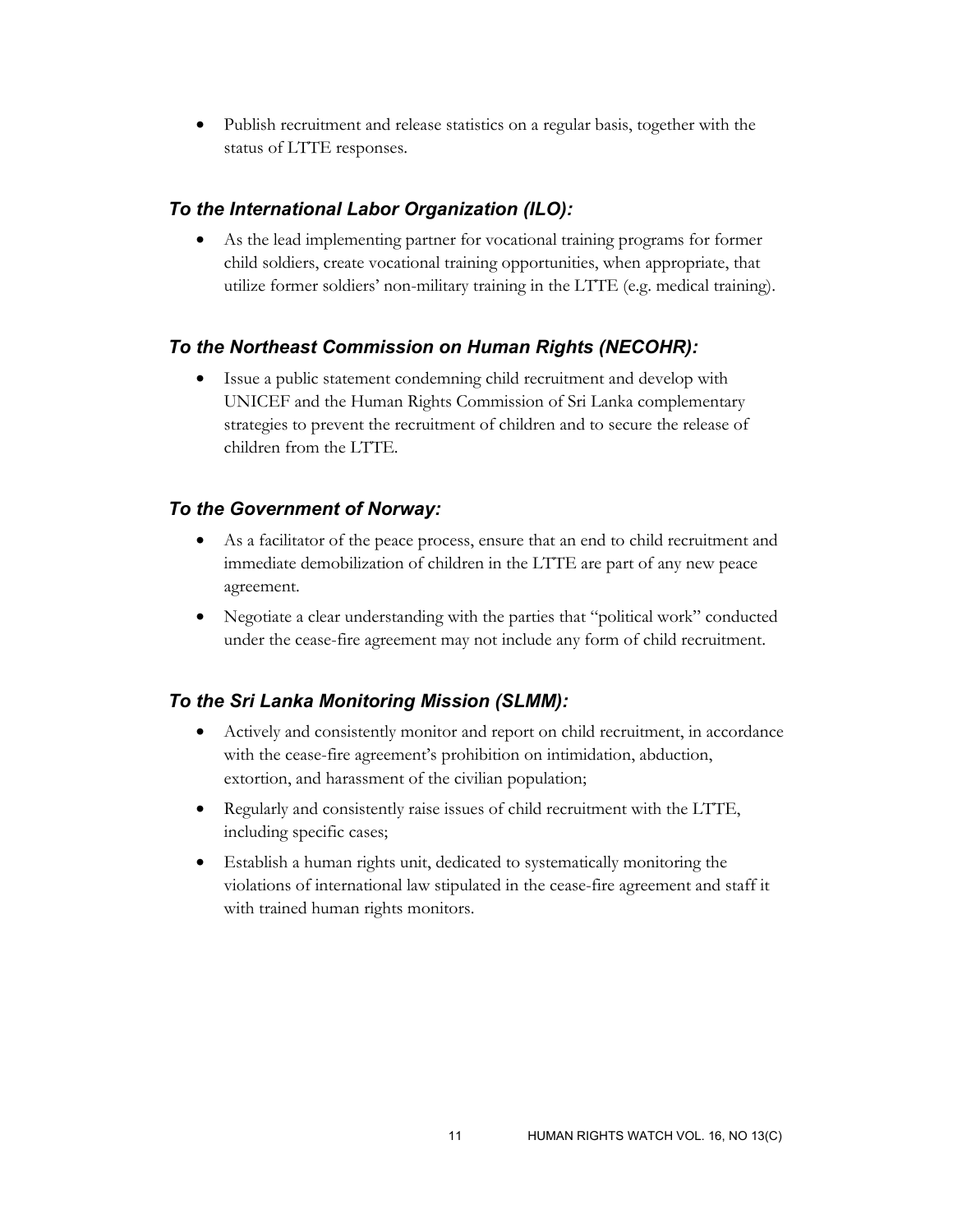- Publish recruitment and release statistics on a regular basis, together with the status of LTTE responses.

### *To the International Labor Organization (ILO):*

- As the lead implementing partner for vocational training programs for former child soldiers, create vocational training opportunities, when appropriate, that utilize former soldiers' non-military training in the LTTE (e.g. medical training).

### *To the Northeast Commission on Human Rights (NECOHR):*

- Issue a public statement condemning child recruitment and develop with UNICEF and the Human Rights Commission of Sri Lanka complementary strategies to prevent the recruitment of children and to secure the release of children from the LTTE.

### *To the Government of Norway:*

- As a facilitator of the peace process, ensure that an end to child recruitment and immediate demobilization of children in the LTTE are part of any new peace agreement.
- Negotiate a clear understanding with the parties that "political work" conducted under the cease-fire agreement may not include any form of child recruitment.

### *To the Sri Lanka Monitoring Mission (SLMM):*

- Actively and consistently monitor and report on child recruitment, in accordance with the cease-fire agreement's prohibition on intimidation, abduction, extortion, and harassment of the civilian population;
- Regularly and consistently raise issues of child recruitment with the LTTE, including specific cases;
- Establish a human rights unit, dedicated to systematically monitoring the violations of international law stipulated in the cease-fire agreement and staff it with trained human rights monitors.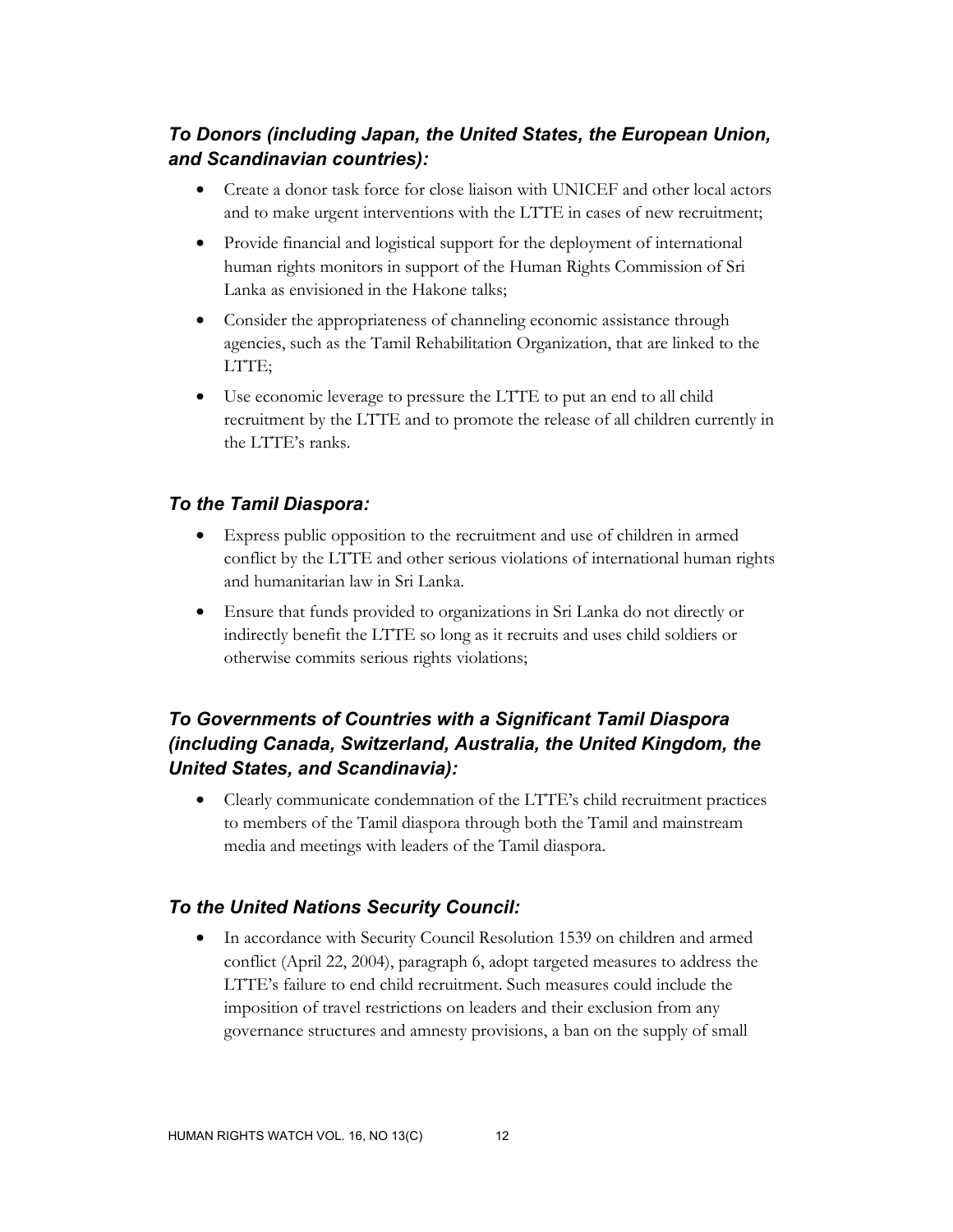### *To Donors (including Japan, the United States, the European Union, and Scandinavian countries):*

- Create a donor task force for close liaison with UNICEF and other local actors and to make urgent interventions with the LTTE in cases of new recruitment;
- Provide financial and logistical support for the deployment of international human rights monitors in support of the Human Rights Commission of Sri Lanka as envisioned in the Hakone talks;
- Consider the appropriateness of channeling economic assistance through agencies, such as the Tamil Rehabilitation Organization, that are linked to the LTTE;
- Use economic leverage to pressure the LTTE to put an end to all child recruitment by the LTTE and to promote the release of all children currently in the LTTE's ranks.

### *To the Tamil Diaspora:*

- Express public opposition to the recruitment and use of children in armed conflict by the LTTE and other serious violations of international human rights and humanitarian law in Sri Lanka.
- Ensure that funds provided to organizations in Sri Lanka do not directly or indirectly benefit the LTTE so long as it recruits and uses child soldiers or otherwise commits serious rights violations;

### *To Governments of Countries with a Significant Tamil Diaspora (including Canada, Switzerland, Australia, the United Kingdom, the United States, and Scandinavia):*

- Clearly communicate condemnation of the LTTE's child recruitment practices to members of the Tamil diaspora through both the Tamil and mainstream media and meetings with leaders of the Tamil diaspora.

### *To the United Nations Security Council:*

- In accordance with Security Council Resolution 1539 on children and armed conflict (April 22, 2004), paragraph 6, adopt targeted measures to address the LTTE's failure to end child recruitment. Such measures could include the imposition of travel restrictions on leaders and their exclusion from any governance structures and amnesty provisions, a ban on the supply of small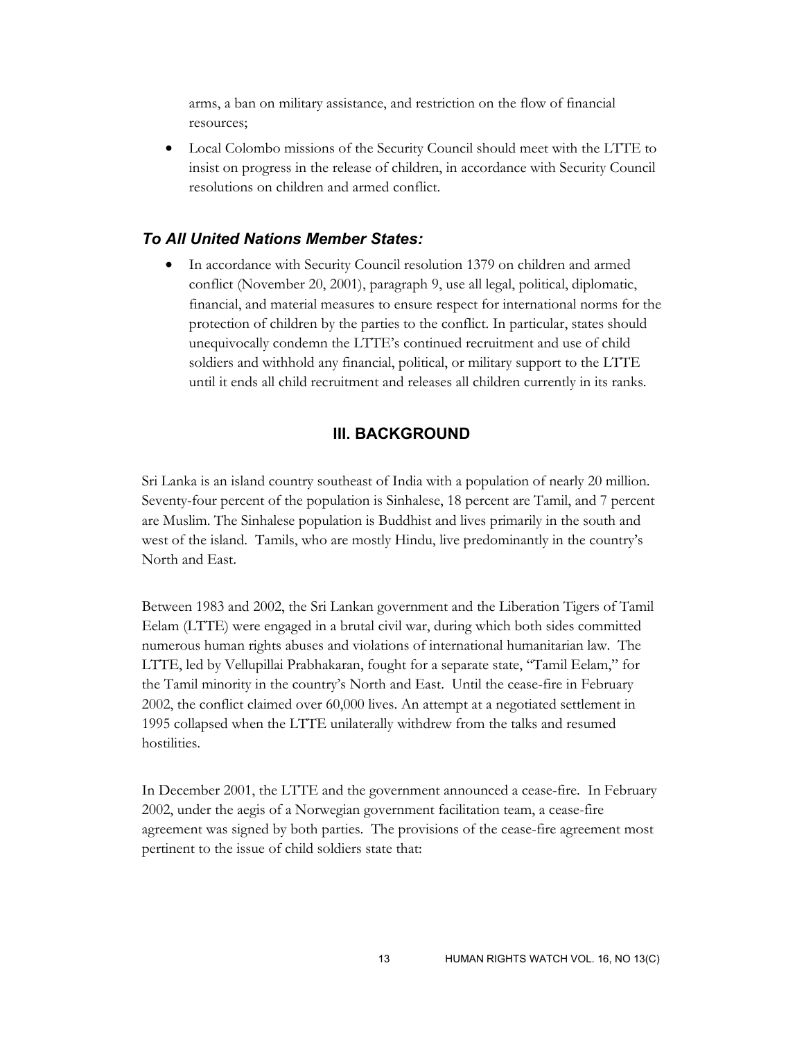arms, a ban on military assistance, and restriction on the flow of financial resources;

- Local Colombo missions of the Security Council should meet with the LTTE to insist on progress in the release of children, in accordance with Security Council resolutions on children and armed conflict.

### *To All United Nations Member States:*

- In accordance with Security Council resolution 1379 on children and armed conflict (November 20, 2001), paragraph 9, use all legal, political, diplomatic, financial, and material measures to ensure respect for international norms for the protection of children by the parties to the conflict. In particular, states should unequivocally condemn the LTTE's continued recruitment and use of child soldiers and withhold any financial, political, or military support to the LTTE until it ends all child recruitment and releases all children currently in its ranks.

## III. BACKGROUND

Sri Lanka is an island country southeast of India with a population of nearly 20 million. Seventy-four percent of the population is Sinhalese, 18 percent are Tamil, and 7 percent are Muslim. The Sinhalese population is Buddhist and lives primarily in the south and west of the island. Tamils, who are mostly Hindu, live predominantly in the country's North and East.

Between 1983 and 2002, the Sri Lankan government and the Liberation Tigers of Tamil Eelam (LTTE) were engaged in a brutal civil war, during which both sides committed numerous human rights abuses and violations of international humanitarian law. The LTTE, led by Vellupillai Prabhakaran, fought for a separate state, "Tamil Eelam," for the Tamil minority in the country's North and East. Until the cease-fire in February 2002, the conflict claimed over 60,000 lives. An attempt at a negotiated settlement in 1995 collapsed when the LTTE unilaterally withdrew from the talks and resumed hostilities.

In December 2001, the LTTE and the government announced a cease-fire. In February 2002, under the aegis of a Norwegian government facilitation team, a cease-fire agreement was signed by both parties. The provisions of the cease-fire agreement most pertinent to the issue of child soldiers state that: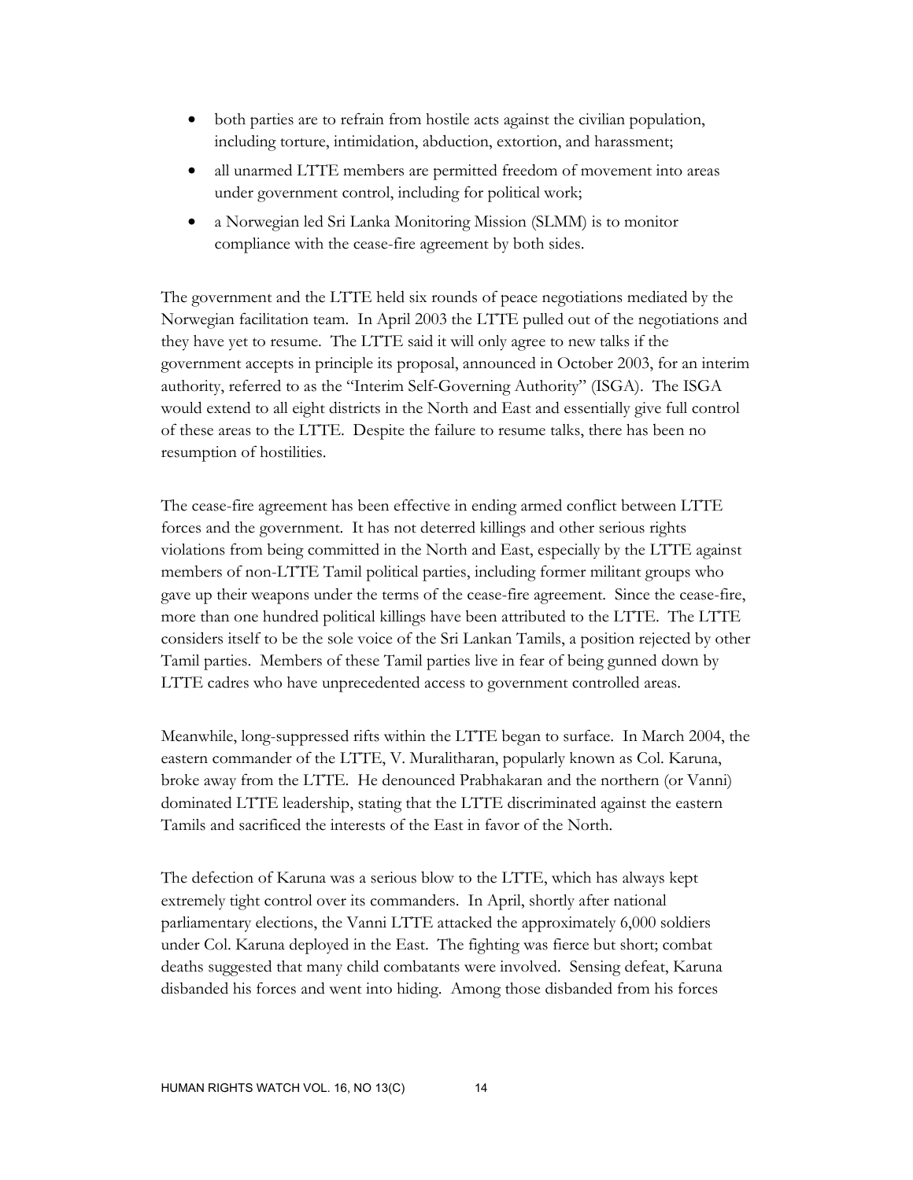- both parties are to refrain from hostile acts against the civilian population, including torture, intimidation, abduction, extortion, and harassment;
- all unarmed LTTE members are permitted freedom of movement into areas under government control, including for political work;
- a Norwegian led Sri Lanka Monitoring Mission (SLMM) is to monitor compliance with the cease-fire agreement by both sides.

The government and the LTTE held six rounds of peace negotiations mediated by the Norwegian facilitation team. In April 2003 the LTTE pulled out of the negotiations and they have yet to resume. The LTTE said it will only agree to new talks if the government accepts in principle its proposal, announced in October 2003, for an interim authority, referred to as the "Interim Self-Governing Authority" (ISGA). The ISGA would extend to all eight districts in the North and East and essentially give full control of these areas to the LTTE. Despite the failure to resume talks, there has been no resumption of hostilities.

The cease-fire agreement has been effective in ending armed conflict between LTTE forces and the government. It has not deterred killings and other serious rights violations from being committed in the North and East, especially by the LTTE against members of non-LTTE Tamil political parties, including former militant groups who gave up their weapons under the terms of the cease-fire agreement. Since the cease-fire, more than one hundred political killings have been attributed to the LTTE. The LTTE considers itself to be the sole voice of the Sri Lankan Tamils, a position rejected by other Tamil parties. Members of these Tamil parties live in fear of being gunned down by LTTE cadres who have unprecedented access to government controlled areas.

Meanwhile, long-suppressed rifts within the LTTE began to surface. In March 2004, the eastern commander of the LTTE, V. Muralitharan, popularly known as Col. Karuna, broke away from the LTTE. He denounced Prabhakaran and the northern (or Vanni) dominated LTTE leadership, stating that the LTTE discriminated against the eastern Tamils and sacrificed the interests of the East in favor of the North.

The defection of Karuna was a serious blow to the LTTE, which has always kept extremely tight control over its commanders. In April, shortly after national parliamentary elections, the Vanni LTTE attacked the approximately 6,000 soldiers under Col. Karuna deployed in the East. The fighting was fierce but short; combat deaths suggested that many child combatants were involved. Sensing defeat, Karuna disbanded his forces and went into hiding. Among those disbanded from his forces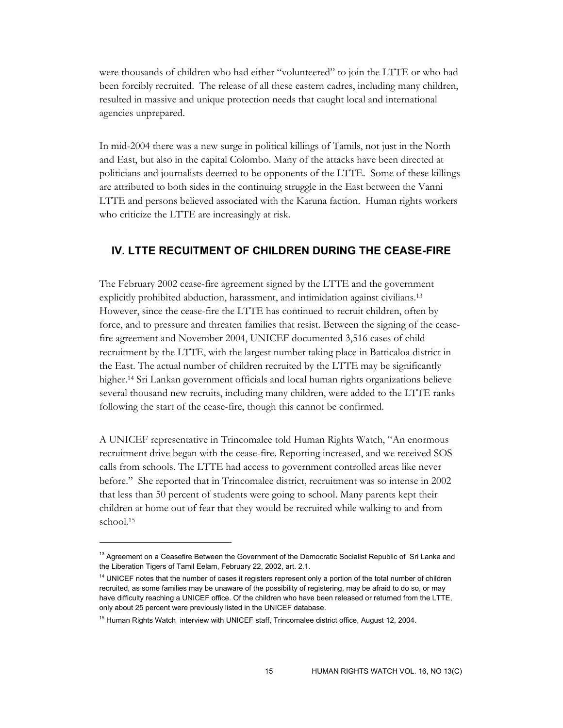were thousands of children who had either "volunteered" to join the LTTE or who had been forcibly recruited. The release of all these eastern cadres, including many children, resulted in massive and unique protection needs that caught local and international agencies unprepared.

In mid-2004 there was a new surge in political killings of Tamils, not just in the North and East, but also in the capital Colombo. Many of the attacks have been directed at politicians and journalists deemed to be opponents of the LTTE. Some of these killings are attributed to both sides in the continuing struggle in the East between the Vanni LTTE and persons believed associated with the Karuna faction. Human rights workers who criticize the LTTE are increasingly at risk.

## IV. LTTE RECUITMENT OF CHILDREN DURING THE CEASE-FIRE

The February 2002 cease-fire agreement signed by the LTTE and the government explicitly prohibited abduction, harassment, and intimidation against civilians.[13] However, since the cease-fire the LTTE has continued to recruit children, often by force, and to pressure and threaten families that resist. Between the signing of the cease-fire agreement and November 2004, UNICEF documented 3,516 cases of child recruitment by the LTTE, with the largest number taking place in Batticaloa district in the East. The actual number of children recruited by the LTTE may be significantly higher.[14] Sri Lankan government officials and local human rights organizations believe several thousand new recruits, including many children, were added to the LTTE ranks following the start of the cease-fire, though this cannot be confirmed.

A UNICEF representative in Trincomalee told Human Rights Watch, "An enormous recruitment drive began with the cease-fire. Reporting increased, and we received SOS calls from schools. The LTTE had access to government controlled areas like never before." She reported that in Trincomalee district, recruitment was so intense in 2002 that less than 50 percent of students were going to school. Many parents kept their children at home out of fear that they would be recruited while walking to and from school.[15]

---

[13] Agreement on a Ceasefire Between the Government of the Democratic Socialist Republic of Sri Lanka and the Liberation Tigers of Tamil Eelam, February 22, 2002, art. 2.1.

[14] UNICEF notes that the number of cases it registers represent only a portion of the total number of children recruited, as some families may be unaware of the possibility of registering, may be afraid to do so, or may have difficulty reaching a UNICEF office. Of the children who have been released or returned from the LTTE, only about 25 percent were previously listed in the UNICEF database.

[15] Human Rights Watch interview with UNICEF staff, Trincomalee district office, August 12, 2004.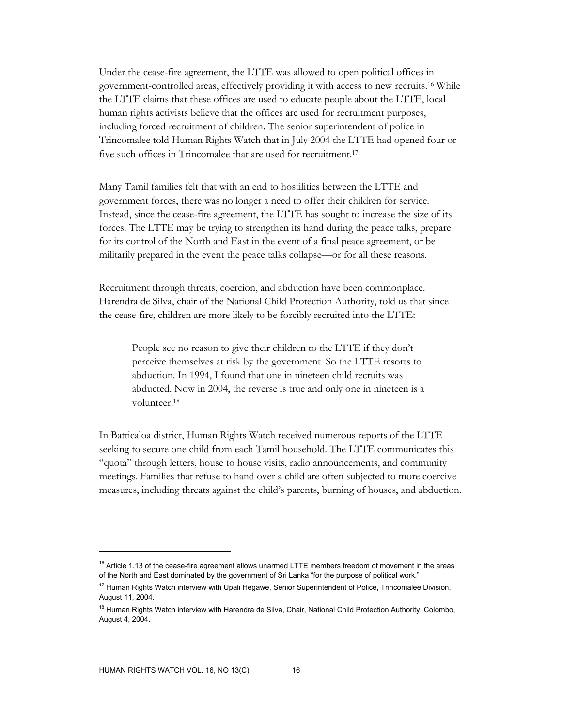Under the cease-fire agreement, the LTTE was allowed to open political offices in government-controlled areas, effectively providing it with access to new recruits.[16] While the LTTE claims that these offices are used to educate people about the LTTE, local human rights activists believe that the offices are used for recruitment purposes, including forced recruitment of children. The senior superintendent of police in Trincomalee told Human Rights Watch that in July 2004 the LTTE had opened four or five such offices in Trincomalee that are used for recruitment.[17]

Many Tamil families felt that with an end to hostilities between the LTTE and government forces, there was no longer a need to offer their children for service. Instead, since the cease-fire agreement, the LTTE has sought to increase the size of its forces. The LTTE may be trying to strengthen its hand during the peace talks, prepare for its control of the North and East in the event of a final peace agreement, or be militarily prepared in the event the peace talks collapse—or for all these reasons.

Recruitment through threats, coercion, and abduction have been commonplace. Harendra de Silva, chair of the National Child Protection Authority, told us that since the cease-fire, children are more likely to be forcibly recruited into the LTTE:

> People see no reason to give their children to the LTTE if they don't perceive themselves at risk by the government. So the LTTE resorts to abduction. In 1994, I found that one in nineteen child recruits was abducted. Now in 2004, the reverse is true and only one in nineteen is a volunteer.[18]

In Batticaloa district, Human Rights Watch received numerous reports of the LTTE seeking to secure one child from each Tamil household. The LTTE communicates this "quota" through letters, house to house visits, radio announcements, and community meetings. Families that refuse to hand over a child are often subjected to more coercive measures, including threats against the child's parents, burning of houses, and abduction.

---

[16] Article 1.13 of the cease-fire agreement allows unarmed LTTE members freedom of movement in the areas of the North and East dominated by the government of Sri Lanka "for the purpose of political work."

[17] Human Rights Watch interview with Upali Hegawe, Senior Superintendent of Police, Trincomalee Division, August 11, 2004.

[18] Human Rights Watch interview with Harendra de Silva, Chair, National Child Protection Authority, Colombo, August 4, 2004.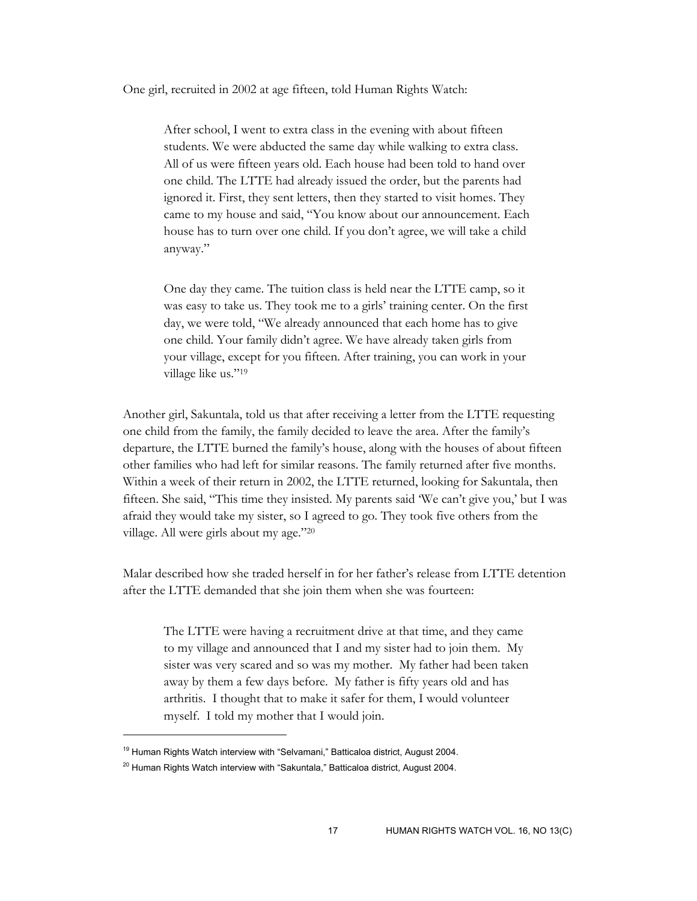One girl, recruited in 2002 at age fifteen, told Human Rights Watch:

> After school, I went to extra class in the evening with about fifteen students. We were abducted the same day while walking to extra class. All of us were fifteen years old. Each house had been told to hand over one child. The LTTE had already issued the order, but the parents had ignored it. First, they sent letters, then they started to visit homes. They came to my house and said, "You know about our announcement. Each house has to turn over one child. If you don't agree, we will take a child anyway."
>
> One day they came. The tuition class is held near the LTTE camp, so it was easy to take us. They took me to a girls' training center. On the first day, we were told, "We already announced that each home has to give one child. Your family didn't agree. We have already taken girls from your village, except for you fifteen. After training, you can work in your village like us."[19]

Another girl, Sakuntala, told us that after receiving a letter from the LTTE requesting one child from the family, the family decided to leave the area. After the family's departure, the LTTE burned the family's house, along with the houses of about fifteen other families who had left for similar reasons. The family returned after five months. Within a week of their return in 2002, the LTTE returned, looking for Sakuntala, then fifteen. She said, "This time they insisted. My parents said 'We can't give you,' but I was afraid they would take my sister, so I agreed to go. They took five others from the village. All were girls about my age."[20]

Malar described how she traded herself in for her father's release from LTTE detention after the LTTE demanded that she join them when she was fourteen:

> The LTTE were having a recruitment drive at that time, and they came to my village and announced that I and my sister had to join them. My sister was very scared and so was my mother. My father had been taken away by them a few days before. My father is fifty years old and has arthritis. I thought that to make it safer for them, I would volunteer myself. I told my mother that I would join.

---

[19] Human Rights Watch interview with "Selvamani," Batticaloa district, August 2004.

[20] Human Rights Watch interview with "Sakuntala," Batticaloa district, August 2004.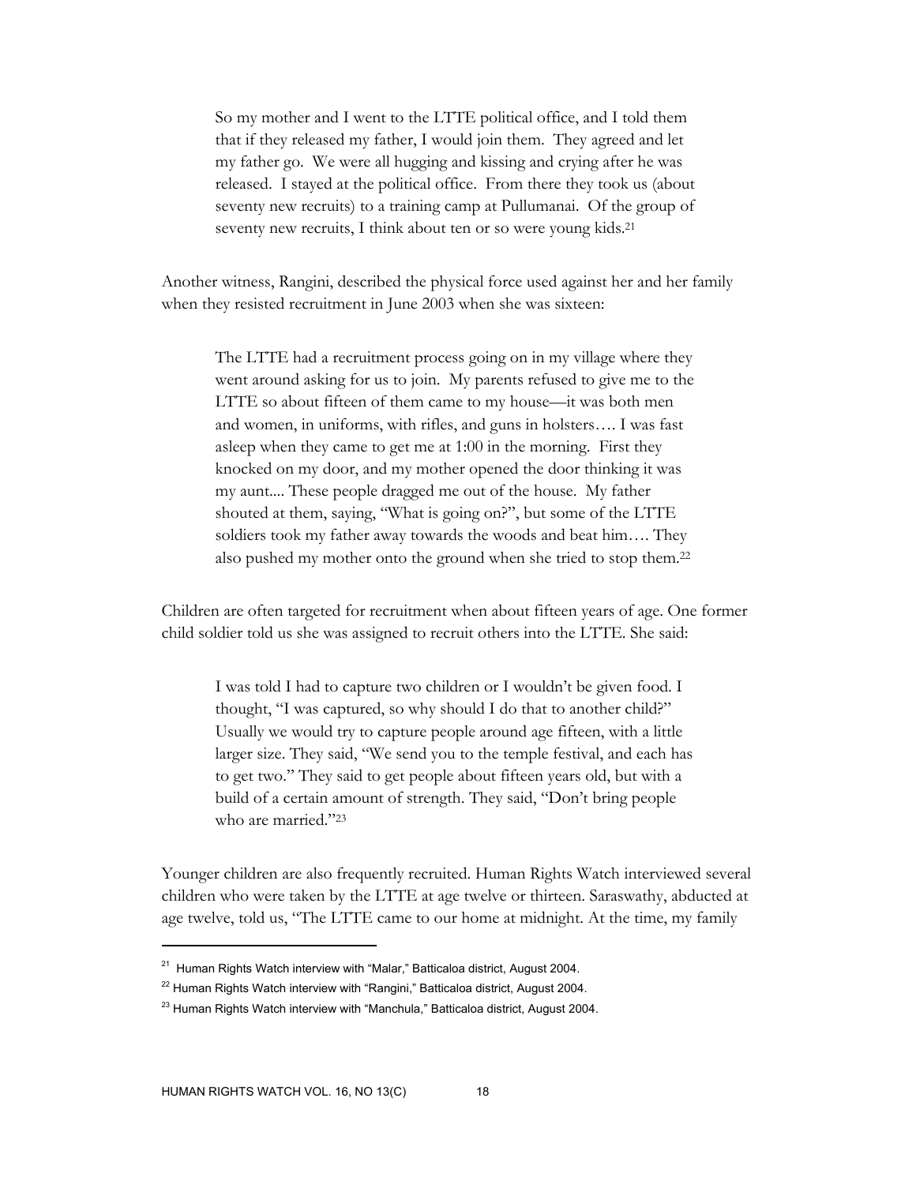> So my mother and I went to the LTTE political office, and I told them that if they released my father, I would join them. They agreed and let my father go. We were all hugging and kissing and crying after he was released. I stayed at the political office. From there they took us (about seventy new recruits) to a training camp at Pullumanai. Of the group of seventy new recruits, I think about ten or so were young kids.[21]

Another witness, Rangini, described the physical force used against her and her family when they resisted recruitment in June 2003 when she was sixteen:

> The LTTE had a recruitment process going on in my village where they went around asking for us to join. My parents refused to give me to the LTTE so about fifteen of them came to my house—it was both men and women, in uniforms, with rifles, and guns in holsters…. I was fast asleep when they came to get me at 1:00 in the morning. First they knocked on my door, and my mother opened the door thinking it was my aunt.... These people dragged me out of the house. My father shouted at them, saying, "What is going on?", but some of the LTTE soldiers took my father away towards the woods and beat him…. They also pushed my mother onto the ground when she tried to stop them.[22]

Children are often targeted for recruitment when about fifteen years of age. One former child soldier told us she was assigned to recruit others into the LTTE. She said:

> I was told I had to capture two children or I wouldn't be given food. I thought, "I was captured, so why should I do that to another child?" Usually we would try to capture people around age fifteen, with a little larger size. They said, "We send you to the temple festival, and each has to get two." They said to get people about fifteen years old, but with a build of a certain amount of strength. They said, "Don't bring people who are married."[23]

Younger children are also frequently recruited. Human Rights Watch interviewed several children who were taken by the LTTE at age twelve or thirteen. Saraswathy, abducted at age twelve, told us, "The LTTE came to our home at midnight. At the time, my family

---

[21] Human Rights Watch interview with "Malar," Batticaloa district, August 2004.

[22] Human Rights Watch interview with "Rangini," Batticaloa district, August 2004.

[23] Human Rights Watch interview with "Manchula," Batticaloa district, August 2004.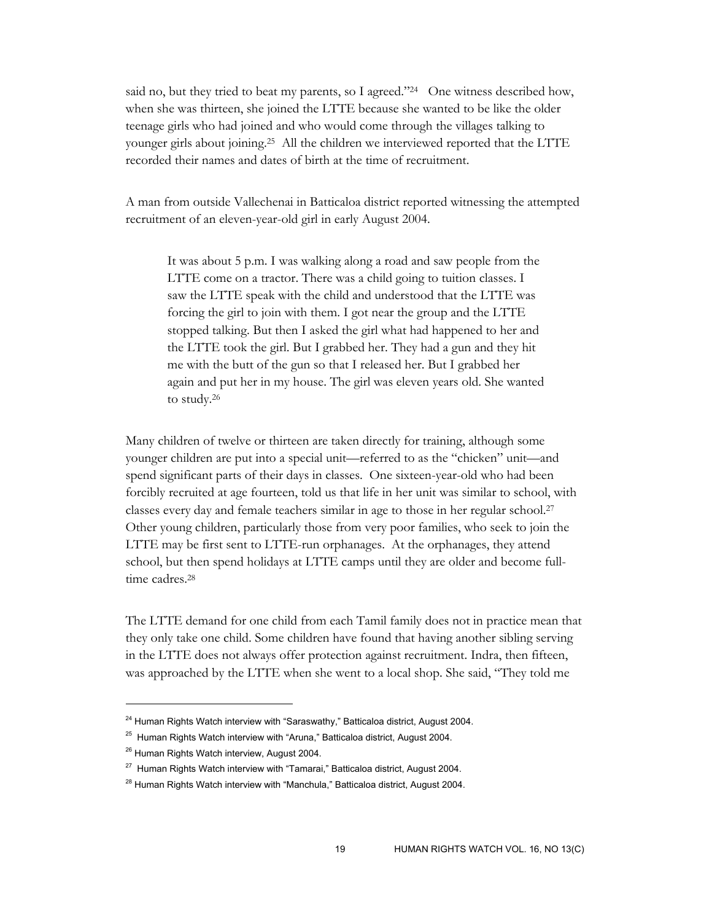said no, but they tried to beat my parents, so I agreed."[24] One witness described how, when she was thirteen, she joined the LTTE because she wanted to be like the older teenage girls who had joined and who would come through the villages talking to younger girls about joining.[25] All the children we interviewed reported that the LTTE recorded their names and dates of birth at the time of recruitment.

A man from outside Vallechenai in Batticaloa district reported witnessing the attempted recruitment of an eleven-year-old girl in early August 2004.

> It was about 5 p.m. I was walking along a road and saw people from the LTTE come on a tractor. There was a child going to tuition classes. I saw the LTTE speak with the child and understood that the LTTE was forcing the girl to join with them. I got near the group and the LTTE stopped talking. But then I asked the girl what had happened to her and the LTTE took the girl. But I grabbed her. They had a gun and they hit me with the butt of the gun so that I released her. But I grabbed her again and put her in my house. The girl was eleven years old. She wanted to study.[26]

Many children of twelve or thirteen are taken directly for training, although some younger children are put into a special unit—referred to as the "chicken" unit—and spend significant parts of their days in classes. One sixteen-year-old who had been forcibly recruited at age fourteen, told us that life in her unit was similar to school, with classes every day and female teachers similar in age to those in her regular school.[27] Other young children, particularly those from very poor families, who seek to join the LTTE may be first sent to LTTE-run orphanages. At the orphanages, they attend school, but then spend holidays at LTTE camps until they are older and become full-time cadres.[28]

The LTTE demand for one child from each Tamil family does not in practice mean that they only take one child. Some children have found that having another sibling serving in the LTTE does not always offer protection against recruitment. Indra, then fifteen, was approached by the LTTE when she went to a local shop. She said, "They told me

---

[24] Human Rights Watch interview with "Saraswathy," Batticaloa district, August 2004.

[25] Human Rights Watch interview with "Aruna," Batticaloa district, August 2004.

[26] Human Rights Watch interview, August 2004.

[27] Human Rights Watch interview with "Tamarai," Batticaloa district, August 2004.

[28] Human Rights Watch interview with "Manchula," Batticaloa district, August 2004.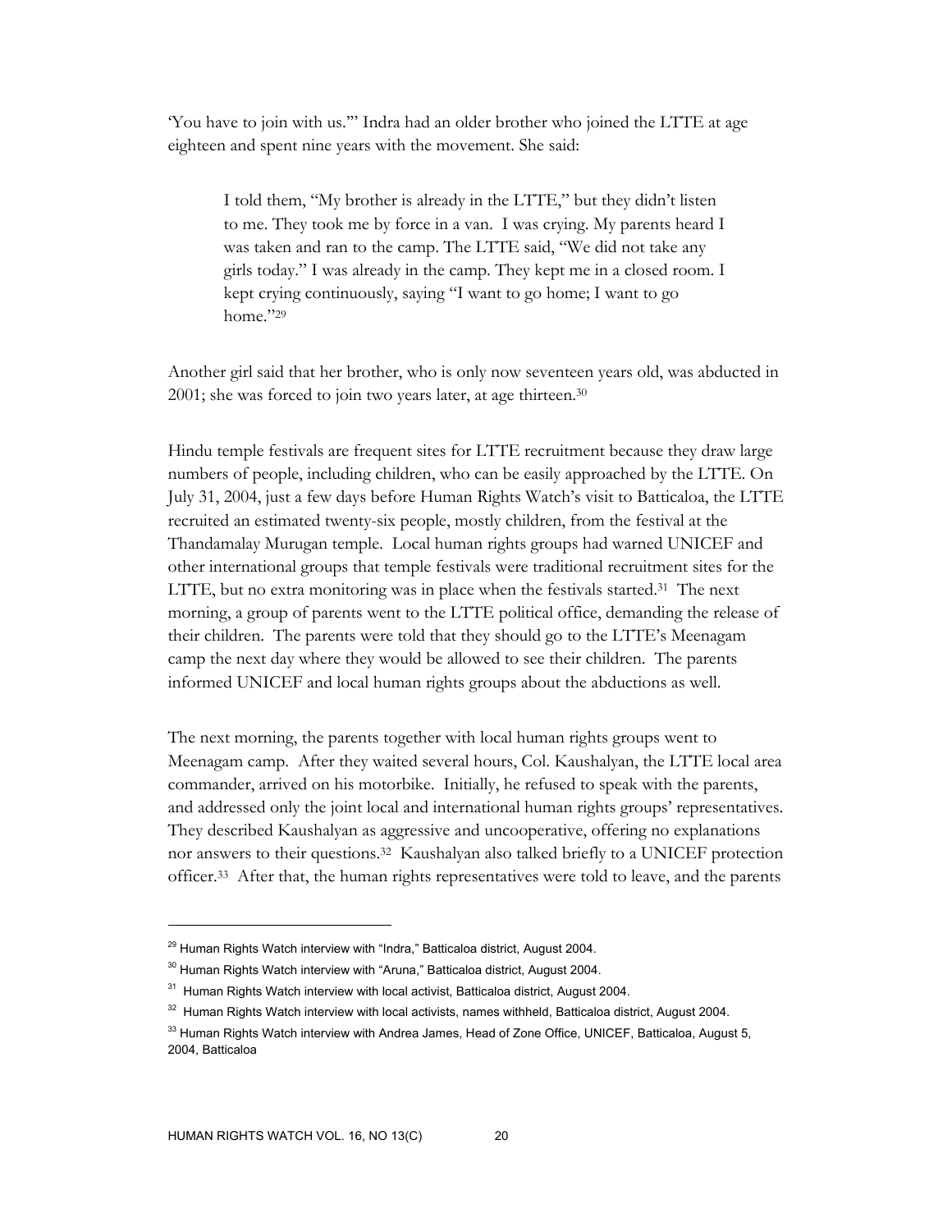'You have to join with us.'" Indra had an older brother who joined the LTTE at age eighteen and spent nine years with the movement. She said:

> I told them, "My brother is already in the LTTE," but they didn't listen to me. They took me by force in a van. I was crying. My parents heard I was taken and ran to the camp. The LTTE said, "We did not take any girls today." I was already in the camp. They kept me in a closed room. I kept crying continuously, saying "I want to go home; I want to go home."[29]

Another girl said that her brother, who is only now seventeen years old, was abducted in 2001; she was forced to join two years later, at age thirteen.[30]

Hindu temple festivals are frequent sites for LTTE recruitment because they draw large numbers of people, including children, who can be easily approached by the LTTE. On July 31, 2004, just a few days before Human Rights Watch's visit to Batticaloa, the LTTE recruited an estimated twenty-six people, mostly children, from the festival at the Thandamalay Murugan temple. Local human rights groups had warned UNICEF and other international groups that temple festivals were traditional recruitment sites for the LTTE, but no extra monitoring was in place when the festivals started.[31] The next morning, a group of parents went to the LTTE political office, demanding the release of their children. The parents were told that they should go to the LTTE's Meenagam camp the next day where they would be allowed to see their children. The parents informed UNICEF and local human rights groups about the abductions as well.

The next morning, the parents together with local human rights groups went to Meenagam camp. After they waited several hours, Col. Kaushalyan, the LTTE local area commander, arrived on his motorbike. Initially, he refused to speak with the parents, and addressed only the joint local and international human rights groups' representatives. They described Kaushalyan as aggressive and uncooperative, offering no explanations nor answers to their questions.[32] Kaushalyan also talked briefly to a UNICEF protection officer.[33] After that, the human rights representatives were told to leave, and the parents

---

[29] Human Rights Watch interview with "Indra," Batticaloa district, August 2004.

[30] Human Rights Watch interview with "Aruna," Batticaloa district, August 2004.

[31] Human Rights Watch interview with local activist, Batticaloa district, August 2004.

[32] Human Rights Watch interview with local activists, names withheld, Batticaloa district, August 2004.

[33] Human Rights Watch interview with Andrea James, Head of Zone Office, UNICEF, Batticaloa, August 5, 2004, Batticaloa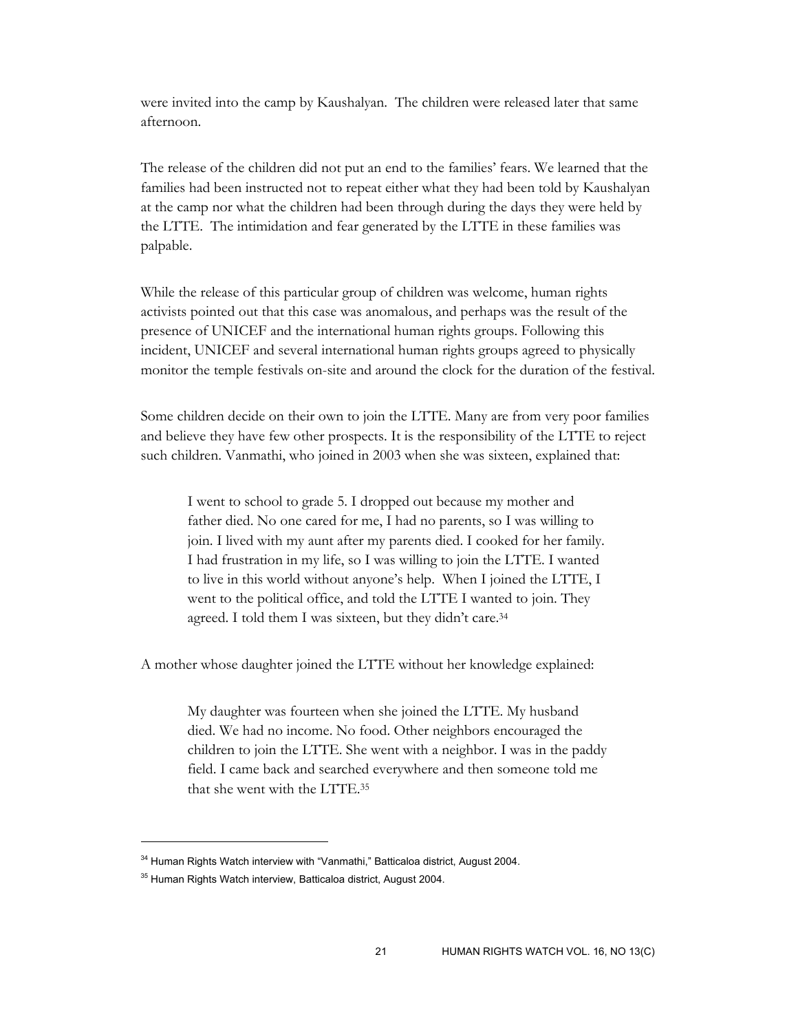were invited into the camp by Kaushalyan. The children were released later that same afternoon.

The release of the children did not put an end to the families' fears. We learned that the families had been instructed not to repeat either what they had been told by Kaushalyan at the camp nor what the children had been through during the days they were held by the LTTE. The intimidation and fear generated by the LTTE in these families was palpable.

While the release of this particular group of children was welcome, human rights activists pointed out that this case was anomalous, and perhaps was the result of the presence of UNICEF and the international human rights groups. Following this incident, UNICEF and several international human rights groups agreed to physically monitor the temple festivals on-site and around the clock for the duration of the festival.

Some children decide on their own to join the LTTE. Many are from very poor families and believe they have few other prospects. It is the responsibility of the LTTE to reject such children. Vanmathi, who joined in 2003 when she was sixteen, explained that:

> I went to school to grade 5. I dropped out because my mother and father died. No one cared for me, I had no parents, so I was willing to join. I lived with my aunt after my parents died. I cooked for her family. I had frustration in my life, so I was willing to join the LTTE. I wanted to live in this world without anyone's help. When I joined the LTTE, I went to the political office, and told the LTTE I wanted to join. They agreed. I told them I was sixteen, but they didn't care.[34]

A mother whose daughter joined the LTTE without her knowledge explained:

> My daughter was fourteen when she joined the LTTE. My husband died. We had no income. No food. Other neighbors encouraged the children to join the LTTE. She went with a neighbor. I was in the paddy field. I came back and searched everywhere and then someone told me that she went with the LTTE.[35]

---

[34] Human Rights Watch interview with "Vanmathi," Batticaloa district, August 2004.

[35] Human Rights Watch interview, Batticaloa district, August 2004.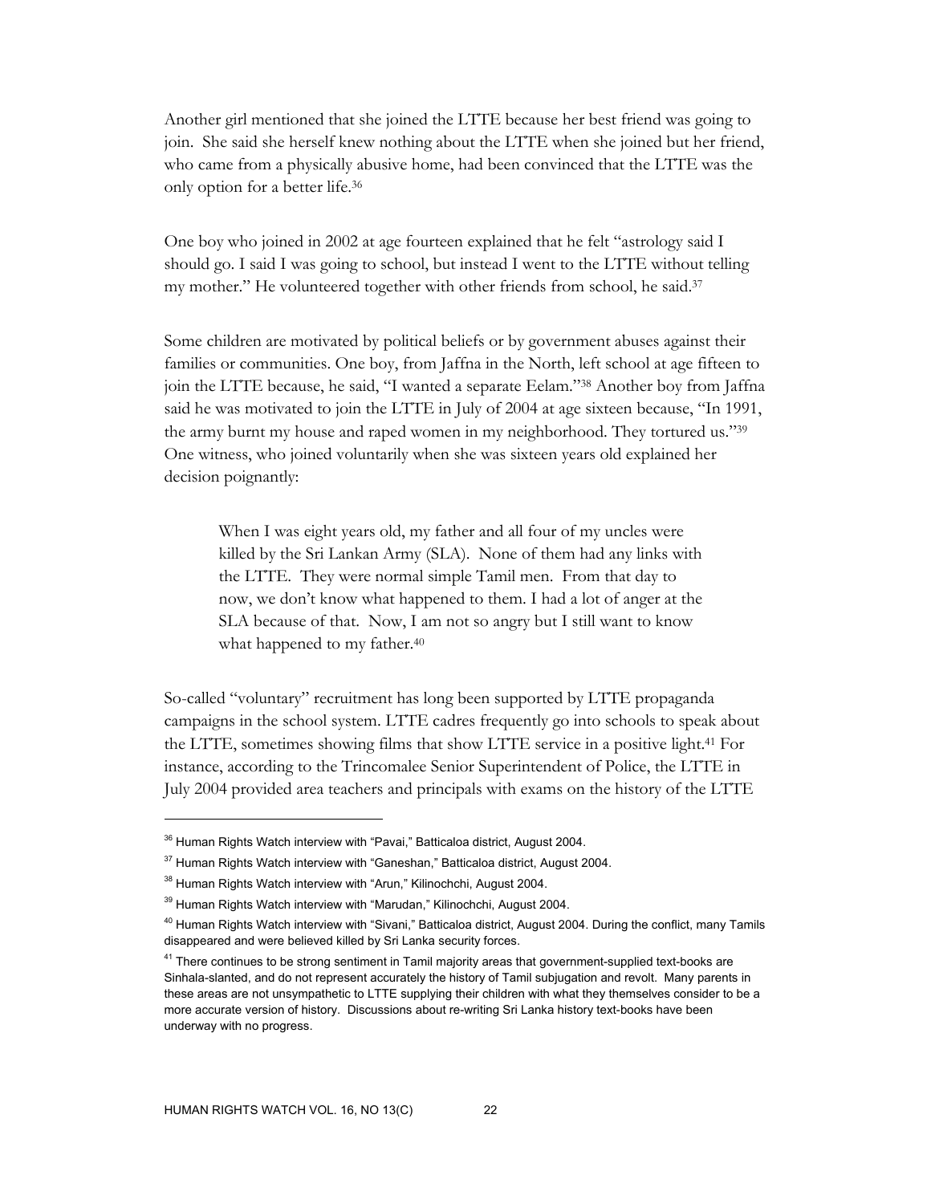Another girl mentioned that she joined the LTTE because her best friend was going to join. She said she herself knew nothing about the LTTE when she joined but her friend, who came from a physically abusive home, had been convinced that the LTTE was the only option for a better life.[36]

One boy who joined in 2002 at age fourteen explained that he felt "astrology said I should go. I said I was going to school, but instead I went to the LTTE without telling my mother." He volunteered together with other friends from school, he said.[37]

Some children are motivated by political beliefs or by government abuses against their families or communities. One boy, from Jaffna in the North, left school at age fifteen to join the LTTE because, he said, "I wanted a separate Eelam."[38] Another boy from Jaffna said he was motivated to join the LTTE in July of 2004 at age sixteen because, "In 1991, the army burnt my house and raped women in my neighborhood. They tortured us."[39] One witness, who joined voluntarily when she was sixteen years old explained her decision poignantly:

> When I was eight years old, my father and all four of my uncles were killed by the Sri Lankan Army (SLA). None of them had any links with the LTTE. They were normal simple Tamil men. From that day to now, we don't know what happened to them. I had a lot of anger at the SLA because of that. Now, I am not so angry but I still want to know what happened to my father.[40]

So-called "voluntary" recruitment has long been supported by LTTE propaganda campaigns in the school system. LTTE cadres frequently go into schools to speak about the LTTE, sometimes showing films that show LTTE service in a positive light.[41] For instance, according to the Trincomalee Senior Superintendent of Police, the LTTE in July 2004 provided area teachers and principals with exams on the history of the LTTE

---

[36] Human Rights Watch interview with "Pavai," Batticaloa district, August 2004.

[37] Human Rights Watch interview with "Ganeshan," Batticaloa district, August 2004.

[38] Human Rights Watch interview with "Arun," Kilinochchi, August 2004.

[39] Human Rights Watch interview with "Marudan," Kilinochchi, August 2004.

[40] Human Rights Watch interview with "Sivani," Batticaloa district, August 2004. During the conflict, many Tamils disappeared and were believed killed by Sri Lanka security forces.

[41] There continues to be strong sentiment in Tamil majority areas that government-supplied text-books are Sinhala-slanted, and do not represent accurately the history of Tamil subjugation and revolt. Many parents in these areas are not unsympathetic to LTTE supplying their children with what they themselves consider to be a more accurate version of history. Discussions about re-writing Sri Lanka history text-books have been underway with no progress.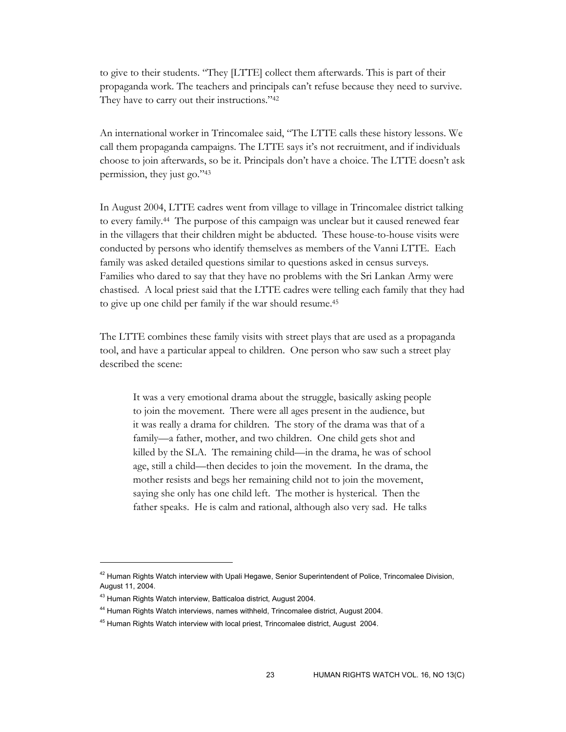to give to their students. "They [LTTE] collect them afterwards. This is part of their propaganda work. The teachers and principals can't refuse because they need to survive. They have to carry out their instructions."[42]

An international worker in Trincomalee said, "The LTTE calls these history lessons. We call them propaganda campaigns. The LTTE says it's not recruitment, and if individuals choose to join afterwards, so be it. Principals don't have a choice. The LTTE doesn't ask permission, they just go."[43]

In August 2004, LTTE cadres went from village to village in Trincomalee district talking to every family.[44] The purpose of this campaign was unclear but it caused renewed fear in the villagers that their children might be abducted. These house-to-house visits were conducted by persons who identify themselves as members of the Vanni LTTE. Each family was asked detailed questions similar to questions asked in census surveys. Families who dared to say that they have no problems with the Sri Lankan Army were chastised. A local priest said that the LTTE cadres were telling each family that they had to give up one child per family if the war should resume.[45]

The LTTE combines these family visits with street plays that are used as a propaganda tool, and have a particular appeal to children. One person who saw such a street play described the scene:

> It was a very emotional drama about the struggle, basically asking people to join the movement. There were all ages present in the audience, but it was really a drama for children. The story of the drama was that of a family—a father, mother, and two children. One child gets shot and killed by the SLA. The remaining child—in the drama, he was of school age, still a child—then decides to join the movement. In the drama, the mother resists and begs her remaining child not to join the movement, saying she only has one child left. The mother is hysterical. Then the father speaks. He is calm and rational, although also very sad. He talks

---

[42] Human Rights Watch interview with Upali Hegawe, Senior Superintendent of Police, Trincomalee Division, August 11, 2004.

[43] Human Rights Watch interview, Batticaloa district, August 2004.

[44] Human Rights Watch interviews, names withheld, Trincomalee district, August 2004.

[45] Human Rights Watch interview with local priest, Trincomalee district, August 2004.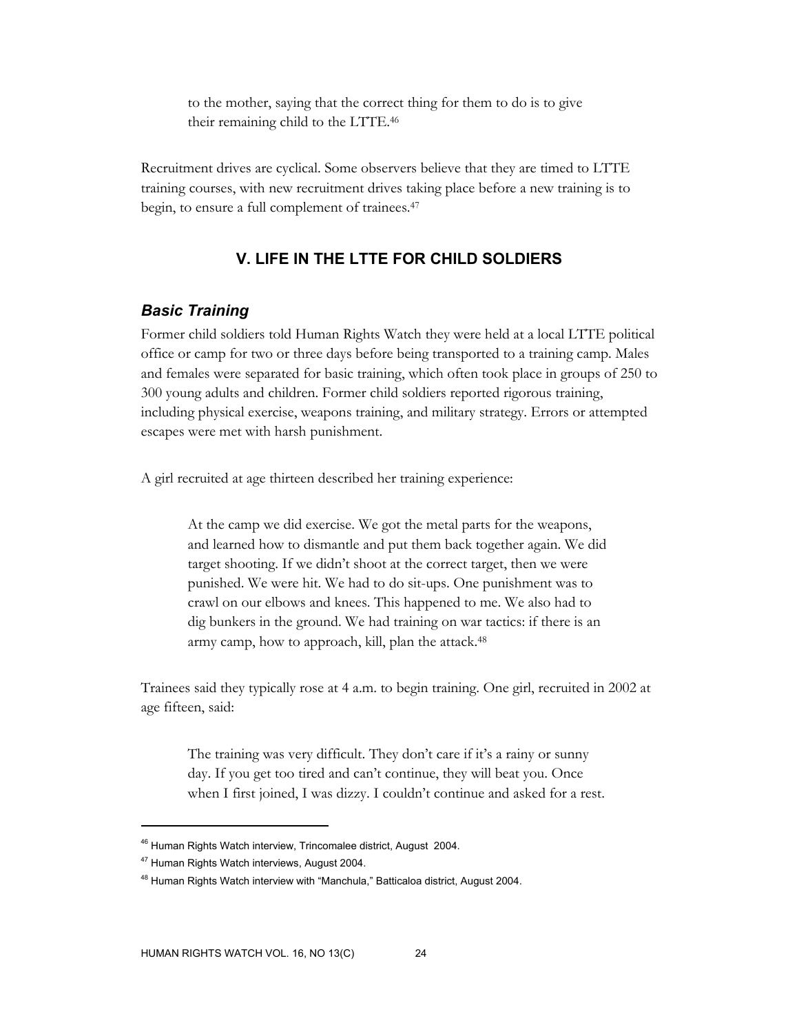> to the mother, saying that the correct thing for them to do is to give their remaining child to the LTTE.[46]

Recruitment drives are cyclical. Some observers believe that they are timed to LTTE training courses, with new recruitment drives taking place before a new training is to begin, to ensure a full complement of trainees.[47]

## V. LIFE IN THE LTTE FOR CHILD SOLDIERS

### *Basic Training*

Former child soldiers told Human Rights Watch they were held at a local LTTE political office or camp for two or three days before being transported to a training camp. Males and females were separated for basic training, which often took place in groups of 250 to 300 young adults and children. Former child soldiers reported rigorous training, including physical exercise, weapons training, and military strategy. Errors or attempted escapes were met with harsh punishment.

A girl recruited at age thirteen described her training experience:

> At the camp we did exercise. We got the metal parts for the weapons, and learned how to dismantle and put them back together again. We did target shooting. If we didn't shoot at the correct target, then we were punished. We were hit. We had to do sit-ups. One punishment was to crawl on our elbows and knees. This happened to me. We also had to dig bunkers in the ground. We had training on war tactics: if there is an army camp, how to approach, kill, plan the attack.[48]

Trainees said they typically rose at 4 a.m. to begin training. One girl, recruited in 2002 at age fifteen, said:

> The training was very difficult. They don't care if it's a rainy or sunny day. If you get too tired and can't continue, they will beat you. Once when I first joined, I was dizzy. I couldn't continue and asked for a rest.

---

[46] Human Rights Watch interview, Trincomalee district, August 2004.

[47] Human Rights Watch interviews, August 2004.

[48] Human Rights Watch interview with "Manchula," Batticaloa district, August 2004.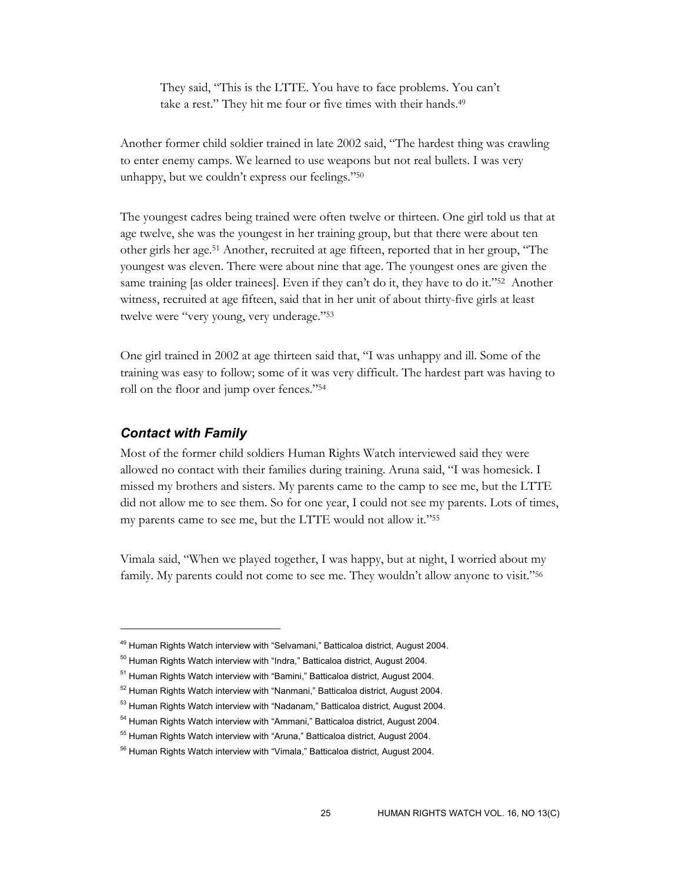> They said, "This is the LTTE. You have to face problems. You can't take a rest." They hit me four or five times with their hands.[49]

Another former child soldier trained in late 2002 said, "The hardest thing was crawling to enter enemy camps. We learned to use weapons but not real bullets. I was very unhappy, but we couldn't express our feelings."[50]

The youngest cadres being trained were often twelve or thirteen. One girl told us that at age twelve, she was the youngest in her training group, but that there were about ten other girls her age.[51] Another, recruited at age fifteen, reported that in her group, "The youngest was eleven. There were about nine that age. The youngest ones are given the same training [as older trainees]. Even if they can't do it, they have to do it."[52] Another witness, recruited at age fifteen, said that in her unit of about thirty-five girls at least twelve were "very young, very underage."[53]

One girl trained in 2002 at age thirteen said that, "I was unhappy and ill. Some of the training was easy to follow; some of it was very difficult. The hardest part was having to roll on the floor and jump over fences."[54]

### *Contact with Family*

Most of the former child soldiers Human Rights Watch interviewed said they were allowed no contact with their families during training. Aruna said, "I was homesick. I missed my brothers and sisters. My parents came to the camp to see me, but the LTTE did not allow me to see them. So for one year, I could not see my parents. Lots of times, my parents came to see me, but the LTTE would not allow it."[55]

Vimala said, "When we played together, I was happy, but at night, I worried about my family. My parents could not come to see me. They wouldn't allow anyone to visit."[56]

---

[49] Human Rights Watch interview with "Selvamani," Batticaloa district, August 2004.

[50] Human Rights Watch interview with "Indra," Batticaloa district, August 2004.

[51] Human Rights Watch interview with "Bamini," Batticaloa district, August 2004.

[52] Human Rights Watch interview with "Nanmani," Batticaloa district, August 2004.

[53] Human Rights Watch interview with "Nadanam," Batticaloa district, August 2004.

[54] Human Rights Watch interview with "Ammani," Batticaloa district, August 2004.

[55] Human Rights Watch interview with "Aruna," Batticaloa district, August 2004.

[56] Human Rights Watch interview with "Vimala," Batticaloa district, August 2004.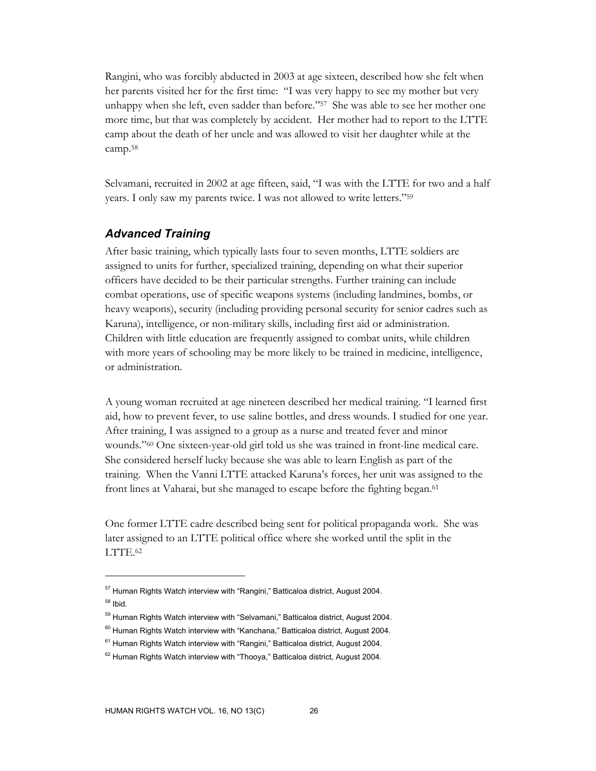Rangini, who was forcibly abducted in 2003 at age sixteen, described how she felt when her parents visited her for the first time: "I was very happy to see my mother but very unhappy when she left, even sadder than before."[57] She was able to see her mother one more time, but that was completely by accident. Her mother had to report to the LTTE camp about the death of her uncle and was allowed to visit her daughter while at the camp.[58]

Selvamani, recruited in 2002 at age fifteen, said, "I was with the LTTE for two and a half years. I only saw my parents twice. I was not allowed to write letters."[59]

### *Advanced Training*

After basic training, which typically lasts four to seven months, LTTE soldiers are assigned to units for further, specialized training, depending on what their superior officers have decided to be their particular strengths. Further training can include combat operations, use of specific weapons systems (including landmines, bombs, or heavy weapons), security (including providing personal security for senior cadres such as Karuna), intelligence, or non-military skills, including first aid or administration. Children with little education are frequently assigned to combat units, while children with more years of schooling may be more likely to be trained in medicine, intelligence, or administration.

A young woman recruited at age nineteen described her medical training. "I learned first aid, how to prevent fever, to use saline bottles, and dress wounds. I studied for one year. After training, I was assigned to a group as a nurse and treated fever and minor wounds."[60] One sixteen-year-old girl told us she was trained in front-line medical care. She considered herself lucky because she was able to learn English as part of the training. When the Vanni LTTE attacked Karuna's forces, her unit was assigned to the front lines at Vaharai, but she managed to escape before the fighting began.[61]

One former LTTE cadre described being sent for political propaganda work. She was later assigned to an LTTE political office where she worked until the split in the LTTE.[62]

---

[57] Human Rights Watch interview with "Rangini," Batticaloa district, August 2004.

[58] Ibid.

[59] Human Rights Watch interview with "Selvamani," Batticaloa district, August 2004.

[60] Human Rights Watch interview with "Kanchana," Batticaloa district, August 2004.

[61] Human Rights Watch interview with "Rangini," Batticaloa district, August 2004.

[62] Human Rights Watch interview with "Thooya," Batticaloa district, August 2004.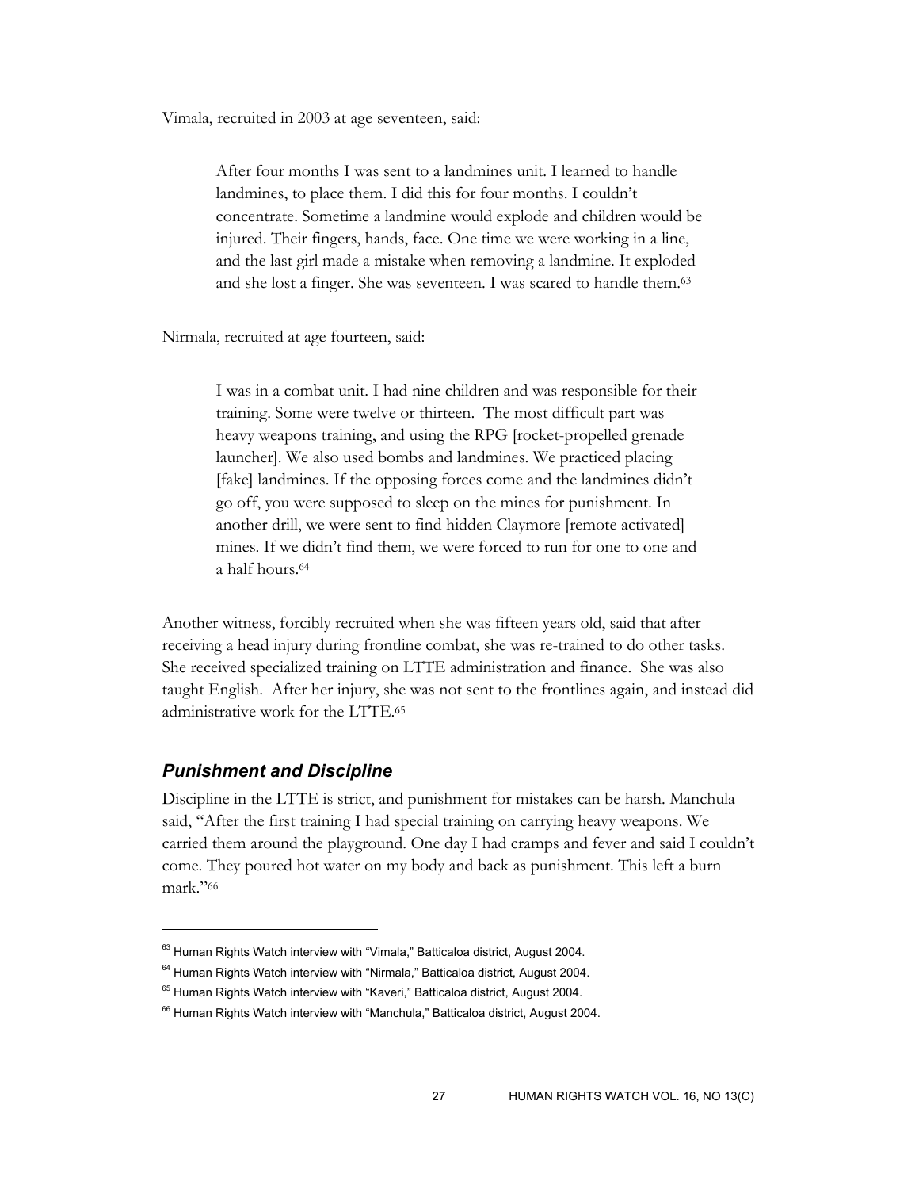Vimala, recruited in 2003 at age seventeen, said:

> After four months I was sent to a landmines unit. I learned to handle landmines, to place them. I did this for four months. I couldn't concentrate. Sometime a landmine would explode and children would be injured. Their fingers, hands, face. One time we were working in a line, and the last girl made a mistake when removing a landmine. It exploded and she lost a finger. She was seventeen. I was scared to handle them.[63]

Nirmala, recruited at age fourteen, said:

> I was in a combat unit. I had nine children and was responsible for their training. Some were twelve or thirteen. The most difficult part was heavy weapons training, and using the RPG [rocket-propelled grenade launcher]. We also used bombs and landmines. We practiced placing [fake] landmines. If the opposing forces come and the landmines didn't go off, you were supposed to sleep on the mines for punishment. In another drill, we were sent to find hidden Claymore [remote activated] mines. If we didn't find them, we were forced to run for one to one and a half hours.[64]

Another witness, forcibly recruited when she was fifteen years old, said that after receiving a head injury during frontline combat, she was re-trained to do other tasks. She received specialized training on LTTE administration and finance. She was also taught English. After her injury, she was not sent to the frontlines again, and instead did administrative work for the LTTE.[65]

### *Punishment and Discipline*

Discipline in the LTTE is strict, and punishment for mistakes can be harsh. Manchula said, "After the first training I had special training on carrying heavy weapons. We carried them around the playground. One day I had cramps and fever and said I couldn't come. They poured hot water on my body and back as punishment. This left a burn mark."[66]

---

[63] Human Rights Watch interview with "Vimala," Batticaloa district, August 2004.

[64] Human Rights Watch interview with "Nirmala," Batticaloa district, August 2004.

[65] Human Rights Watch interview with "Kaveri," Batticaloa district, August 2004.

[66] Human Rights Watch interview with "Manchula," Batticaloa district, August 2004.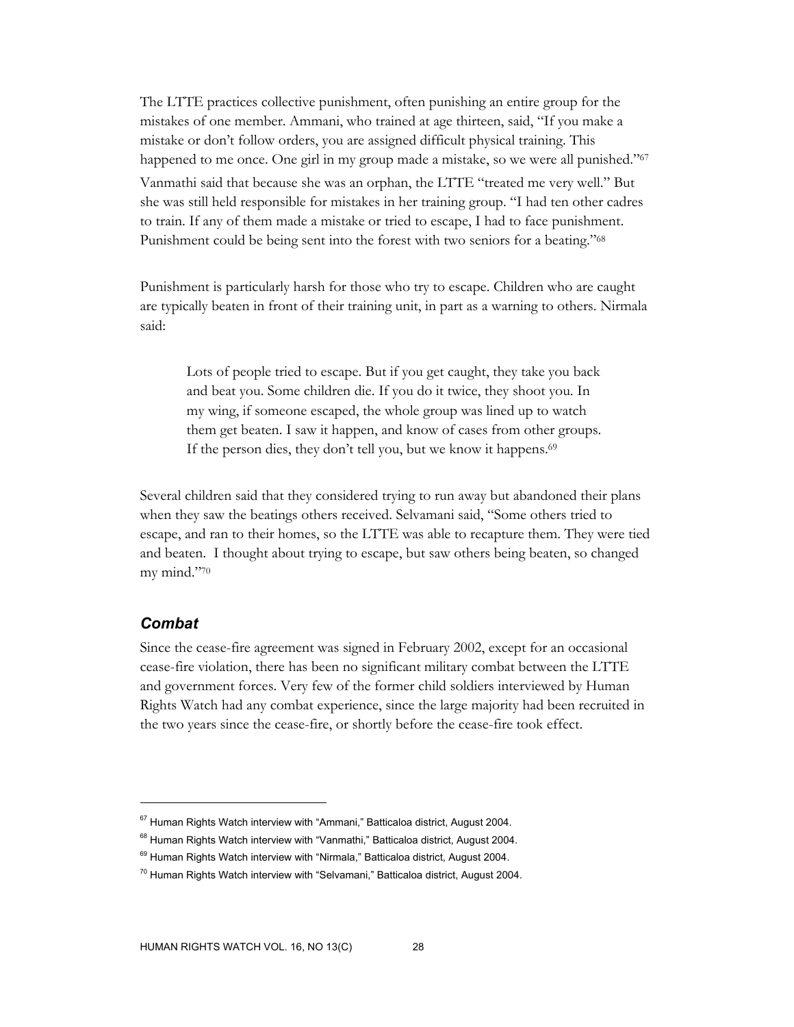The LTTE practices collective punishment, often punishing an entire group for the mistakes of one member. Ammani, who trained at age thirteen, said, "If you make a mistake or don't follow orders, you are assigned difficult physical training. This happened to me once. One girl in my group made a mistake, so we were all punished."[67] Vanmathi said that because she was an orphan, the LTTE "treated me very well." But she was still held responsible for mistakes in her training group. "I had ten other cadres to train. If any of them made a mistake or tried to escape, I had to face punishment. Punishment could be being sent into the forest with two seniors for a beating."[68]

Punishment is particularly harsh for those who try to escape. Children who are caught are typically beaten in front of their training unit, in part as a warning to others. Nirmala said:

> Lots of people tried to escape. But if you get caught, they take you back and beat you. Some children die. If you do it twice, they shoot you. In my wing, if someone escaped, the whole group was lined up to watch them get beaten. I saw it happen, and know of cases from other groups. If the person dies, they don't tell you, but we know it happens.[69]

Several children said that they considered trying to run away but abandoned their plans when they saw the beatings others received. Selvamani said, "Some others tried to escape, and ran to their homes, so the LTTE was able to recapture them. They were tied and beaten. I thought about trying to escape, but saw others being beaten, so changed my mind."[70]

### *Combat*

Since the cease-fire agreement was signed in February 2002, except for an occasional cease-fire violation, there has been no significant military combat between the LTTE and government forces. Very few of the former child soldiers interviewed by Human Rights Watch had any combat experience, since the large majority had been recruited in the two years since the cease-fire, or shortly before the cease-fire took effect.

---

[67] Human Rights Watch interview with "Ammani," Batticaloa district, August 2004.

[68] Human Rights Watch interview with "Vanmathi," Batticaloa district, August 2004.

[69] Human Rights Watch interview with "Nirmala," Batticaloa district, August 2004.

[70] Human Rights Watch interview with "Selvamani," Batticaloa district, August 2004.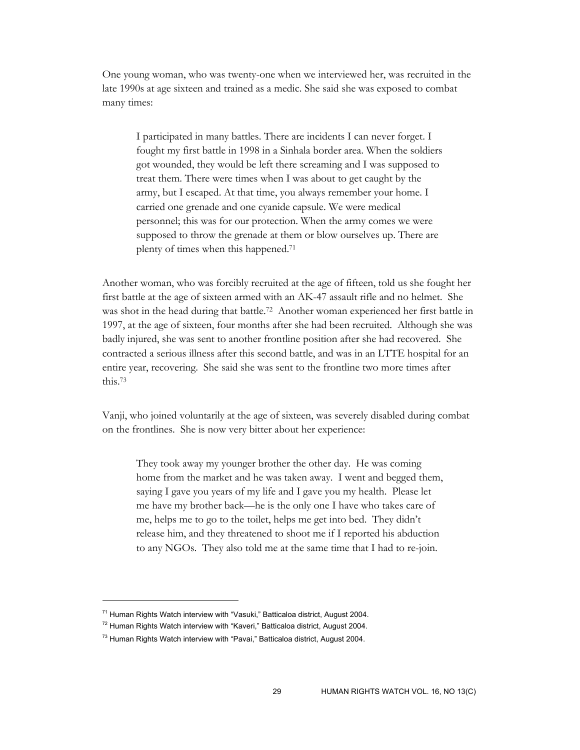One young woman, who was twenty-one when we interviewed her, was recruited in the late 1990s at age sixteen and trained as a medic. She said she was exposed to combat many times:

> I participated in many battles. There are incidents I can never forget. I fought my first battle in 1998 in a Sinhala border area. When the soldiers got wounded, they would be left there screaming and I was supposed to treat them. There were times when I was about to get caught by the army, but I escaped. At that time, you always remember your home. I carried one grenade and one cyanide capsule. We were medical personnel; this was for our protection. When the army comes we were supposed to throw the grenade at them or blow ourselves up. There are plenty of times when this happened.[71]

Another woman, who was forcibly recruited at the age of fifteen, told us she fought her first battle at the age of sixteen armed with an AK-47 assault rifle and no helmet. She was shot in the head during that battle.[72] Another woman experienced her first battle in 1997, at the age of sixteen, four months after she had been recruited. Although she was badly injured, she was sent to another frontline position after she had recovered. She contracted a serious illness after this second battle, and was in an LTTE hospital for an entire year, recovering. She said she was sent to the frontline two more times after this.[73]

Vanji, who joined voluntarily at the age of sixteen, was severely disabled during combat on the frontlines. She is now very bitter about her experience:

> They took away my younger brother the other day. He was coming home from the market and he was taken away. I went and begged them, saying I gave you years of my life and I gave you my health. Please let me have my brother back—he is the only one I have who takes care of me, helps me to go to the toilet, helps me get into bed. They didn't release him, and they threatened to shoot me if I reported his abduction to any NGOs. They also told me at the same time that I had to re-join.

---

[71] Human Rights Watch interview with "Vasuki," Batticaloa district, August 2004.

[72] Human Rights Watch interview with "Kaveri," Batticaloa district, August 2004.

[73] Human Rights Watch interview with "Pavai," Batticaloa district, August 2004.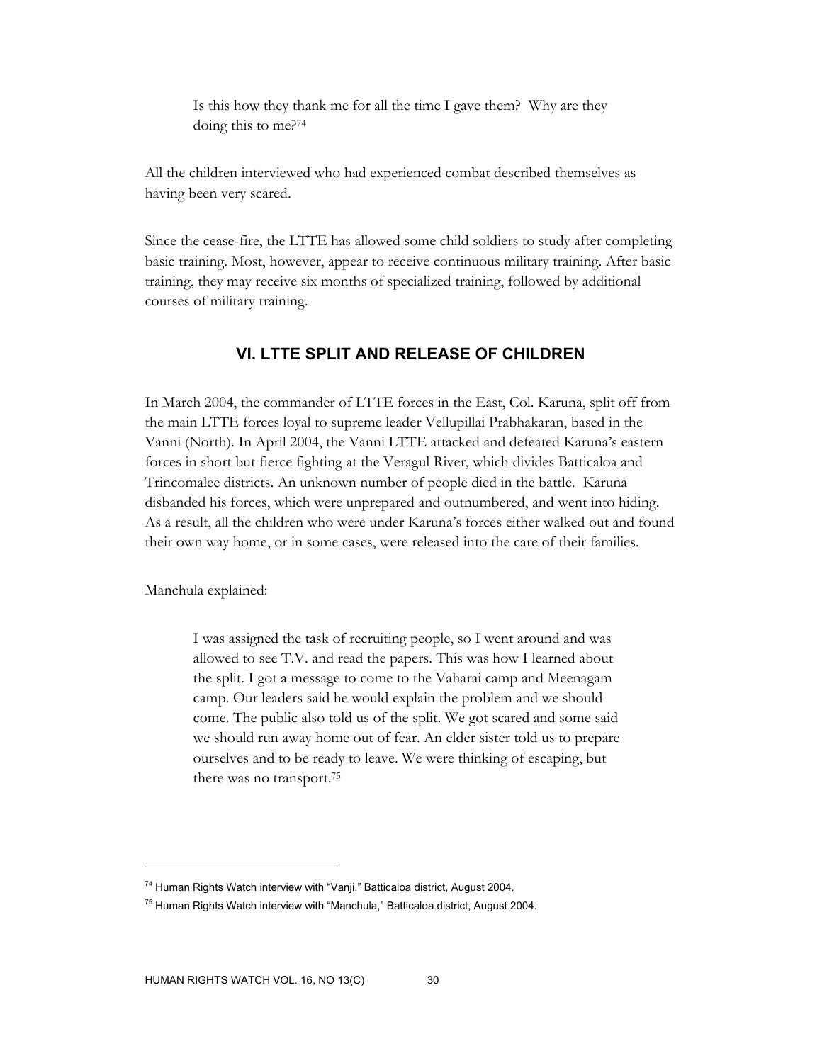> Is this how they thank me for all the time I gave them? Why are they doing this to me?[74]

All the children interviewed who had experienced combat described themselves as having been very scared.

Since the cease-fire, the LTTE has allowed some child soldiers to study after completing basic training. Most, however, appear to receive continuous military training. After basic training, they may receive six months of specialized training, followed by additional courses of military training.

## VI. LTTE SPLIT AND RELEASE OF CHILDREN

In March 2004, the commander of LTTE forces in the East, Col. Karuna, split off from the main LTTE forces loyal to supreme leader Vellupillai Prabhakaran, based in the Vanni (North). In April 2004, the Vanni LTTE attacked and defeated Karuna's eastern forces in short but fierce fighting at the Veragul River, which divides Batticaloa and Trincomalee districts. An unknown number of people died in the battle. Karuna disbanded his forces, which were unprepared and outnumbered, and went into hiding. As a result, all the children who were under Karuna's forces either walked out and found their own way home, or in some cases, were released into the care of their families.

Manchula explained:

> I was assigned the task of recruiting people, so I went around and was allowed to see T.V. and read the papers. This was how I learned about the split. I got a message to come to the Vaharai camp and Meenagam camp. Our leaders said he would explain the problem and we should come. The public also told us of the split. We got scared and some said we should run away home out of fear. An elder sister told us to prepare ourselves and to be ready to leave. We were thinking of escaping, but there was no transport.[75]

---

[74] Human Rights Watch interview with "Vanji," Batticaloa district, August 2004.

[75] Human Rights Watch interview with "Manchula," Batticaloa district, August 2004.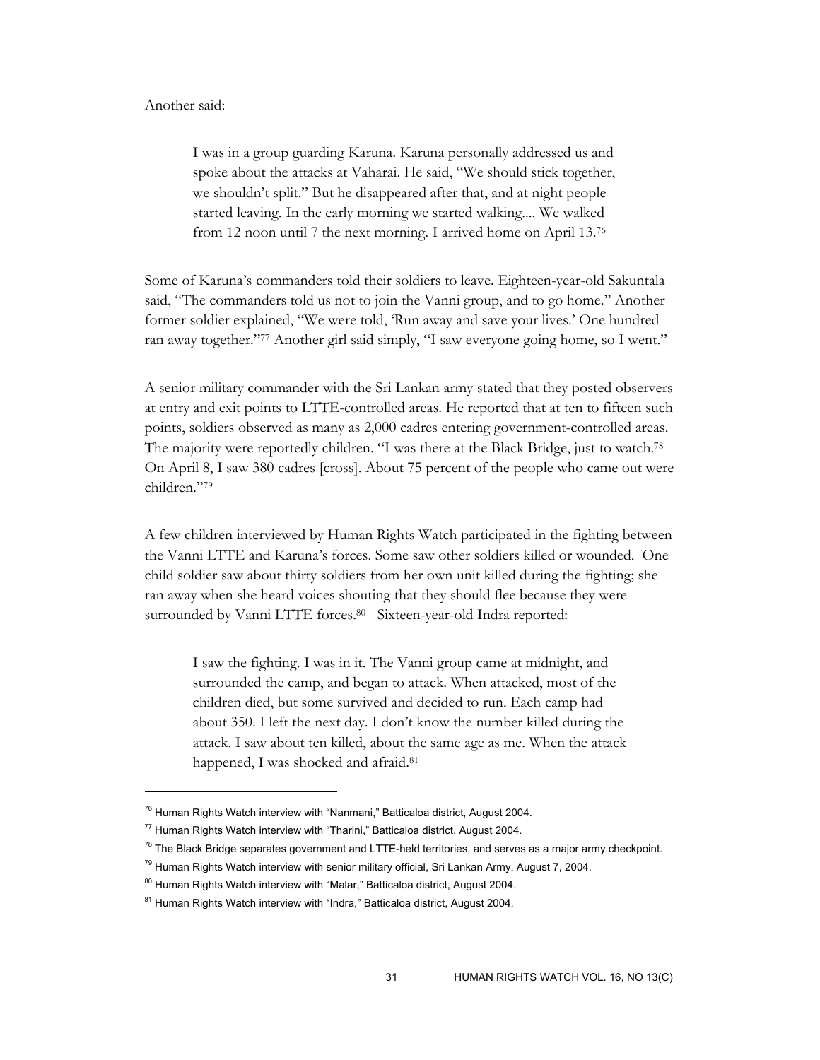Another said:

> I was in a group guarding Karuna. Karuna personally addressed us and spoke about the attacks at Vaharai. He said, "We should stick together, we shouldn't split." But he disappeared after that, and at night people started leaving. In the early morning we started walking.... We walked from 12 noon until 7 the next morning. I arrived home on April 13.[76]

Some of Karuna's commanders told their soldiers to leave. Eighteen-year-old Sakuntala said, "The commanders told us not to join the Vanni group, and to go home." Another former soldier explained, "We were told, 'Run away and save your lives.' One hundred ran away together."[77] Another girl said simply, "I saw everyone going home, so I went."

A senior military commander with the Sri Lankan army stated that they posted observers at entry and exit points to LTTE-controlled areas. He reported that at ten to fifteen such points, soldiers observed as many as 2,000 cadres entering government-controlled areas. The majority were reportedly children. "I was there at the Black Bridge, just to watch.[78] On April 8, I saw 380 cadres [cross]. About 75 percent of the people who came out were children."[79]

A few children interviewed by Human Rights Watch participated in the fighting between the Vanni LTTE and Karuna's forces. Some saw other soldiers killed or wounded. One child soldier saw about thirty soldiers from her own unit killed during the fighting; she ran away when she heard voices shouting that they should flee because they were surrounded by Vanni LTTE forces.[80] Sixteen-year-old Indra reported:

> I saw the fighting. I was in it. The Vanni group came at midnight, and surrounded the camp, and began to attack. When attacked, most of the children died, but some survived and decided to run. Each camp had about 350. I left the next day. I don't know the number killed during the attack. I saw about ten killed, about the same age as me. When the attack happened, I was shocked and afraid.[81]

---

[76] Human Rights Watch interview with "Nanmani," Batticaloa district, August 2004.

[77] Human Rights Watch interview with "Tharini," Batticaloa district, August 2004.

[78] The Black Bridge separates government and LTTE-held territories, and serves as a major army checkpoint.

[79] Human Rights Watch interview with senior military official, Sri Lankan Army, August 7, 2004.

[80] Human Rights Watch interview with "Malar," Batticaloa district, August 2004.

[81] Human Rights Watch interview with "Indra," Batticaloa district, August 2004.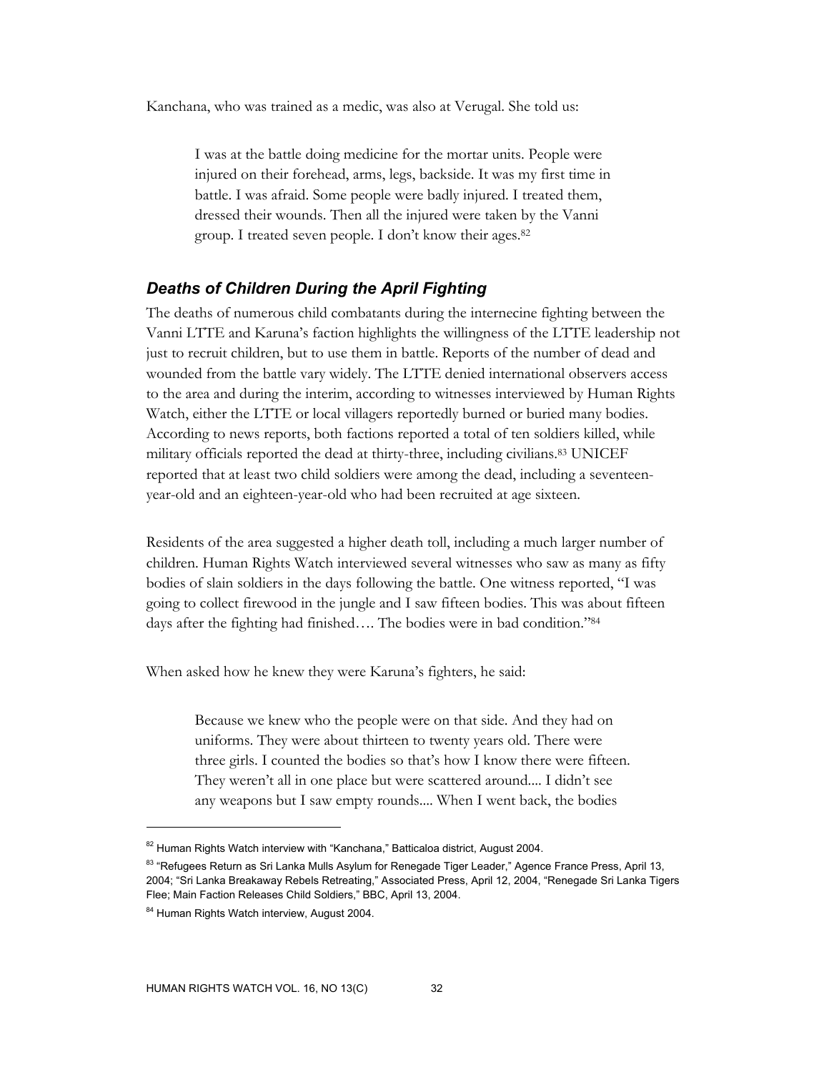Kanchana, who was trained as a medic, was also at Verugal. She told us:

> I was at the battle doing medicine for the mortar units. People were injured on their forehead, arms, legs, backside. It was my first time in battle. I was afraid. Some people were badly injured. I treated them, dressed their wounds. Then all the injured were taken by the Vanni group. I treated seven people. I don't know their ages.[82]

### *Deaths of Children During the April Fighting*

The deaths of numerous child combatants during the internecine fighting between the Vanni LTTE and Karuna's faction highlights the willingness of the LTTE leadership not just to recruit children, but to use them in battle. Reports of the number of dead and wounded from the battle vary widely. The LTTE denied international observers access to the area and during the interim, according to witnesses interviewed by Human Rights Watch, either the LTTE or local villagers reportedly burned or buried many bodies. According to news reports, both factions reported a total of ten soldiers killed, while military officials reported the dead at thirty-three, including civilians.[83] UNICEF reported that at least two child soldiers were among the dead, including a seventeen-year-old and an eighteen-year-old who had been recruited at age sixteen.

Residents of the area suggested a higher death toll, including a much larger number of children. Human Rights Watch interviewed several witnesses who saw as many as fifty bodies of slain soldiers in the days following the battle. One witness reported, "I was going to collect firewood in the jungle and I saw fifteen bodies. This was about fifteen days after the fighting had finished…. The bodies were in bad condition."[84]

When asked how he knew they were Karuna's fighters, he said:

> Because we knew who the people were on that side. And they had on uniforms. They were about thirteen to twenty years old. There were three girls. I counted the bodies so that's how I know there were fifteen. They weren't all in one place but were scattered around.... I didn't see any weapons but I saw empty rounds.... When I went back, the bodies

---

[82] Human Rights Watch interview with "Kanchana," Batticaloa district, August 2004.

[83] "Refugees Return as Sri Lanka Mulls Asylum for Renegade Tiger Leader," Agence France Press, April 13, 2004; "Sri Lanka Breakaway Rebels Retreating," Associated Press, April 12, 2004, "Renegade Sri Lanka Tigers Flee; Main Faction Releases Child Soldiers," BBC, April 13, 2004.

[84] Human Rights Watch interview, August 2004.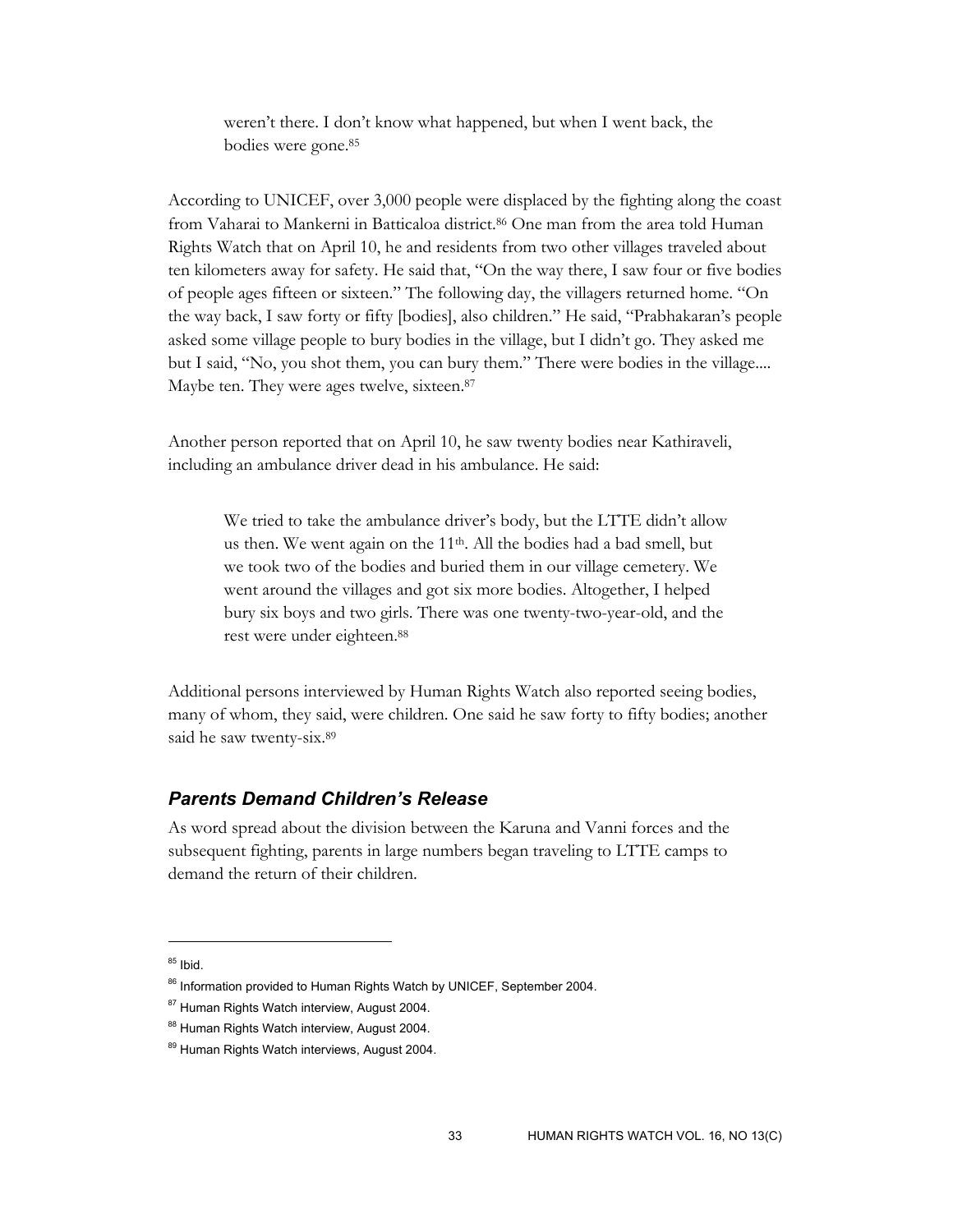> weren't there. I don't know what happened, but when I went back, the bodies were gone.[85]

According to UNICEF, over 3,000 people were displaced by the fighting along the coast from Vaharai to Mankerni in Batticaloa district.[86] One man from the area told Human Rights Watch that on April 10, he and residents from two other villages traveled about ten kilometers away for safety. He said that, "On the way there, I saw four or five bodies of people ages fifteen or sixteen." The following day, the villagers returned home. "On the way back, I saw forty or fifty [bodies], also children." He said, "Prabhakaran's people asked some village people to bury bodies in the village, but I didn't go. They asked me but I said, "No, you shot them, you can bury them." There were bodies in the village.... Maybe ten. They were ages twelve, sixteen.[87]

Another person reported that on April 10, he saw twenty bodies near Kathiraveli, including an ambulance driver dead in his ambulance. He said:

> We tried to take the ambulance driver's body, but the LTTE didn't allow us then. We went again on the 11th. All the bodies had a bad smell, but we took two of the bodies and buried them in our village cemetery. We went around the villages and got six more bodies. Altogether, I helped bury six boys and two girls. There was one twenty-two-year-old, and the rest were under eighteen.[88]

Additional persons interviewed by Human Rights Watch also reported seeing bodies, many of whom, they said, were children. One said he saw forty to fifty bodies; another said he saw twenty-six.[89]

### *Parents Demand Children's Release*

As word spread about the division between the Karuna and Vanni forces and the subsequent fighting, parents in large numbers began traveling to LTTE camps to demand the return of their children.

---

[85] Ibid.

[86] Information provided to Human Rights Watch by UNICEF, September 2004.

[87] Human Rights Watch interview, August 2004.

[88] Human Rights Watch interview, August 2004.

[89] Human Rights Watch interviews, August 2004.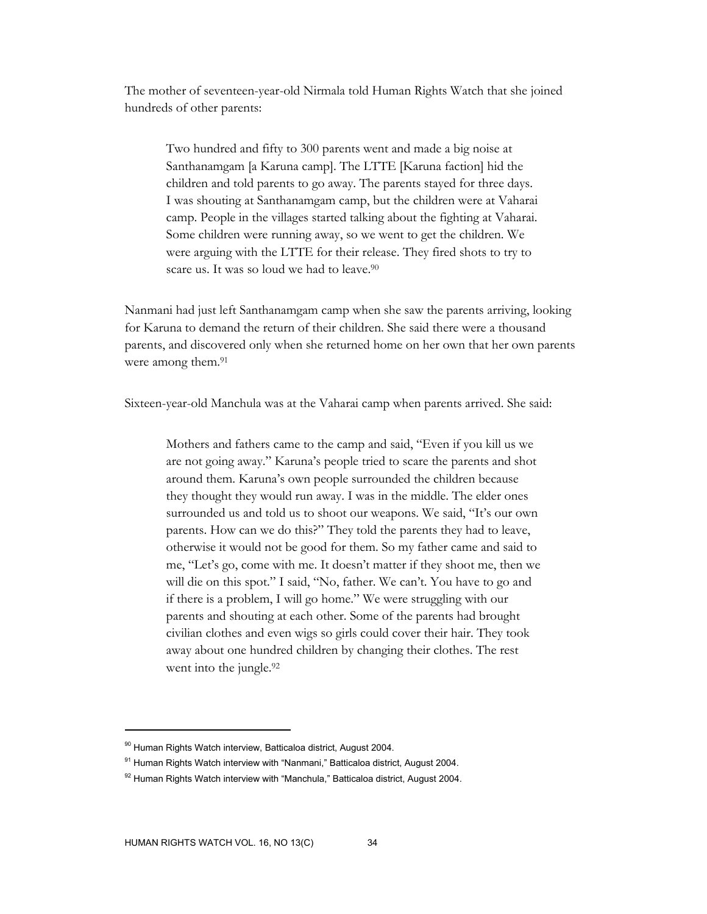The mother of seventeen-year-old Nirmala told Human Rights Watch that she joined hundreds of other parents:

> Two hundred and fifty to 300 parents went and made a big noise at Santhanamgam [a Karuna camp]. The LTTE [Karuna faction] hid the children and told parents to go away. The parents stayed for three days. I was shouting at Santhanamgam camp, but the children were at Vaharai camp. People in the villages started talking about the fighting at Vaharai. Some children were running away, so we went to get the children. We were arguing with the LTTE for their release. They fired shots to try to scare us. It was so loud we had to leave.[90]

Nanmani had just left Santhanamgam camp when she saw the parents arriving, looking for Karuna to demand the return of their children. She said there were a thousand parents, and discovered only when she returned home on her own that her own parents were among them.[91]

Sixteen-year-old Manchula was at the Vaharai camp when parents arrived. She said:

> Mothers and fathers came to the camp and said, "Even if you kill us we are not going away." Karuna's people tried to scare the parents and shot around them. Karuna's own people surrounded the children because they thought they would run away. I was in the middle. The elder ones surrounded us and told us to shoot our weapons. We said, "It's our own parents. How can we do this?" They told the parents they had to leave, otherwise it would not be good for them. So my father came and said to me, "Let's go, come with me. It doesn't matter if they shoot me, then we will die on this spot." I said, "No, father. We can't. You have to go and if there is a problem, I will go home." We were struggling with our parents and shouting at each other. Some of the parents had brought civilian clothes and even wigs so girls could cover their hair. They took away about one hundred children by changing their clothes. The rest went into the jungle.[92]

---

[90] Human Rights Watch interview, Batticaloa district, August 2004.

[91] Human Rights Watch interview with "Nanmani," Batticaloa district, August 2004.

[92] Human Rights Watch interview with "Manchula," Batticaloa district, August 2004.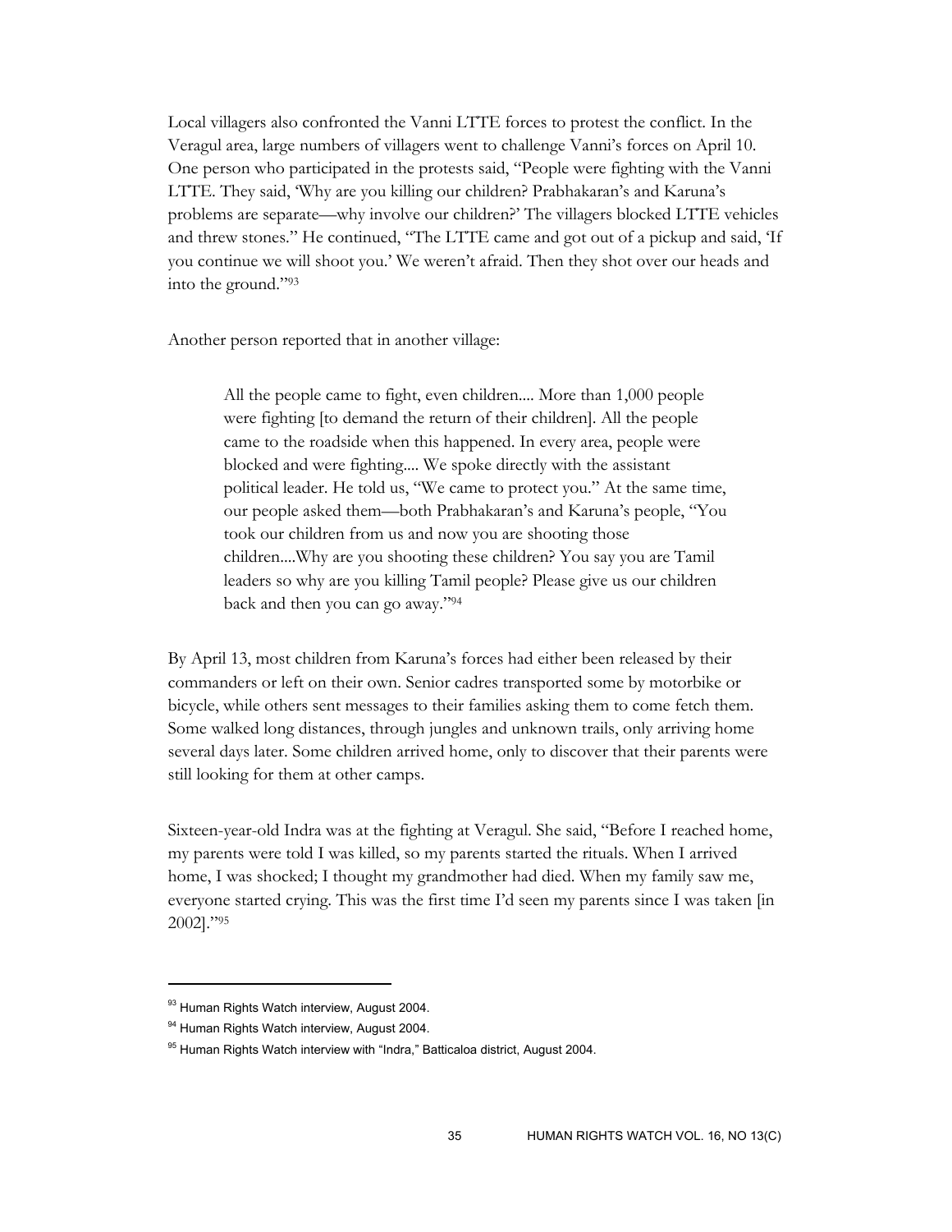Local villagers also confronted the Vanni LTTE forces to protest the conflict. In the Veragul area, large numbers of villagers went to challenge Vanni's forces on April 10. One person who participated in the protests said, "People were fighting with the Vanni LTTE. They said, 'Why are you killing our children? Prabhakaran's and Karuna's problems are separate—why involve our children?' The villagers blocked LTTE vehicles and threw stones." He continued, "The LTTE came and got out of a pickup and said, 'If you continue we will shoot you.' We weren't afraid. Then they shot over our heads and into the ground."[93]

Another person reported that in another village:

> All the people came to fight, even children.... More than 1,000 people were fighting [to demand the return of their children]. All the people came to the roadside when this happened. In every area, people were blocked and were fighting.... We spoke directly with the assistant political leader. He told us, "We came to protect you." At the same time, our people asked them—both Prabhakaran's and Karuna's people, "You took our children from us and now you are shooting those children....Why are you shooting these children? You say you are Tamil leaders so why are you killing Tamil people? Please give us our children back and then you can go away."[94]

By April 13, most children from Karuna's forces had either been released by their commanders or left on their own. Senior cadres transported some by motorbike or bicycle, while others sent messages to their families asking them to come fetch them. Some walked long distances, through jungles and unknown trails, only arriving home several days later. Some children arrived home, only to discover that their parents were still looking for them at other camps.

Sixteen-year-old Indra was at the fighting at Veragul. She said, "Before I reached home, my parents were told I was killed, so my parents started the rituals. When I arrived home, I was shocked; I thought my grandmother had died. When my family saw me, everyone started crying. This was the first time I'd seen my parents since I was taken [in 2002]."[95]

---

[93] Human Rights Watch interview, August 2004.

[94] Human Rights Watch interview, August 2004.

[95] Human Rights Watch interview with "Indra," Batticaloa district, August 2004.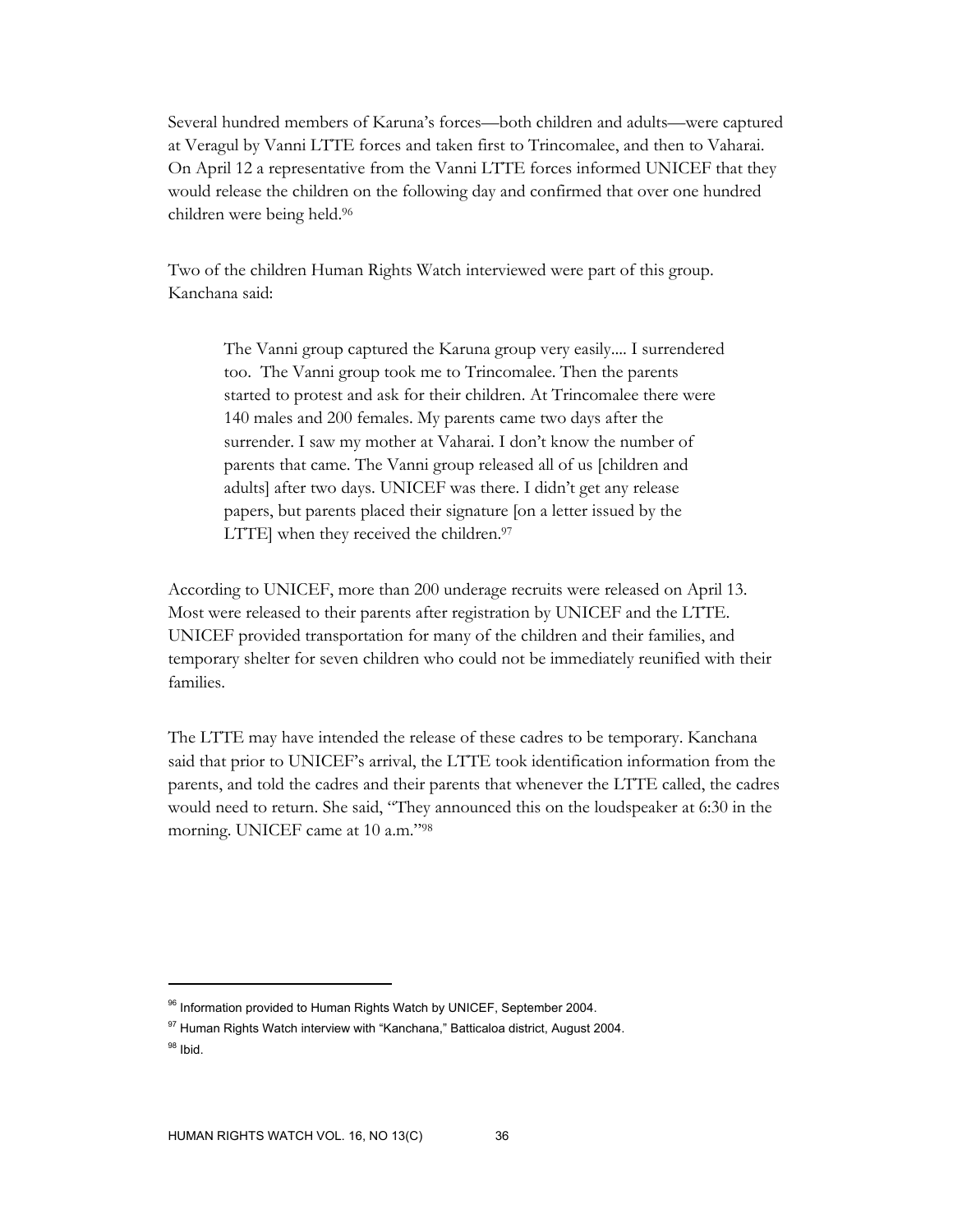Several hundred members of Karuna's forces—both children and adults—were captured at Veragul by Vanni LTTE forces and taken first to Trincomalee, and then to Vaharai. On April 12 a representative from the Vanni LTTE forces informed UNICEF that they would release the children on the following day and confirmed that over one hundred children were being held.[96]

Two of the children Human Rights Watch interviewed were part of this group. Kanchana said:

> The Vanni group captured the Karuna group very easily.... I surrendered too. The Vanni group took me to Trincomalee. Then the parents started to protest and ask for their children. At Trincomalee there were 140 males and 200 females. My parents came two days after the surrender. I saw my mother at Vaharai. I don't know the number of parents that came. The Vanni group released all of us [children and adults] after two days. UNICEF was there. I didn't get any release papers, but parents placed their signature [on a letter issued by the LTTE] when they received the children.[97]

According to UNICEF, more than 200 underage recruits were released on April 13. Most were released to their parents after registration by UNICEF and the LTTE. UNICEF provided transportation for many of the children and their families, and temporary shelter for seven children who could not be immediately reunified with their families.

The LTTE may have intended the release of these cadres to be temporary. Kanchana said that prior to UNICEF's arrival, the LTTE took identification information from the parents, and told the cadres and their parents that whenever the LTTE called, the cadres would need to return. She said, "They announced this on the loudspeaker at 6:30 in the morning. UNICEF came at 10 a.m."[98]

---

[96] Information provided to Human Rights Watch by UNICEF, September 2004.

[97] Human Rights Watch interview with "Kanchana," Batticaloa district, August 2004.

[98] Ibid.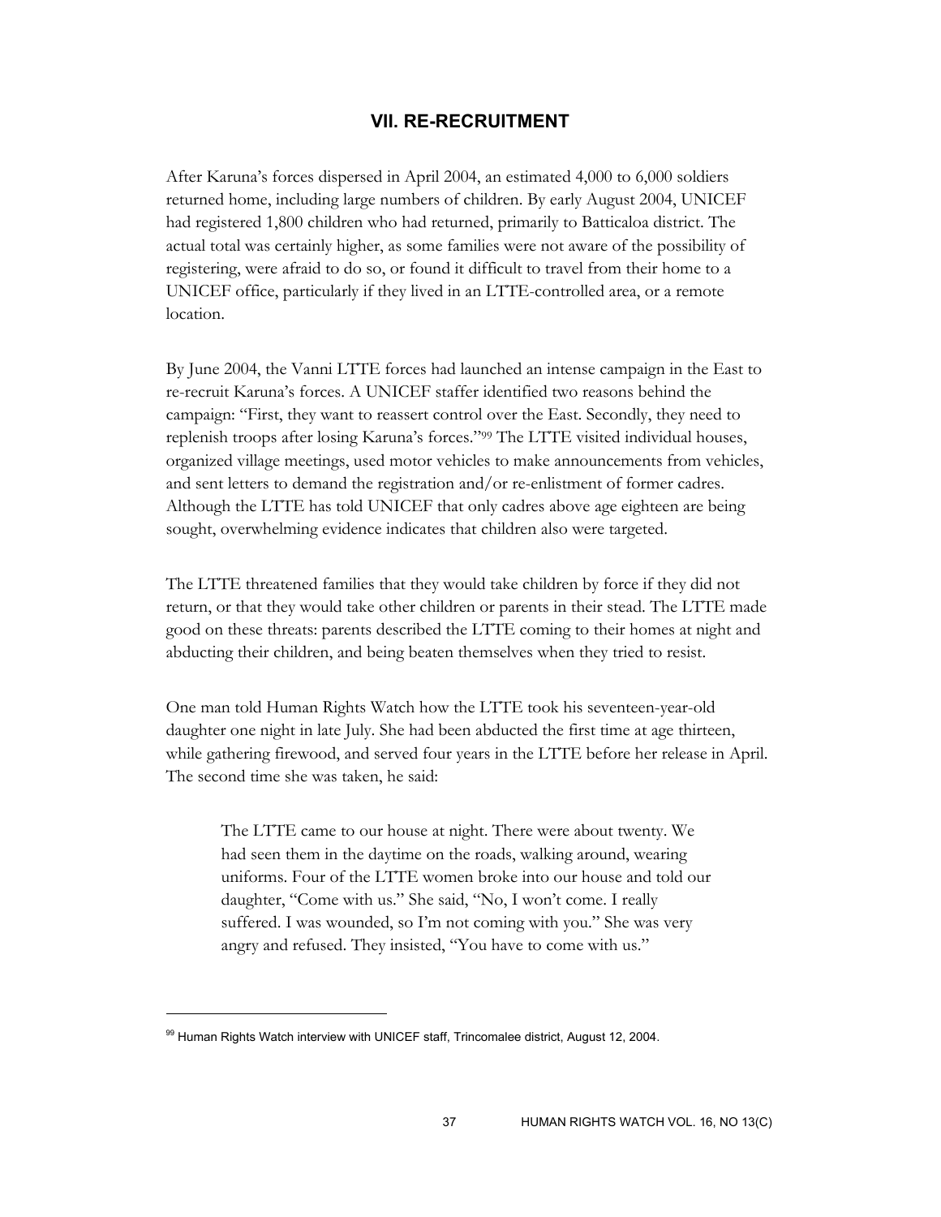## VII. RE-RECRUITMENT

After Karuna's forces dispersed in April 2004, an estimated 4,000 to 6,000 soldiers returned home, including large numbers of children. By early August 2004, UNICEF had registered 1,800 children who had returned, primarily to Batticaloa district. The actual total was certainly higher, as some families were not aware of the possibility of registering, were afraid to do so, or found it difficult to travel from their home to a UNICEF office, particularly if they lived in an LTTE-controlled area, or a remote location.

By June 2004, the Vanni LTTE forces had launched an intense campaign in the East to re-recruit Karuna's forces. A UNICEF staffer identified two reasons behind the campaign: "First, they want to reassert control over the East. Secondly, they need to replenish troops after losing Karuna's forces."[99] The LTTE visited individual houses, organized village meetings, used motor vehicles to make announcements from vehicles, and sent letters to demand the registration and/or re-enlistment of former cadres. Although the LTTE has told UNICEF that only cadres above age eighteen are being sought, overwhelming evidence indicates that children also were targeted.

The LTTE threatened families that they would take children by force if they did not return, or that they would take other children or parents in their stead. The LTTE made good on these threats: parents described the LTTE coming to their homes at night and abducting their children, and being beaten themselves when they tried to resist.

One man told Human Rights Watch how the LTTE took his seventeen-year-old daughter one night in late July. She had been abducted the first time at age thirteen, while gathering firewood, and served four years in the LTTE before her release in April. The second time she was taken, he said:

> The LTTE came to our house at night. There were about twenty. We had seen them in the daytime on the roads, walking around, wearing uniforms. Four of the LTTE women broke into our house and told our daughter, "Come with us." She said, "No, I won't come. I really suffered. I was wounded, so I'm not coming with you." She was very angry and refused. They insisted, "You have to come with us."

---

[99] Human Rights Watch interview with UNICEF staff, Trincomalee district, August 12, 2004.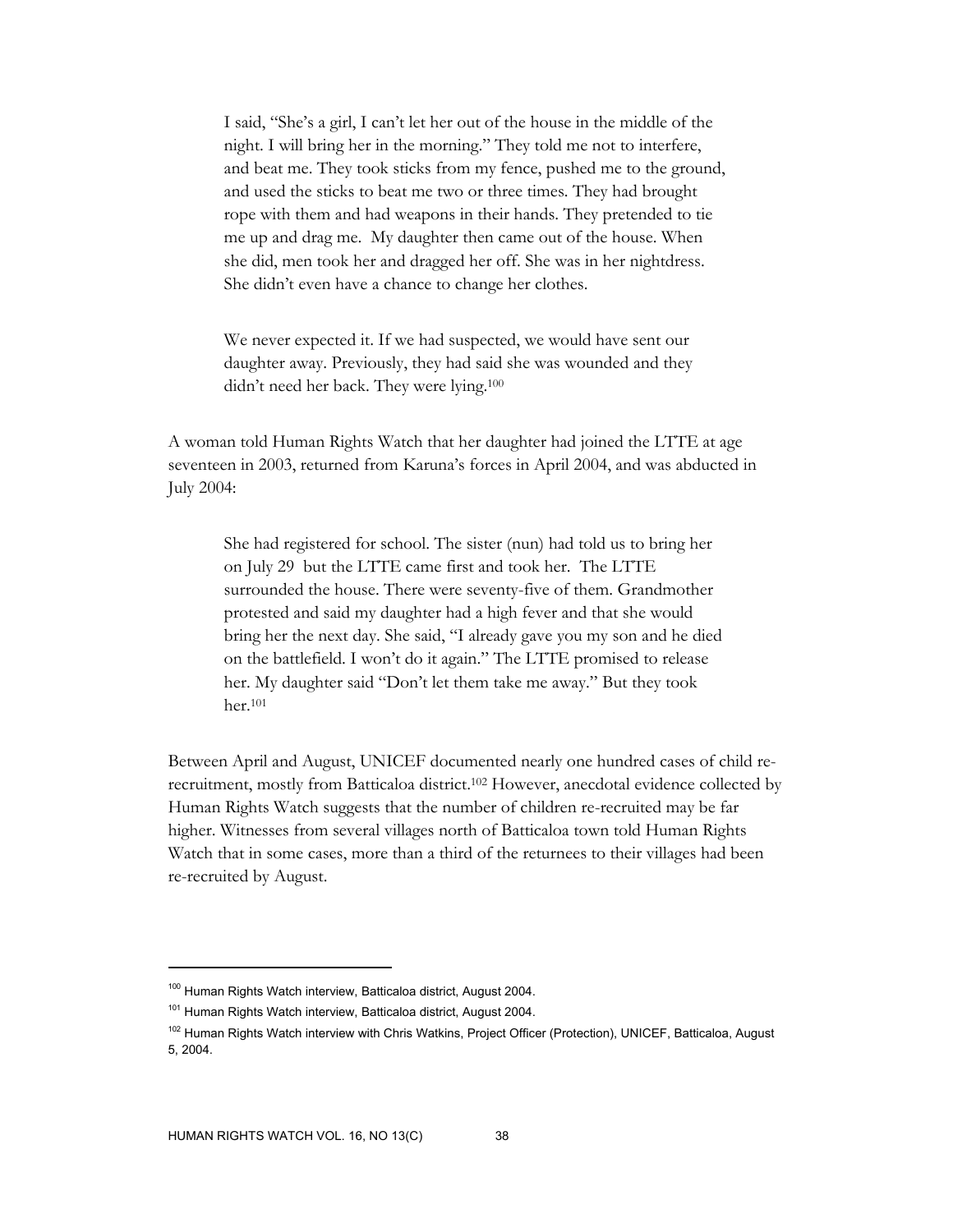> I said, "She's a girl, I can't let her out of the house in the middle of the night. I will bring her in the morning." They told me not to interfere, and beat me. They took sticks from my fence, pushed me to the ground, and used the sticks to beat me two or three times. They had brought rope with them and had weapons in their hands. They pretended to tie me up and drag me. My daughter then came out of the house. When she did, men took her and dragged her off. She was in her nightdress. She didn't even have a chance to change her clothes.
>
> We never expected it. If we had suspected, we would have sent our daughter away. Previously, they had said she was wounded and they didn't need her back. They were lying.[100]

A woman told Human Rights Watch that her daughter had joined the LTTE at age seventeen in 2003, returned from Karuna's forces in April 2004, and was abducted in July 2004:

> She had registered for school. The sister (nun) had told us to bring her on July 29 but the LTTE came first and took her. The LTTE surrounded the house. There were seventy-five of them. Grandmother protested and said my daughter had a high fever and that she would bring her the next day. She said, "I already gave you my son and he died on the battlefield. I won't do it again." The LTTE promised to release her. My daughter said "Don't let them take me away." But they took her.[101]

Between April and August, UNICEF documented nearly one hundred cases of child re-recruitment, mostly from Batticaloa district.[102] However, anecdotal evidence collected by Human Rights Watch suggests that the number of children re-recruited may be far higher. Witnesses from several villages north of Batticaloa town told Human Rights Watch that in some cases, more than a third of the returnees to their villages had been re-recruited by August.

---

[100] Human Rights Watch interview, Batticaloa district, August 2004.

[101] Human Rights Watch interview, Batticaloa district, August 2004.

[102] Human Rights Watch interview with Chris Watkins, Project Officer (Protection), UNICEF, Batticaloa, August 5, 2004.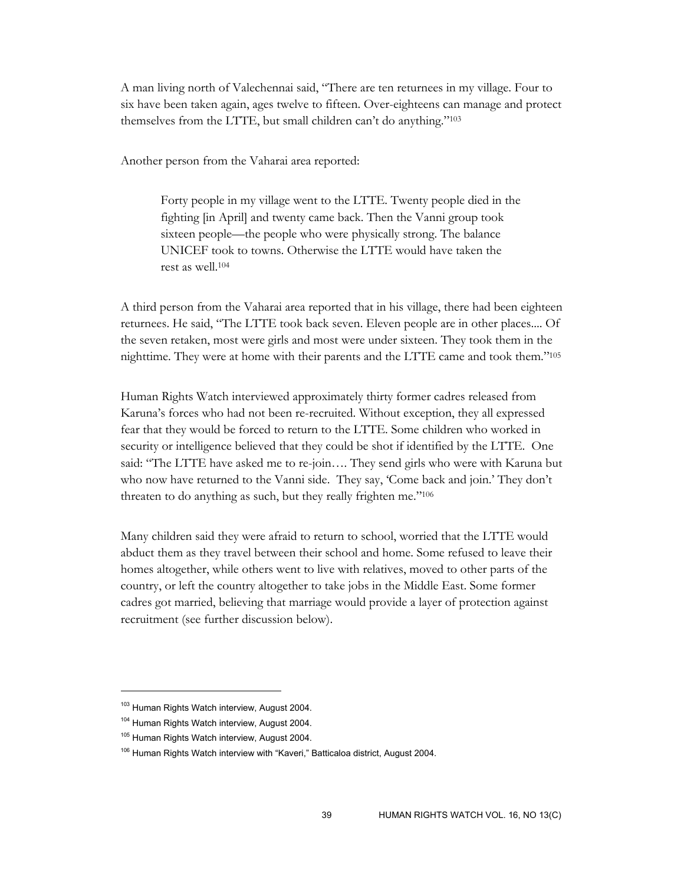A man living north of Valechennai said, "There are ten returnees in my village. Four to six have been taken again, ages twelve to fifteen. Over-eighteens can manage and protect themselves from the LTTE, but small children can't do anything."[103]

Another person from the Vaharai area reported:

> Forty people in my village went to the LTTE. Twenty people died in the fighting [in April] and twenty came back. Then the Vanni group took sixteen people—the people who were physically strong. The balance UNICEF took to towns. Otherwise the LTTE would have taken the rest as well.[104]

A third person from the Vaharai area reported that in his village, there had been eighteen returnees. He said, "The LTTE took back seven. Eleven people are in other places.... Of the seven retaken, most were girls and most were under sixteen. They took them in the nighttime. They were at home with their parents and the LTTE came and took them."[105]

Human Rights Watch interviewed approximately thirty former cadres released from Karuna's forces who had not been re-recruited. Without exception, they all expressed fear that they would be forced to return to the LTTE. Some children who worked in security or intelligence believed that they could be shot if identified by the LTTE. One said: "The LTTE have asked me to re-join…. They send girls who were with Karuna but who now have returned to the Vanni side. They say, 'Come back and join.' They don't threaten to do anything as such, but they really frighten me."[106]

Many children said they were afraid to return to school, worried that the LTTE would abduct them as they travel between their school and home. Some refused to leave their homes altogether, while others went to live with relatives, moved to other parts of the country, or left the country altogether to take jobs in the Middle East. Some former cadres got married, believing that marriage would provide a layer of protection against recruitment (see further discussion below).

---

[103] Human Rights Watch interview, August 2004.

[104] Human Rights Watch interview, August 2004.

[105] Human Rights Watch interview, August 2004.

[106] Human Rights Watch interview with "Kaveri," Batticaloa district, August 2004.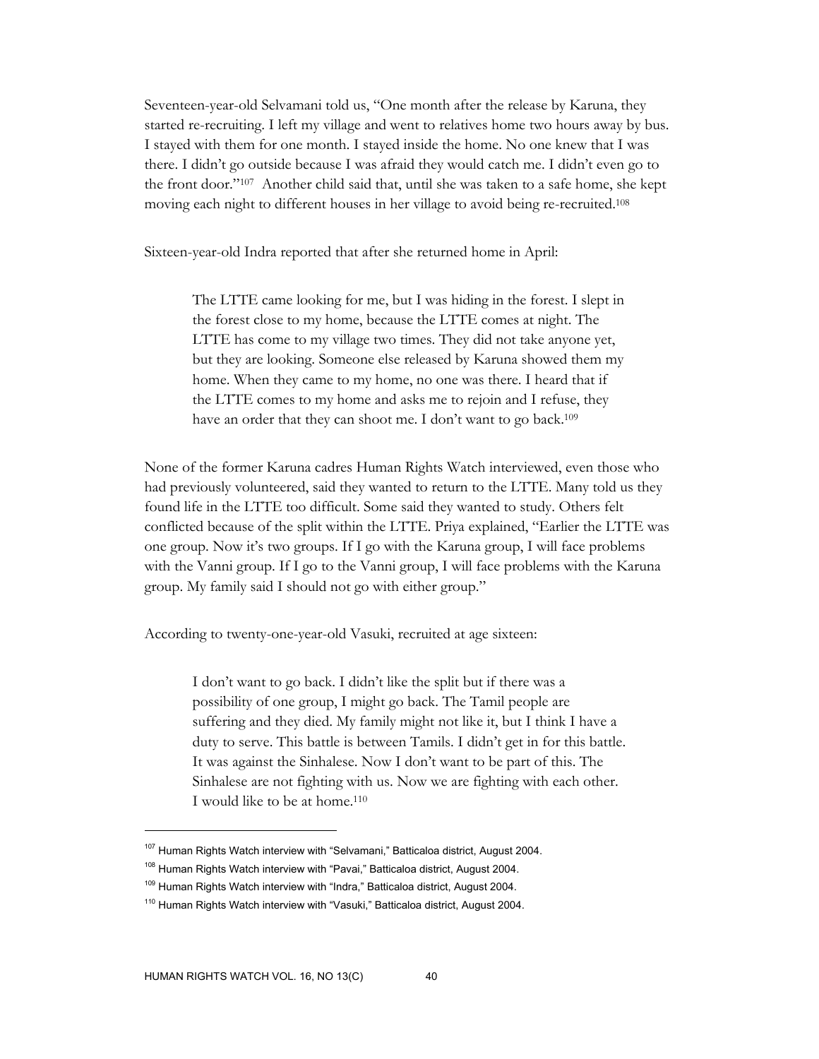Seventeen-year-old Selvamani told us, "One month after the release by Karuna, they started re-recruiting. I left my village and went to relatives home two hours away by bus. I stayed with them for one month. I stayed inside the home. No one knew that I was there. I didn't go outside because I was afraid they would catch me. I didn't even go to the front door."[107] Another child said that, until she was taken to a safe home, she kept moving each night to different houses in her village to avoid being re-recruited.[108]

Sixteen-year-old Indra reported that after she returned home in April:

> The LTTE came looking for me, but I was hiding in the forest. I slept in the forest close to my home, because the LTTE comes at night. The LTTE has come to my village two times. They did not take anyone yet, but they are looking. Someone else released by Karuna showed them my home. When they came to my home, no one was there. I heard that if the LTTE comes to my home and asks me to rejoin and I refuse, they have an order that they can shoot me. I don't want to go back.[109]

None of the former Karuna cadres Human Rights Watch interviewed, even those who had previously volunteered, said they wanted to return to the LTTE. Many told us they found life in the LTTE too difficult. Some said they wanted to study. Others felt conflicted because of the split within the LTTE. Priya explained, "Earlier the LTTE was one group. Now it's two groups. If I go with the Karuna group, I will face problems with the Vanni group. If I go to the Vanni group, I will face problems with the Karuna group. My family said I should not go with either group."

According to twenty-one-year-old Vasuki, recruited at age sixteen:

> I don't want to go back. I didn't like the split but if there was a possibility of one group, I might go back. The Tamil people are suffering and they died. My family might not like it, but I think I have a duty to serve. This battle is between Tamils. I didn't get in for this battle. It was against the Sinhalese. Now I don't want to be part of this. The Sinhalese are not fighting with us. Now we are fighting with each other. I would like to be at home.[110]

---

[107] Human Rights Watch interview with "Selvamani," Batticaloa district, August 2004.

[108] Human Rights Watch interview with "Pavai," Batticaloa district, August 2004.

[109] Human Rights Watch interview with "Indra," Batticaloa district, August 2004.

[110] Human Rights Watch interview with "Vasuki," Batticaloa district, August 2004.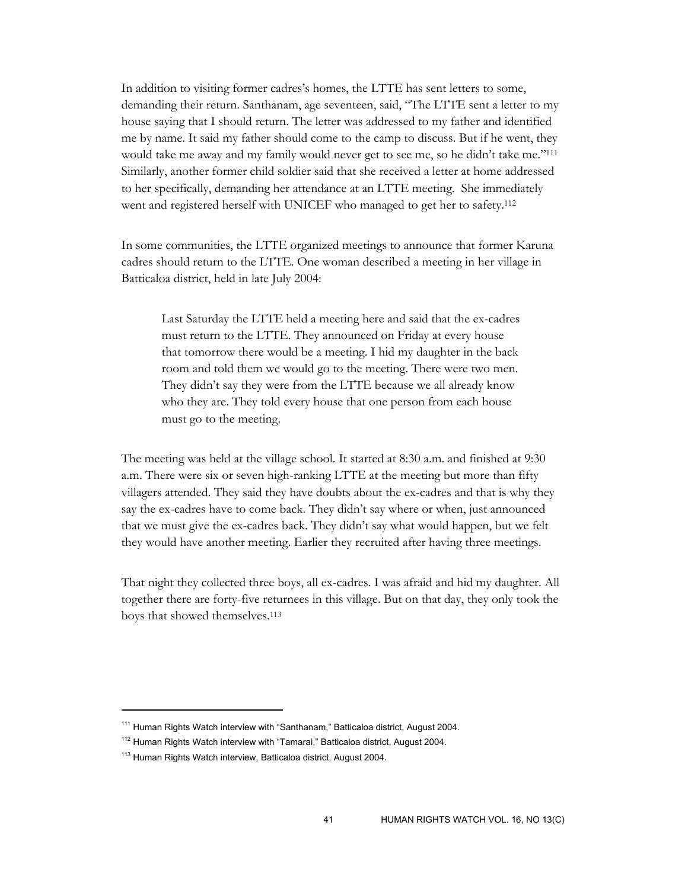In addition to visiting former cadres's homes, the LTTE has sent letters to some, demanding their return. Santhanam, age seventeen, said, "The LTTE sent a letter to my house saying that I should return. The letter was addressed to my father and identified me by name. It said my father should come to the camp to discuss. But if he went, they would take me away and my family would never get to see me, so he didn't take me."[111] Similarly, another former child soldier said that she received a letter at home addressed to her specifically, demanding her attendance at an LTTE meeting. She immediately went and registered herself with UNICEF who managed to get her to safety.[112]

In some communities, the LTTE organized meetings to announce that former Karuna cadres should return to the LTTE. One woman described a meeting in her village in Batticaloa district, held in late July 2004:

> Last Saturday the LTTE held a meeting here and said that the ex-cadres must return to the LTTE. They announced on Friday at every house that tomorrow there would be a meeting. I hid my daughter in the back room and told them we would go to the meeting. There were two men. They didn't say they were from the LTTE because we all already know who they are. They told every house that one person from each house must go to the meeting.

The meeting was held at the village school. It started at 8:30 a.m. and finished at 9:30 a.m. There were six or seven high-ranking LTTE at the meeting but more than fifty villagers attended. They said they have doubts about the ex-cadres and that is why they say the ex-cadres have to come back. They didn't say where or when, just announced that we must give the ex-cadres back. They didn't say what would happen, but we felt they would have another meeting. Earlier they recruited after having three meetings.

That night they collected three boys, all ex-cadres. I was afraid and hid my daughter. All together there are forty-five returnees in this village. But on that day, they only took the boys that showed themselves.[113]

---

[111] Human Rights Watch interview with "Santhanam," Batticaloa district, August 2004.

[112] Human Rights Watch interview with "Tamarai," Batticaloa district, August 2004.

[113] Human Rights Watch interview, Batticaloa district, August 2004.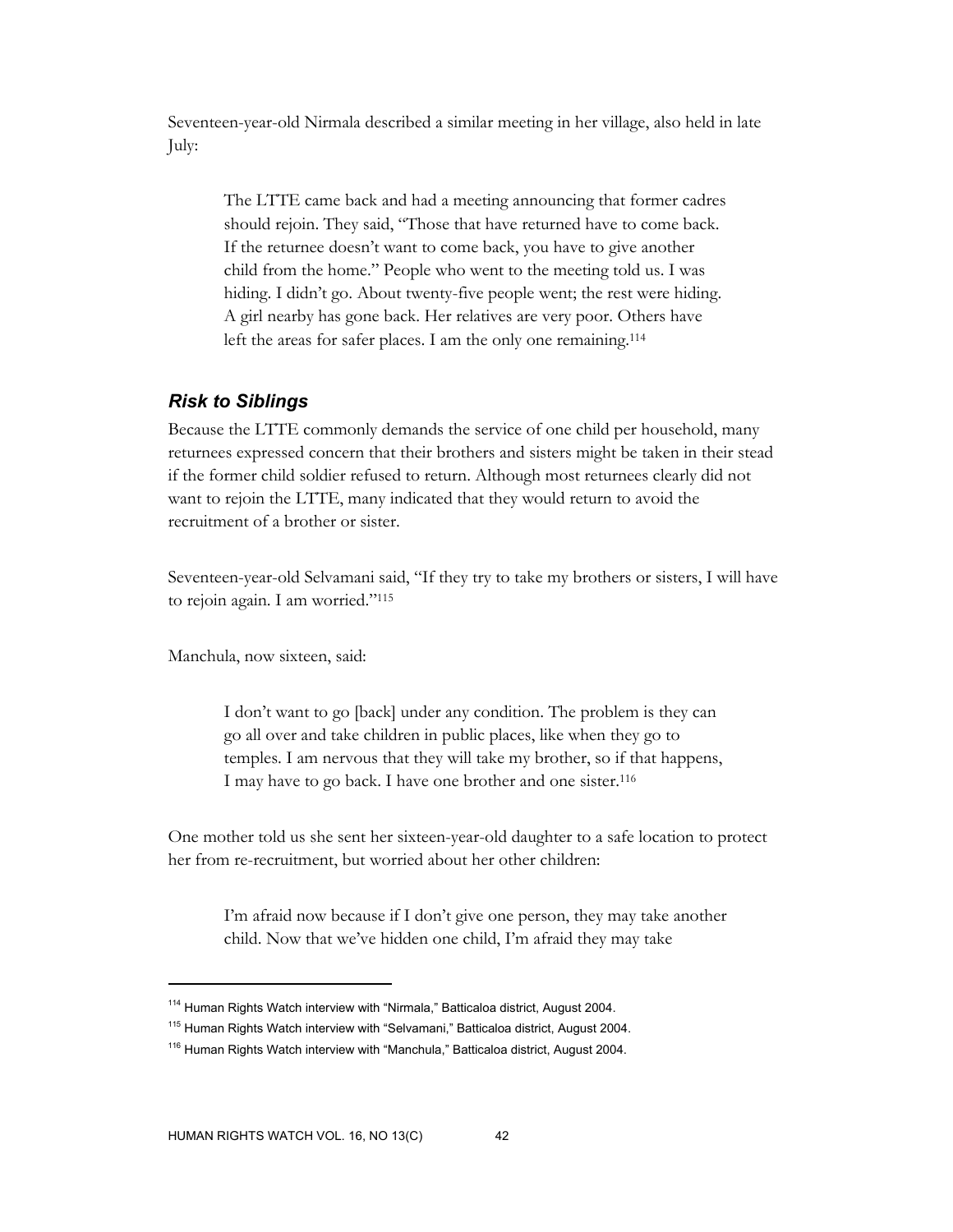Seventeen-year-old Nirmala described a similar meeting in her village, also held in late July:

> The LTTE came back and had a meeting announcing that former cadres should rejoin. They said, "Those that have returned have to come back. If the returnee doesn't want to come back, you have to give another child from the home." People who went to the meeting told us. I was hiding. I didn't go. About twenty-five people went; the rest were hiding. A girl nearby has gone back. Her relatives are very poor. Others have left the areas for safer places. I am the only one remaining.[114]

### *Risk to Siblings*

Because the LTTE commonly demands the service of one child per household, many returnees expressed concern that their brothers and sisters might be taken in their stead if the former child soldier refused to return. Although most returnees clearly did not want to rejoin the LTTE, many indicated that they would return to avoid the recruitment of a brother or sister.

Seventeen-year-old Selvamani said, "If they try to take my brothers or sisters, I will have to rejoin again. I am worried."[115]

Manchula, now sixteen, said:

> I don't want to go [back] under any condition. The problem is they can go all over and take children in public places, like when they go to temples. I am nervous that they will take my brother, so if that happens, I may have to go back. I have one brother and one sister.[116]

One mother told us she sent her sixteen-year-old daughter to a safe location to protect her from re-recruitment, but worried about her other children:

> I'm afraid now because if I don't give one person, they may take another child. Now that we've hidden one child, I'm afraid they may take

---

[114] Human Rights Watch interview with "Nirmala," Batticaloa district, August 2004.

[115] Human Rights Watch interview with "Selvamani," Batticaloa district, August 2004.

[116] Human Rights Watch interview with "Manchula," Batticaloa district, August 2004.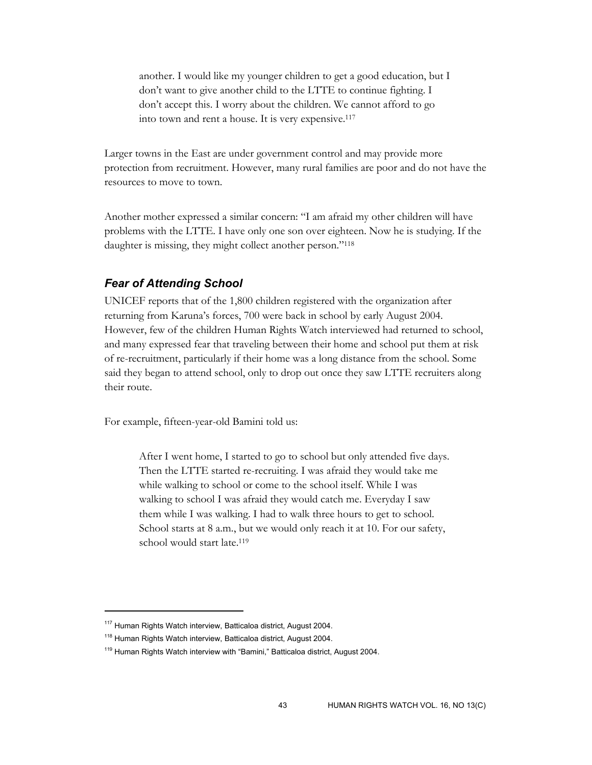> another. I would like my younger children to get a good education, but I don't want to give another child to the LTTE to continue fighting. I don't accept this. I worry about the children. We cannot afford to go into town and rent a house. It is very expensive.[117]

Larger towns in the East are under government control and may provide more protection from recruitment. However, many rural families are poor and do not have the resources to move to town.

Another mother expressed a similar concern: "I am afraid my other children will have problems with the LTTE. I have only one son over eighteen. Now he is studying. If the daughter is missing, they might collect another person."[118]

### *Fear of Attending School*

UNICEF reports that of the 1,800 children registered with the organization after returning from Karuna's forces, 700 were back in school by early August 2004. However, few of the children Human Rights Watch interviewed had returned to school, and many expressed fear that traveling between their home and school put them at risk of re-recruitment, particularly if their home was a long distance from the school. Some said they began to attend school, only to drop out once they saw LTTE recruiters along their route.

For example, fifteen-year-old Bamini told us:

> After I went home, I started to go to school but only attended five days. Then the LTTE started re-recruiting. I was afraid they would take me while walking to school or come to the school itself. While I was walking to school I was afraid they would catch me. Everyday I saw them while I was walking. I had to walk three hours to get to school. School starts at 8 a.m., but we would only reach it at 10. For our safety, school would start late.[119]

---

[117] Human Rights Watch interview, Batticaloa district, August 2004.

[118] Human Rights Watch interview, Batticaloa district, August 2004.

[119] Human Rights Watch interview with "Bamini," Batticaloa district, August 2004.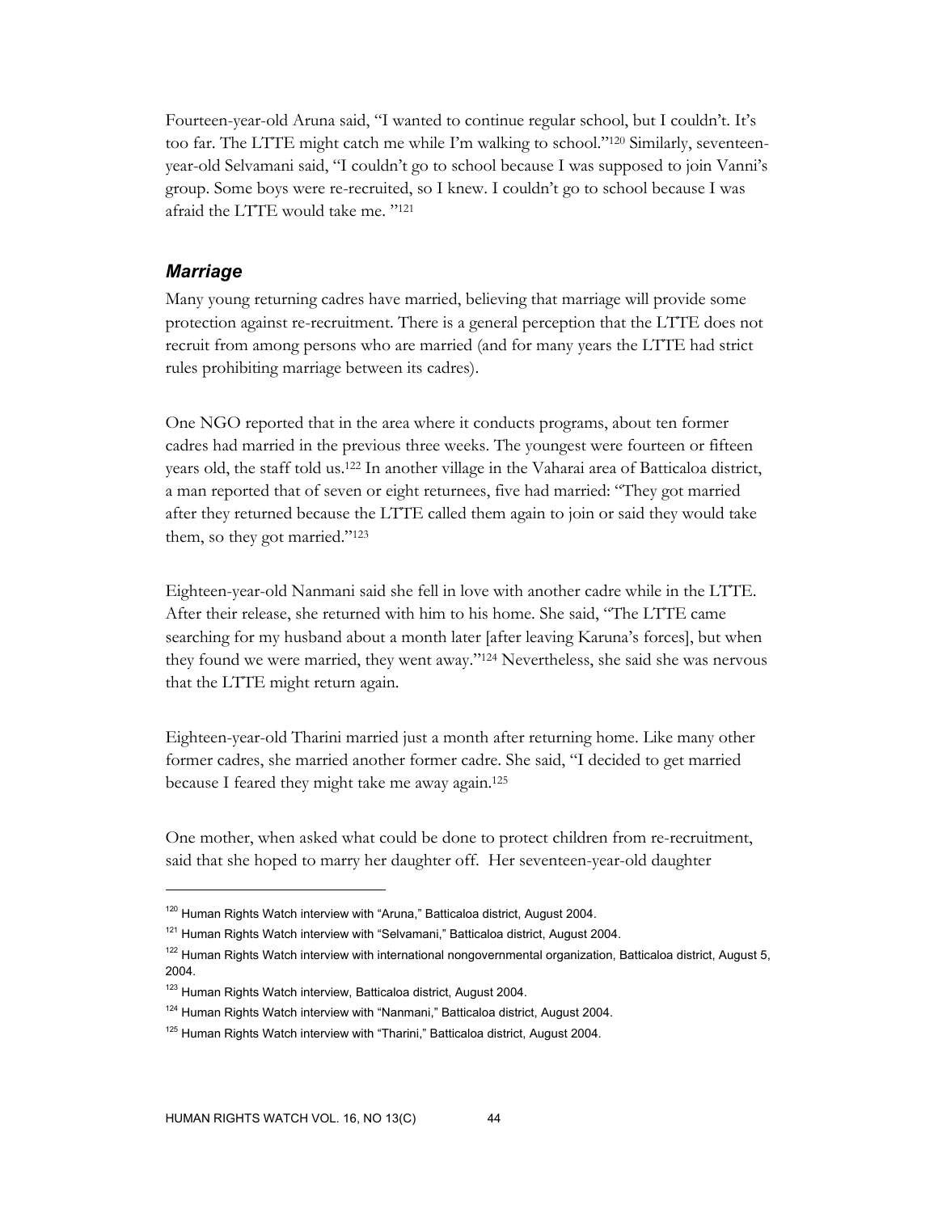Fourteen-year-old Aruna said, "I wanted to continue regular school, but I couldn't. It's too far. The LTTE might catch me while I'm walking to school."[120] Similarly, seventeen-year-old Selvamani said, "I couldn't go to school because I was supposed to join Vanni's group. Some boys were re-recruited, so I knew. I couldn't go to school because I was afraid the LTTE would take me. "[121]

### *Marriage*

Many young returning cadres have married, believing that marriage will provide some protection against re-recruitment. There is a general perception that the LTTE does not recruit from among persons who are married (and for many years the LTTE had strict rules prohibiting marriage between its cadres).

One NGO reported that in the area where it conducts programs, about ten former cadres had married in the previous three weeks. The youngest were fourteen or fifteen years old, the staff told us.[122] In another village in the Vaharai area of Batticaloa district, a man reported that of seven or eight returnees, five had married: "They got married after they returned because the LTTE called them again to join or said they would take them, so they got married."[123]

Eighteen-year-old Nanmani said she fell in love with another cadre while in the LTTE. After their release, she returned with him to his home. She said, "The LTTE came searching for my husband about a month later [after leaving Karuna's forces], but when they found we were married, they went away."[124] Nevertheless, she said she was nervous that the LTTE might return again.

Eighteen-year-old Tharini married just a month after returning home. Like many other former cadres, she married another former cadre. She said, "I decided to get married because I feared they might take me away again.[125]

One mother, when asked what could be done to protect children from re-recruitment, said that she hoped to marry her daughter off. Her seventeen-year-old daughter

---

[120] Human Rights Watch interview with "Aruna," Batticaloa district, August 2004.

[121] Human Rights Watch interview with "Selvamani," Batticaloa district, August 2004.

[122] Human Rights Watch interview with international nongovernmental organization, Batticaloa district, August 5, 2004.

[123] Human Rights Watch interview, Batticaloa district, August 2004.

[124] Human Rights Watch interview with "Nanmani," Batticaloa district, August 2004.

[125] Human Rights Watch interview with "Tharini," Batticaloa district, August 2004.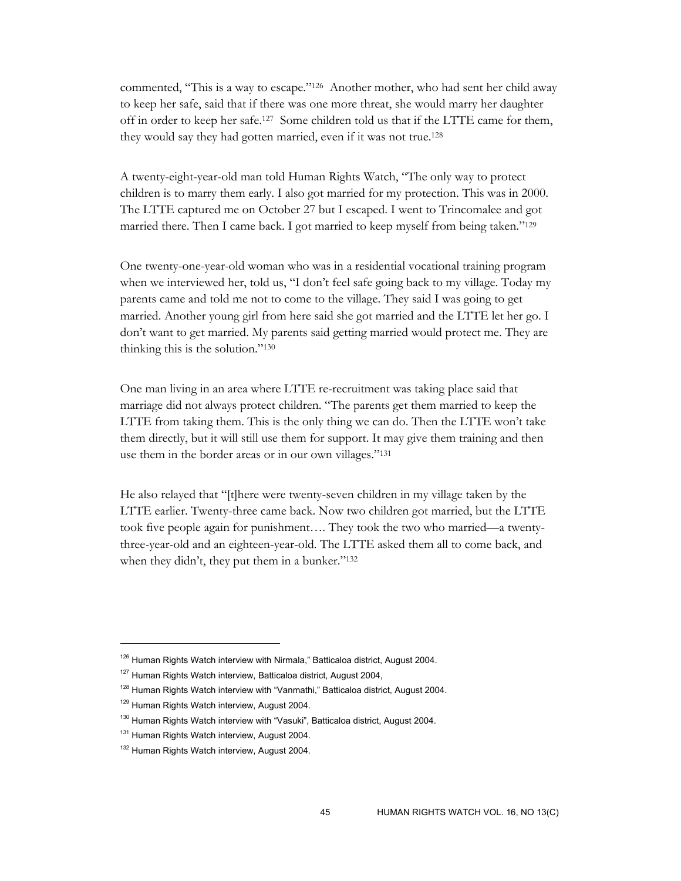commented, "This is a way to escape."[126] Another mother, who had sent her child away to keep her safe, said that if there was one more threat, she would marry her daughter off in order to keep her safe.[127] Some children told us that if the LTTE came for them, they would say they had gotten married, even if it was not true.[128]

A twenty-eight-year-old man told Human Rights Watch, "The only way to protect children is to marry them early. I also got married for my protection. This was in 2000. The LTTE captured me on October 27 but I escaped. I went to Trincomalee and got married there. Then I came back. I got married to keep myself from being taken."[129]

One twenty-one-year-old woman who was in a residential vocational training program when we interviewed her, told us, "I don't feel safe going back to my village. Today my parents came and told me not to come to the village. They said I was going to get married. Another young girl from here said she got married and the LTTE let her go. I don't want to get married. My parents said getting married would protect me. They are thinking this is the solution."[130]

One man living in an area where LTTE re-recruitment was taking place said that marriage did not always protect children. "The parents get them married to keep the LTTE from taking them. This is the only thing we can do. Then the LTTE won't take them directly, but it will still use them for support. It may give them training and then use them in the border areas or in our own villages."[131]

He also relayed that "[t]here were twenty-seven children in my village taken by the LTTE earlier. Twenty-three came back. Now two children got married, but the LTTE took five people again for punishment…. They took the two who married—a twenty-three-year-old and an eighteen-year-old. The LTTE asked them all to come back, and when they didn't, they put them in a bunker."[132]

---

[126] Human Rights Watch interview with Nirmala," Batticaloa district, August 2004.

[127] Human Rights Watch interview, Batticaloa district, August 2004,

[128] Human Rights Watch interview with "Vanmathi," Batticaloa district, August 2004.

[129] Human Rights Watch interview, August 2004.

[130] Human Rights Watch interview with "Vasuki", Batticaloa district, August 2004.

[131] Human Rights Watch interview, August 2004.

[132] Human Rights Watch interview, August 2004.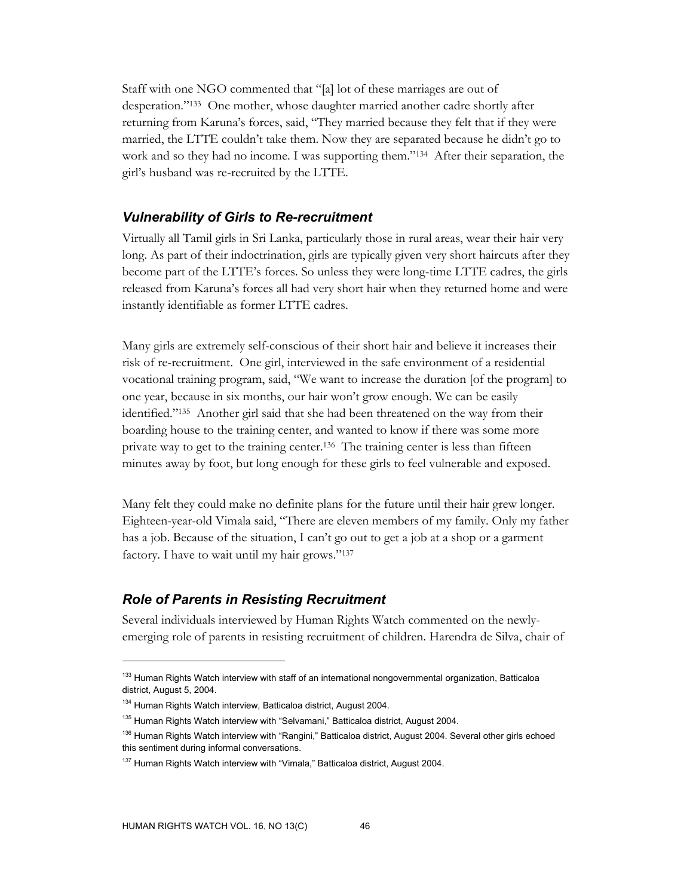Staff with one NGO commented that "[a] lot of these marriages are out of desperation."[133] One mother, whose daughter married another cadre shortly after returning from Karuna's forces, said, "They married because they felt that if they were married, the LTTE couldn't take them. Now they are separated because he didn't go to work and so they had no income. I was supporting them."[134] After their separation, the girl's husband was re-recruited by the LTTE.

### *Vulnerability of Girls to Re-recruitment*

Virtually all Tamil girls in Sri Lanka, particularly those in rural areas, wear their hair very long. As part of their indoctrination, girls are typically given very short haircuts after they become part of the LTTE's forces. So unless they were long-time LTTE cadres, the girls released from Karuna's forces all had very short hair when they returned home and were instantly identifiable as former LTTE cadres.

Many girls are extremely self-conscious of their short hair and believe it increases their risk of re-recruitment. One girl, interviewed in the safe environment of a residential vocational training program, said, "We want to increase the duration [of the program] to one year, because in six months, our hair won't grow enough. We can be easily identified."[135] Another girl said that she had been threatened on the way from their boarding house to the training center, and wanted to know if there was some more private way to get to the training center.[136] The training center is less than fifteen minutes away by foot, but long enough for these girls to feel vulnerable and exposed.

Many felt they could make no definite plans for the future until their hair grew longer. Eighteen-year-old Vimala said, "There are eleven members of my family. Only my father has a job. Because of the situation, I can't go out to get a job at a shop or a garment factory. I have to wait until my hair grows."[137]

### *Role of Parents in Resisting Recruitment*

Several individuals interviewed by Human Rights Watch commented on the newly-emerging role of parents in resisting recruitment of children. Harendra de Silva, chair of

---

[133] Human Rights Watch interview with staff of an international nongovernmental organization, Batticaloa district, August 5, 2004.

[134] Human Rights Watch interview, Batticaloa district, August 2004.

[135] Human Rights Watch interview with "Selvamani," Batticaloa district, August 2004.

[136] Human Rights Watch interview with "Rangini," Batticaloa district, August 2004. Several other girls echoed this sentiment during informal conversations.

[137] Human Rights Watch interview with "Vimala," Batticaloa district, August 2004.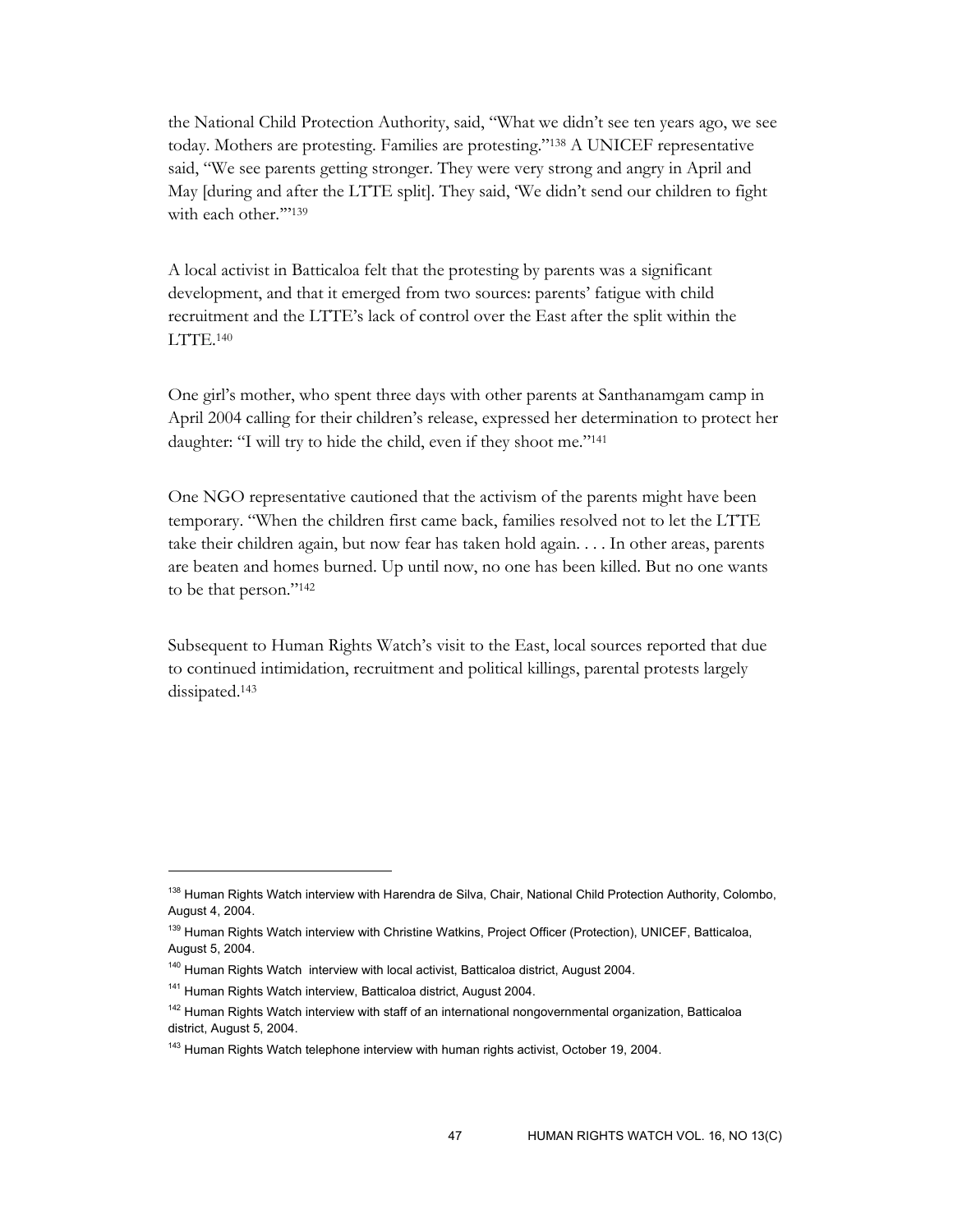the National Child Protection Authority, said, "What we didn't see ten years ago, we see today. Mothers are protesting. Families are protesting."[138] A UNICEF representative said, "We see parents getting stronger. They were very strong and angry in April and May [during and after the LTTE split]. They said, 'We didn't send our children to fight with each other.'"[139]

A local activist in Batticaloa felt that the protesting by parents was a significant development, and that it emerged from two sources: parents' fatigue with child recruitment and the LTTE's lack of control over the East after the split within the LTTE.[140]

One girl's mother, who spent three days with other parents at Santhanamgam camp in April 2004 calling for their children's release, expressed her determination to protect her daughter: "I will try to hide the child, even if they shoot me."[141]

One NGO representative cautioned that the activism of the parents might have been temporary. "When the children first came back, families resolved not to let the LTTE take their children again, but now fear has taken hold again. . . . In other areas, parents are beaten and homes burned. Up until now, no one has been killed. But no one wants to be that person."[142]

Subsequent to Human Rights Watch's visit to the East, local sources reported that due to continued intimidation, recruitment and political killings, parental protests largely dissipated.[143]

---

[138] Human Rights Watch interview with Harendra de Silva, Chair, National Child Protection Authority, Colombo, August 4, 2004.

[139] Human Rights Watch interview with Christine Watkins, Project Officer (Protection), UNICEF, Batticaloa, August 5, 2004.

[140] Human Rights Watch interview with local activist, Batticaloa district, August 2004.

[141] Human Rights Watch interview, Batticaloa district, August 2004.

[142] Human Rights Watch interview with staff of an international nongovernmental organization, Batticaloa district, August 5, 2004.

[143] Human Rights Watch telephone interview with human rights activist, October 19, 2004.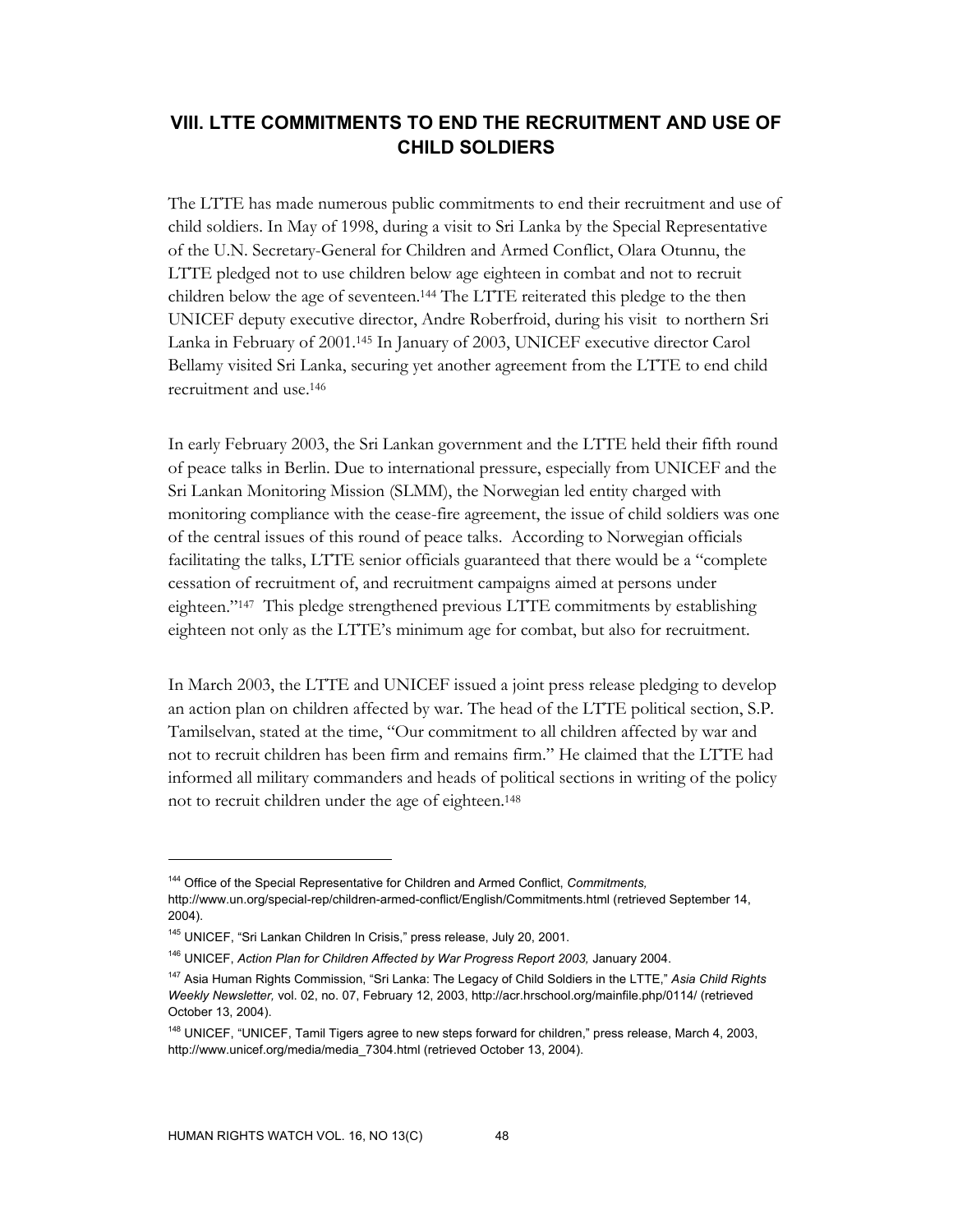## VIII. LTTE COMMITMENTS TO END THE RECRUITMENT AND USE OF CHILD SOLDIERS

The LTTE has made numerous public commitments to end their recruitment and use of child soldiers. In May of 1998, during a visit to Sri Lanka by the Special Representative of the U.N. Secretary-General for Children and Armed Conflict, Olara Otunnu, the LTTE pledged not to use children below age eighteen in combat and not to recruit children below the age of seventeen.[144] The LTTE reiterated this pledge to the then UNICEF deputy executive director, Andre Roberfroid, during his visit to northern Sri Lanka in February of 2001.[145] In January of 2003, UNICEF executive director Carol Bellamy visited Sri Lanka, securing yet another agreement from the LTTE to end child recruitment and use.[146]

In early February 2003, the Sri Lankan government and the LTTE held their fifth round of peace talks in Berlin. Due to international pressure, especially from UNICEF and the Sri Lankan Monitoring Mission (SLMM), the Norwegian led entity charged with monitoring compliance with the cease-fire agreement, the issue of child soldiers was one of the central issues of this round of peace talks. According to Norwegian officials facilitating the talks, LTTE senior officials guaranteed that there would be a "complete cessation of recruitment of, and recruitment campaigns aimed at persons under eighteen."[147] This pledge strengthened previous LTTE commitments by establishing eighteen not only as the LTTE's minimum age for combat, but also for recruitment.

In March 2003, the LTTE and UNICEF issued a joint press release pledging to develop an action plan on children affected by war. The head of the LTTE political section, S.P. Tamilselvan, stated at the time, "Our commitment to all children affected by war and not to recruit children has been firm and remains firm." He claimed that the LTTE had informed all military commanders and heads of political sections in writing of the policy not to recruit children under the age of eighteen.[148]

---

[144] Office of the Special Representative for Children and Armed Conflict, *Commitments,* http://www.un.org/special-rep/children-armed-conflict/English/Commitments.html (retrieved September 14, 2004).

[145] UNICEF, "Sri Lankan Children In Crisis," press release, July 20, 2001.

[146] UNICEF, *Action Plan for Children Affected by War Progress Report 2003,* January 2004.

[147] Asia Human Rights Commission, "Sri Lanka: The Legacy of Child Soldiers in the LTTE," *Asia Child Rights Weekly Newsletter,* vol. 02, no. 07, February 12, 2003, http://acr.hrschool.org/mainfile.php/0114/ (retrieved October 13, 2004).

[148] UNICEF, "UNICEF, Tamil Tigers agree to new steps forward for children," press release, March 4, 2003, http://www.unicef.org/media/media_7304.html (retrieved October 13, 2004).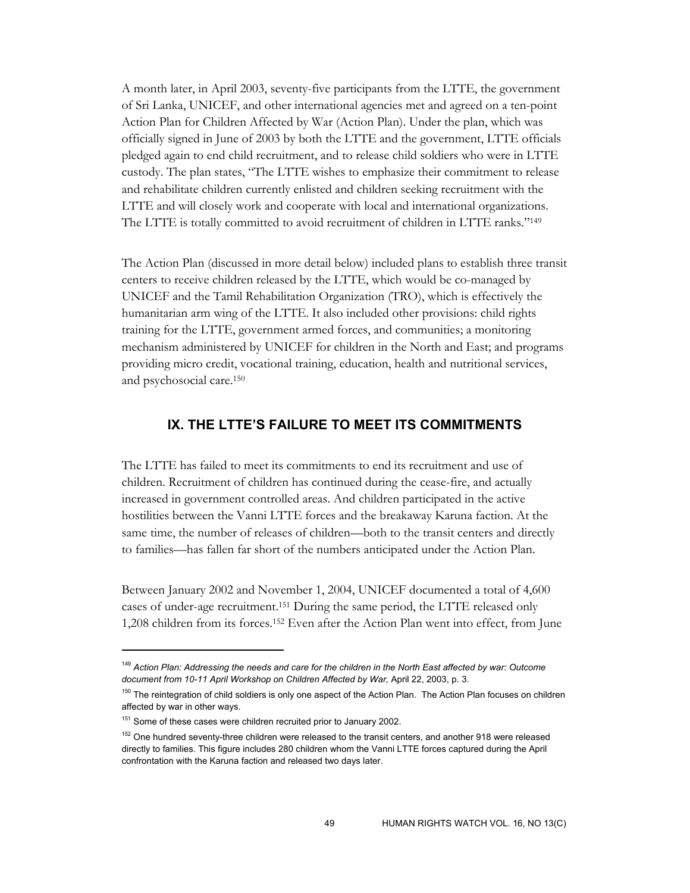A month later, in April 2003, seventy-five participants from the LTTE, the government of Sri Lanka, UNICEF, and other international agencies met and agreed on a ten-point Action Plan for Children Affected by War (Action Plan). Under the plan, which was officially signed in June of 2003 by both the LTTE and the government, LTTE officials pledged again to end child recruitment, and to release child soldiers who were in LTTE custody. The plan states, "The LTTE wishes to emphasize their commitment to release and rehabilitate children currently enlisted and children seeking recruitment with the LTTE and will closely work and cooperate with local and international organizations. The LTTE is totally committed to avoid recruitment of children in LTTE ranks."[149]

The Action Plan (discussed in more detail below) included plans to establish three transit centers to receive children released by the LTTE, which would be co-managed by UNICEF and the Tamil Rehabilitation Organization (TRO), which is effectively the humanitarian arm wing of the LTTE. It also included other provisions: child rights training for the LTTE, government armed forces, and communities; a monitoring mechanism administered by UNICEF for children in the North and East; and programs providing micro credit, vocational training, education, health and nutritional services, and psychosocial care.[150]

## IX. THE LTTE'S FAILURE TO MEET ITS COMMITMENTS

The LTTE has failed to meet its commitments to end its recruitment and use of children. Recruitment of children has continued during the cease-fire, and actually increased in government controlled areas. And children participated in the active hostilities between the Vanni LTTE forces and the breakaway Karuna faction. At the same time, the number of releases of children—both to the transit centers and directly to families—has fallen far short of the numbers anticipated under the Action Plan.

Between January 2002 and November 1, 2004, UNICEF documented a total of 4,600 cases of under-age recruitment.[151] During the same period, the LTTE released only 1,208 children from its forces.[152] Even after the Action Plan went into effect, from June

---

[149] *Action Plan: Addressing the needs and care for the children in the North East affected by war: Outcome document from 10-11 April Workshop on Children Affected by War,* April 22, 2003, p. 3.

[150] The reintegration of child soldiers is only one aspect of the Action Plan. The Action Plan focuses on children affected by war in other ways.

[151] Some of these cases were children recruited prior to January 2002.

[152] One hundred seventy-three children were released to the transit centers, and another 918 were released directly to families. This figure includes 280 children whom the Vanni LTTE forces captured during the April confrontation with the Karuna faction and released two days later.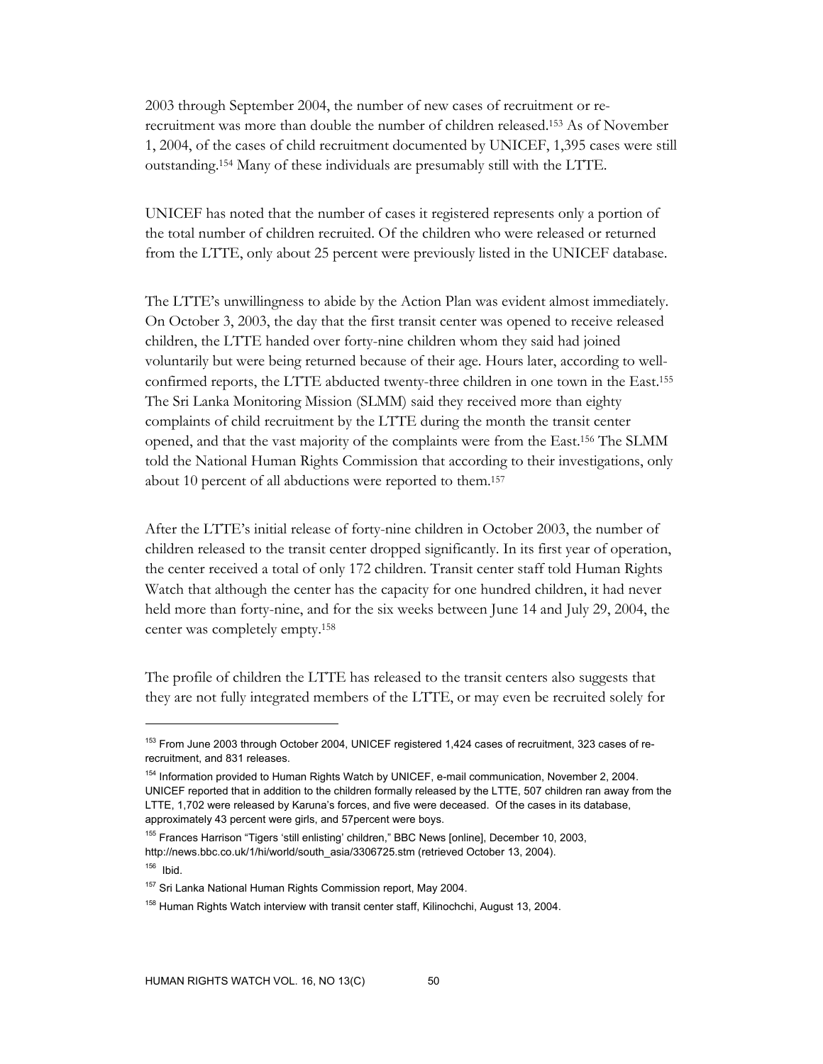2003 through September 2004, the number of new cases of recruitment or re-recruitment was more than double the number of children released.[153] As of November 1, 2004, of the cases of child recruitment documented by UNICEF, 1,395 cases were still outstanding.[154] Many of these individuals are presumably still with the LTTE.

UNICEF has noted that the number of cases it registered represents only a portion of the total number of children recruited. Of the children who were released or returned from the LTTE, only about 25 percent were previously listed in the UNICEF database.

The LTTE's unwillingness to abide by the Action Plan was evident almost immediately. On October 3, 2003, the day that the first transit center was opened to receive released children, the LTTE handed over forty-nine children whom they said had joined voluntarily but were being returned because of their age. Hours later, according to well-confirmed reports, the LTTE abducted twenty-three children in one town in the East.[155] The Sri Lanka Monitoring Mission (SLMM) said they received more than eighty complaints of child recruitment by the LTTE during the month the transit center opened, and that the vast majority of the complaints were from the East.[156] The SLMM told the National Human Rights Commission that according to their investigations, only about 10 percent of all abductions were reported to them.[157]

After the LTTE's initial release of forty-nine children in October 2003, the number of children released to the transit center dropped significantly. In its first year of operation, the center received a total of only 172 children. Transit center staff told Human Rights Watch that although the center has the capacity for one hundred children, it had never held more than forty-nine, and for the six weeks between June 14 and July 29, 2004, the center was completely empty.[158]

The profile of children the LTTE has released to the transit centers also suggests that they are not fully integrated members of the LTTE, or may even be recruited solely for

---

[153] From June 2003 through October 2004, UNICEF registered 1,424 cases of recruitment, 323 cases of re-recruitment, and 831 releases.

[154] Information provided to Human Rights Watch by UNICEF, e-mail communication, November 2, 2004. UNICEF reported that in addition to the children formally released by the LTTE, 507 children ran away from the LTTE, 1,702 were released by Karuna's forces, and five were deceased. Of the cases in its database, approximately 43 percent were girls, and 57percent were boys.

[155] Frances Harrison "Tigers 'still enlisting' children," BBC News [online], December 10, 2003, http://news.bbc.co.uk/1/hi/world/south_asia/3306725.stm (retrieved October 13, 2004).

[156] Ibid.

[157] Sri Lanka National Human Rights Commission report, May 2004.

[158] Human Rights Watch interview with transit center staff, Kilinochchi, August 13, 2004.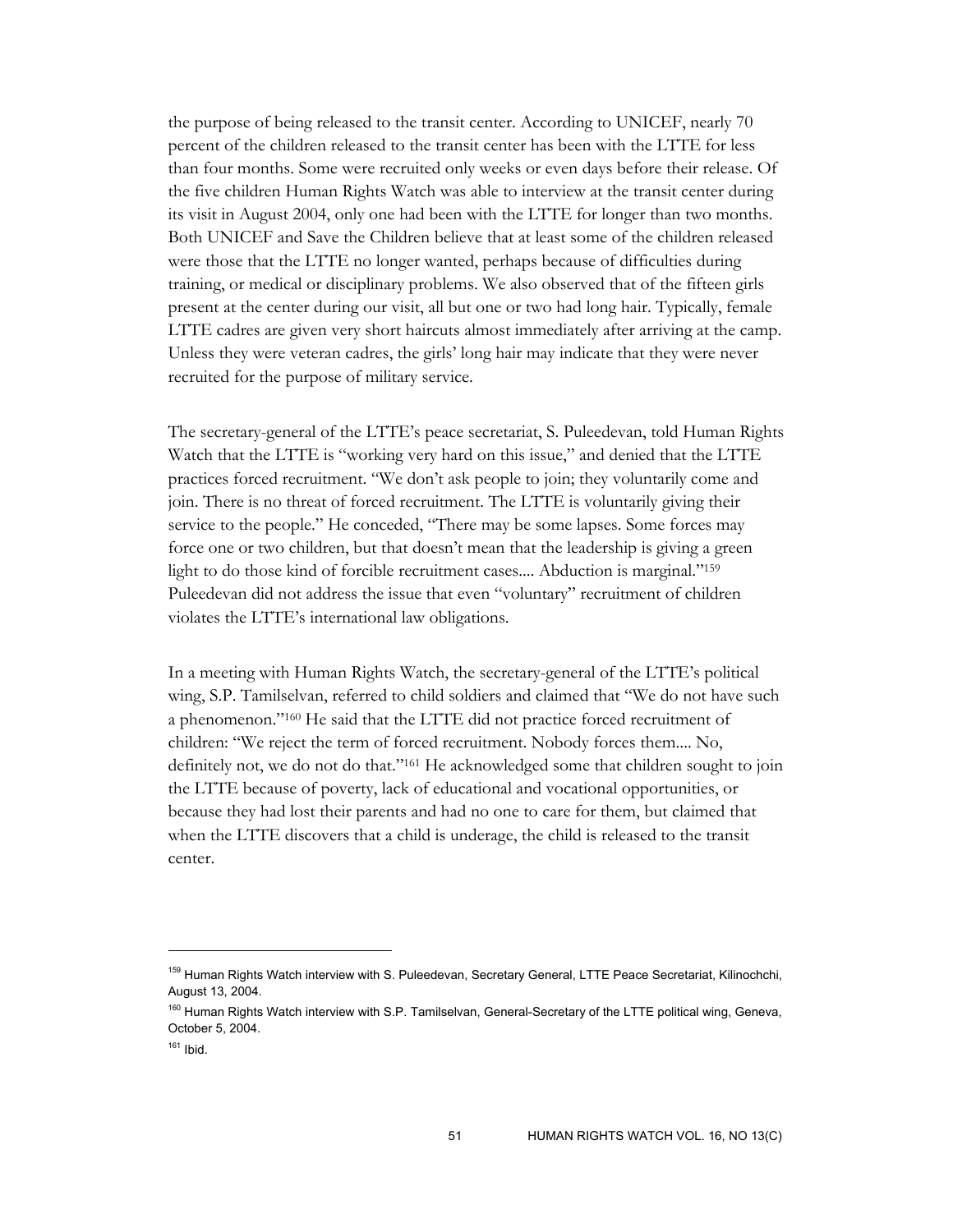the purpose of being released to the transit center. According to UNICEF, nearly 70 percent of the children released to the transit center has been with the LTTE for less than four months. Some were recruited only weeks or even days before their release. Of the five children Human Rights Watch was able to interview at the transit center during its visit in August 2004, only one had been with the LTTE for longer than two months. Both UNICEF and Save the Children believe that at least some of the children released were those that the LTTE no longer wanted, perhaps because of difficulties during training, or medical or disciplinary problems. We also observed that of the fifteen girls present at the center during our visit, all but one or two had long hair. Typically, female LTTE cadres are given very short haircuts almost immediately after arriving at the camp. Unless they were veteran cadres, the girls' long hair may indicate that they were never recruited for the purpose of military service.

The secretary-general of the LTTE's peace secretariat, S. Puleedevan, told Human Rights Watch that the LTTE is "working very hard on this issue," and denied that the LTTE practices forced recruitment. "We don't ask people to join; they voluntarily come and join. There is no threat of forced recruitment. The LTTE is voluntarily giving their service to the people." He conceded, "There may be some lapses. Some forces may force one or two children, but that doesn't mean that the leadership is giving a green light to do those kind of forcible recruitment cases.... Abduction is marginal."[159] Puleedevan did not address the issue that even "voluntary" recruitment of children violates the LTTE's international law obligations.

In a meeting with Human Rights Watch, the secretary-general of the LTTE's political wing, S.P. Tamilselvan, referred to child soldiers and claimed that "We do not have such a phenomenon."[160] He said that the LTTE did not practice forced recruitment of children: "We reject the term of forced recruitment. Nobody forces them.... No, definitely not, we do not do that."[161] He acknowledged some that children sought to join the LTTE because of poverty, lack of educational and vocational opportunities, or because they had lost their parents and had no one to care for them, but claimed that when the LTTE discovers that a child is underage, the child is released to the transit center.

---

[159] Human Rights Watch interview with S. Puleedevan, Secretary General, LTTE Peace Secretariat, Kilinochchi, August 13, 2004.

[160] Human Rights Watch interview with S.P. Tamilselvan, General-Secretary of the LTTE political wing, Geneva, October 5, 2004.

[161] Ibid.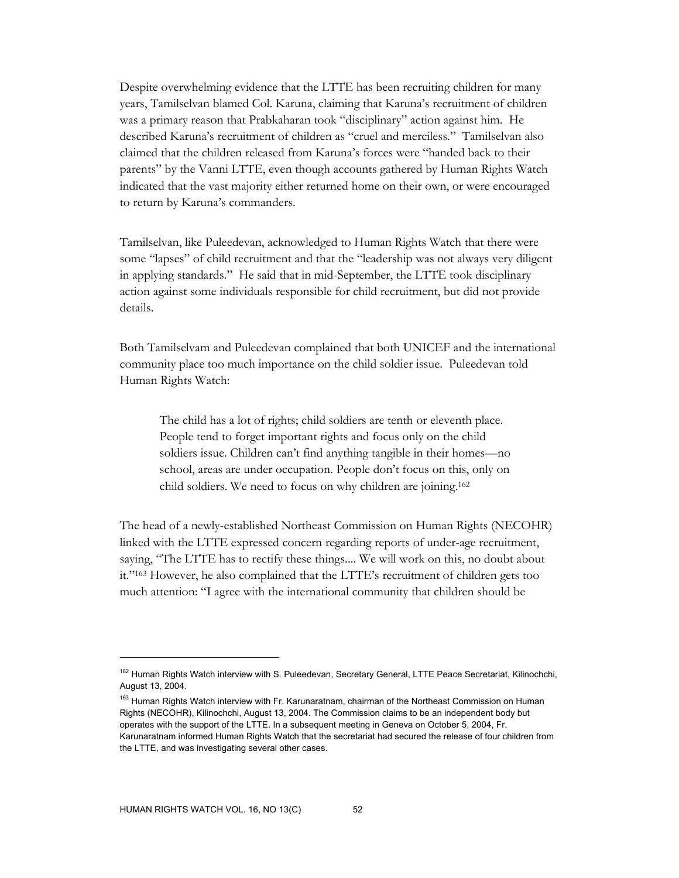Despite overwhelming evidence that the LTTE has been recruiting children for many years, Tamilselvan blamed Col. Karuna, claiming that Karuna's recruitment of children was a primary reason that Prabkaharan took "disciplinary" action against him. He described Karuna's recruitment of children as "cruel and merciless." Tamilselvan also claimed that the children released from Karuna's forces were "handed back to their parents" by the Vanni LTTE, even though accounts gathered by Human Rights Watch indicated that the vast majority either returned home on their own, or were encouraged to return by Karuna's commanders.

Tamilselvan, like Puleedevan, acknowledged to Human Rights Watch that there were some "lapses" of child recruitment and that the "leadership was not always very diligent in applying standards." He said that in mid-September, the LTTE took disciplinary action against some individuals responsible for child recruitment, but did not provide details.

Both Tamilselvam and Puleedevan complained that both UNICEF and the international community place too much importance on the child soldier issue. Puleedevan told Human Rights Watch:

> The child has a lot of rights; child soldiers are tenth or eleventh place. People tend to forget important rights and focus only on the child soldiers issue. Children can't find anything tangible in their homes—no school, areas are under occupation. People don't focus on this, only on child soldiers. We need to focus on why children are joining.[162]

The head of a newly-established Northeast Commission on Human Rights (NECOHR) linked with the LTTE expressed concern regarding reports of under-age recruitment, saying, "The LTTE has to rectify these things.... We will work on this, no doubt about it."[163] However, he also complained that the LTTE's recruitment of children gets too much attention: "I agree with the international community that children should be

---

[162] Human Rights Watch interview with S. Puleedevan, Secretary General, LTTE Peace Secretariat, Kilinochchi, August 13, 2004.

[163] Human Rights Watch interview with Fr. Karunaratnam, chairman of the Northeast Commission on Human Rights (NECOHR), Kilinochchi, August 13, 2004. The Commission claims to be an independent body but operates with the support of the LTTE. In a subsequent meeting in Geneva on October 5, 2004, Fr. Karunaratnam informed Human Rights Watch that the secretariat had secured the release of four children from the LTTE, and was investigating several other cases.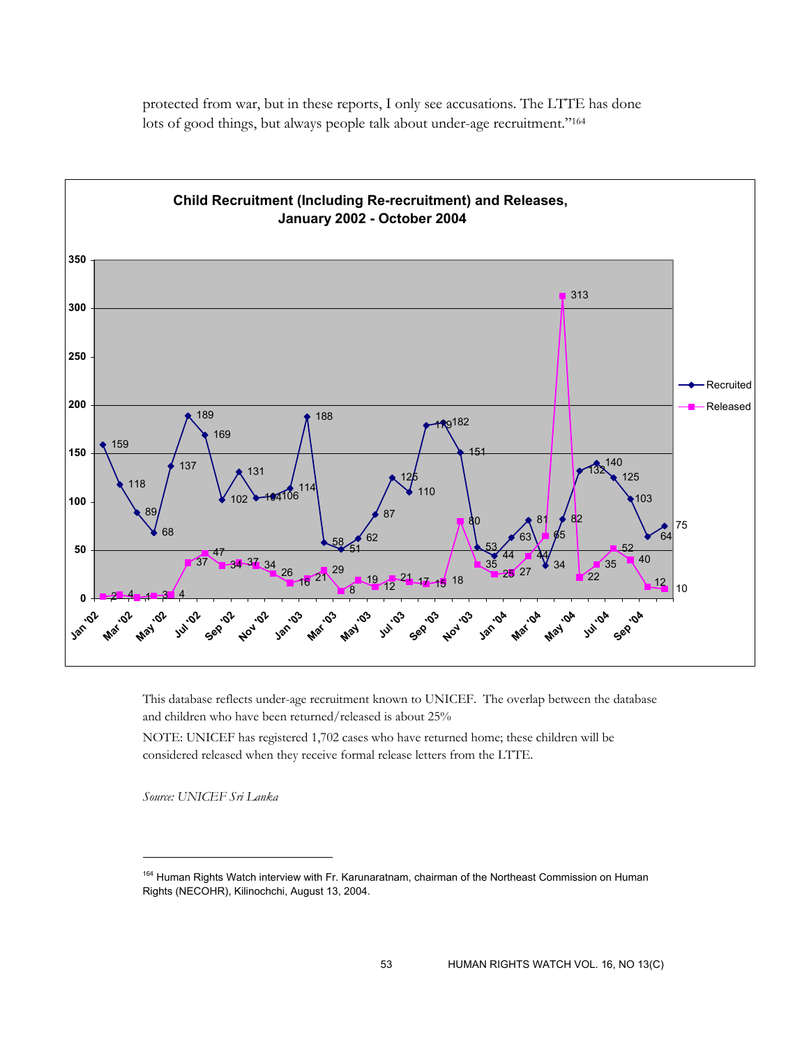protected from war, but in these reports, I only see accusations. The LTTE has done lots of good things, but always people talk about under-age recruitment."[164]

**Child Recruitment (Including Re-recruitment) and Releases, January 2002 - October 2004**

| Month | Recruited | Released |
|---|---|---|
| Jan '02 | 159 | 2 |
| Feb '02 | 118 | 4 |
| Mar '02 | 89 | 1 |
| Apr '02 | 68 | 3 |
| May '02 | 137 | 4 |
| Jun '02 | 189 | 37 |
| Jul '02 | 169 | 47 |
| Aug '02 | 102 | 34 |
| Sep '02 | 131 | 37 |
| Oct '02 | 104 | 34 |
| Nov '02 | 106 | 26 |
| Dec '02 | 114 | 16 |
| Jan '03 | 188 | 21 |
| Feb '03 | 58 | 29 |
| Mar '03 | 51 | 8 |
| Apr '03 | 62 | 19 |
| May '03 | 87 | 12 |
| Jun '03 | 125 | 21 |
| Jul '03 | 110 | 17 |
| Aug '03 | 179 | 15 |
| Sep '03 | 182 | 18 |
| Oct '03 | 151 | 80 |
| Nov '03 | 53 | 35 |
| Dec '03 | 44 | 25 |
| Jan '04 | 63 | 27 |
| Feb '04 | 81 | 44 |
| Mar '04 | 34 | 65 |
| Apr '04 | 82 | 313 |
| May '04 | 132 | 22 |
| Jun '04 | 140 | 35 |
| Jul '04 | 125 | 52 |
| Aug '04 | 103 | 40 |
| Sep '04 | 64 | 12 |
| Oct '04 | 75 | 10 |

This database reflects under-age recruitment known to UNICEF. The overlap between the database and children who have been returned/released is about 25%

NOTE: UNICEF has registered 1,702 cases who have returned home; these children will be considered released when they receive formal release letters from the LTTE.

*Source: UNICEF Sri Lanka*

[164] Human Rights Watch interview with Fr. Karunaratnam, chairman of the Northeast Commission on Human Rights (NECOHR), Kilinochchi, August 13, 2004.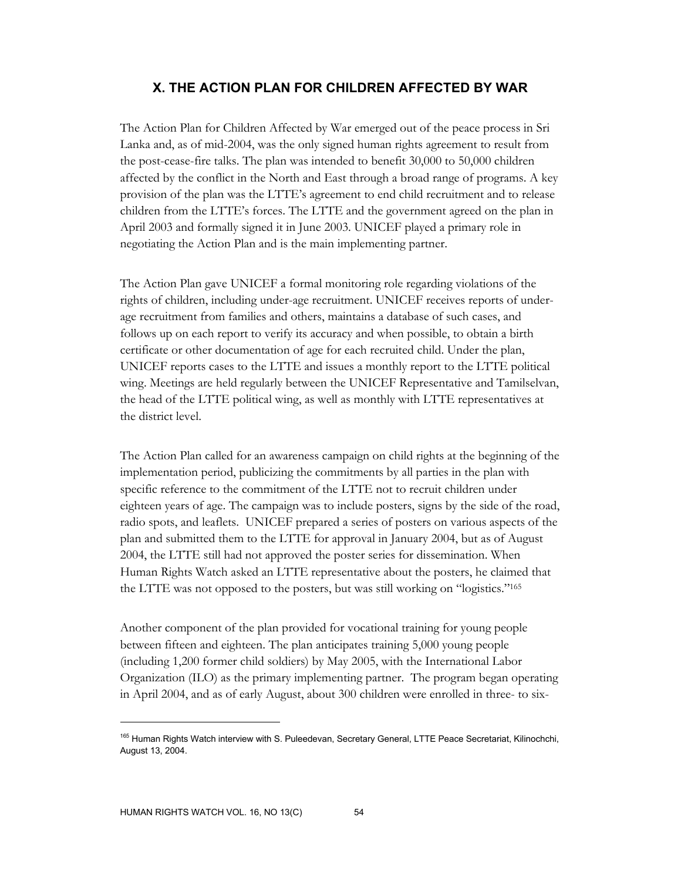## X. THE ACTION PLAN FOR CHILDREN AFFECTED BY WAR

The Action Plan for Children Affected by War emerged out of the peace process in Sri Lanka and, as of mid-2004, was the only signed human rights agreement to result from the post-cease-fire talks. The plan was intended to benefit 30,000 to 50,000 children affected by the conflict in the North and East through a broad range of programs. A key provision of the plan was the LTTE's agreement to end child recruitment and to release children from the LTTE's forces. The LTTE and the government agreed on the plan in April 2003 and formally signed it in June 2003. UNICEF played a primary role in negotiating the Action Plan and is the main implementing partner.

The Action Plan gave UNICEF a formal monitoring role regarding violations of the rights of children, including under-age recruitment. UNICEF receives reports of under-age recruitment from families and others, maintains a database of such cases, and follows up on each report to verify its accuracy and when possible, to obtain a birth certificate or other documentation of age for each recruited child. Under the plan, UNICEF reports cases to the LTTE and issues a monthly report to the LTTE political wing. Meetings are held regularly between the UNICEF Representative and Tamilselvan, the head of the LTTE political wing, as well as monthly with LTTE representatives at the district level.

The Action Plan called for an awareness campaign on child rights at the beginning of the implementation period, publicizing the commitments by all parties in the plan with specific reference to the commitment of the LTTE not to recruit children under eighteen years of age. The campaign was to include posters, signs by the side of the road, radio spots, and leaflets. UNICEF prepared a series of posters on various aspects of the plan and submitted them to the LTTE for approval in January 2004, but as of August 2004, the LTTE still had not approved the poster series for dissemination. When Human Rights Watch asked an LTTE representative about the posters, he claimed that the LTTE was not opposed to the posters, but was still working on "logistics."[165]

Another component of the plan provided for vocational training for young people between fifteen and eighteen. The plan anticipates training 5,000 young people (including 1,200 former child soldiers) by May 2005, with the International Labor Organization (ILO) as the primary implementing partner. The program began operating in April 2004, and as of early August, about 300 children were enrolled in three- to six-

---

[165] Human Rights Watch interview with S. Puleedevan, Secretary General, LTTE Peace Secretariat, Kilinochchi, August 13, 2004.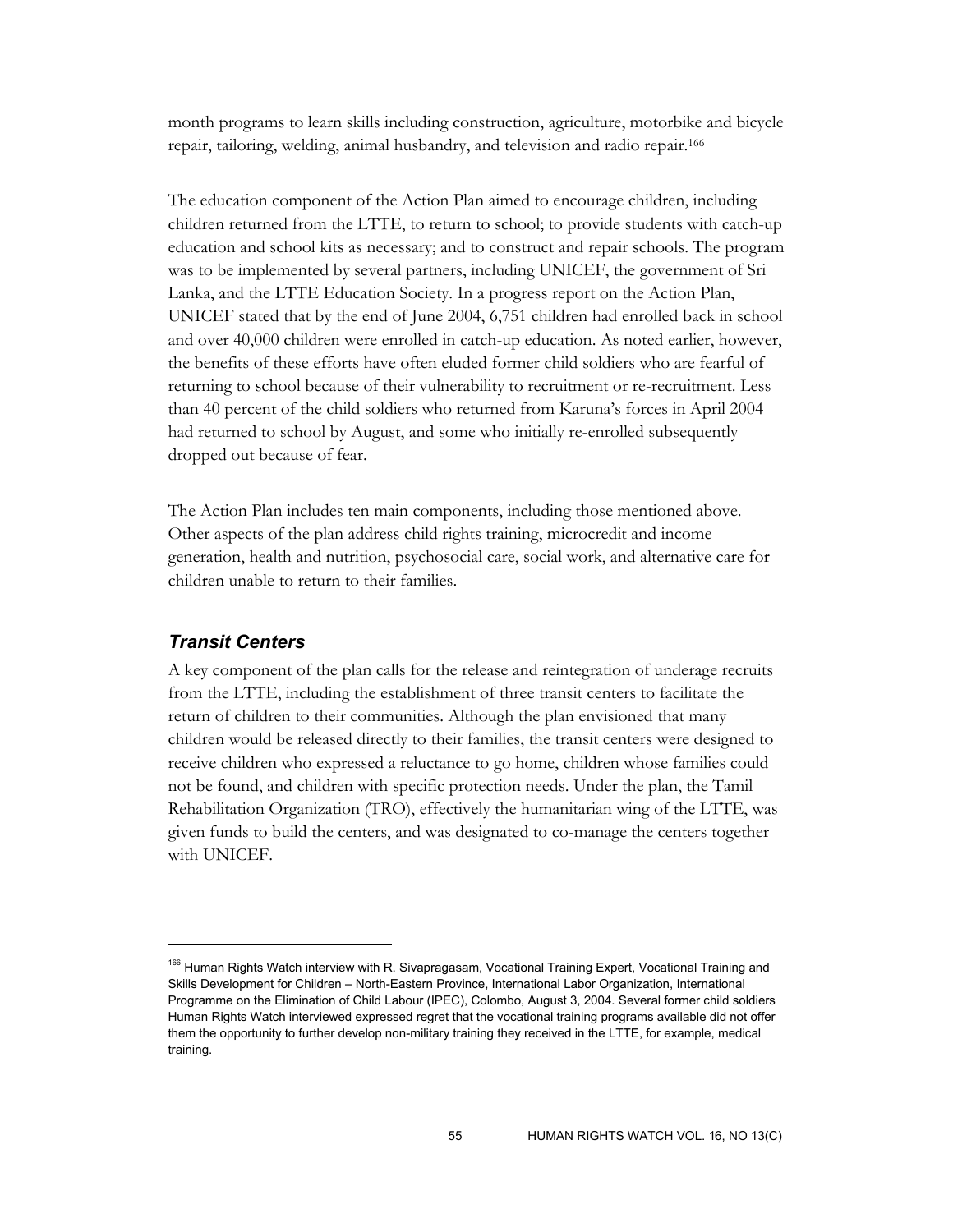month programs to learn skills including construction, agriculture, motorbike and bicycle repair, tailoring, welding, animal husbandry, and television and radio repair.[166]

The education component of the Action Plan aimed to encourage children, including children returned from the LTTE, to return to school; to provide students with catch-up education and school kits as necessary; and to construct and repair schools. The program was to be implemented by several partners, including UNICEF, the government of Sri Lanka, and the LTTE Education Society. In a progress report on the Action Plan, UNICEF stated that by the end of June 2004, 6,751 children had enrolled back in school and over 40,000 children were enrolled in catch-up education. As noted earlier, however, the benefits of these efforts have often eluded former child soldiers who are fearful of returning to school because of their vulnerability to recruitment or re-recruitment. Less than 40 percent of the child soldiers who returned from Karuna's forces in April 2004 had returned to school by August, and some who initially re-enrolled subsequently dropped out because of fear.

The Action Plan includes ten main components, including those mentioned above. Other aspects of the plan address child rights training, microcredit and income generation, health and nutrition, psychosocial care, social work, and alternative care for children unable to return to their families.

### *Transit Centers*

A key component of the plan calls for the release and reintegration of underage recruits from the LTTE, including the establishment of three transit centers to facilitate the return of children to their communities. Although the plan envisioned that many children would be released directly to their families, the transit centers were designed to receive children who expressed a reluctance to go home, children whose families could not be found, and children with specific protection needs. Under the plan, the Tamil Rehabilitation Organization (TRO), effectively the humanitarian wing of the LTTE, was given funds to build the centers, and was designated to co-manage the centers together with UNICEF.

---

[166] Human Rights Watch interview with R. Sivapragasam, Vocational Training Expert, Vocational Training and Skills Development for Children – North-Eastern Province, International Labor Organization, International Programme on the Elimination of Child Labour (IPEC), Colombo, August 3, 2004. Several former child soldiers Human Rights Watch interviewed expressed regret that the vocational training programs available did not offer them the opportunity to further develop non-military training they received in the LTTE, for example, medical training.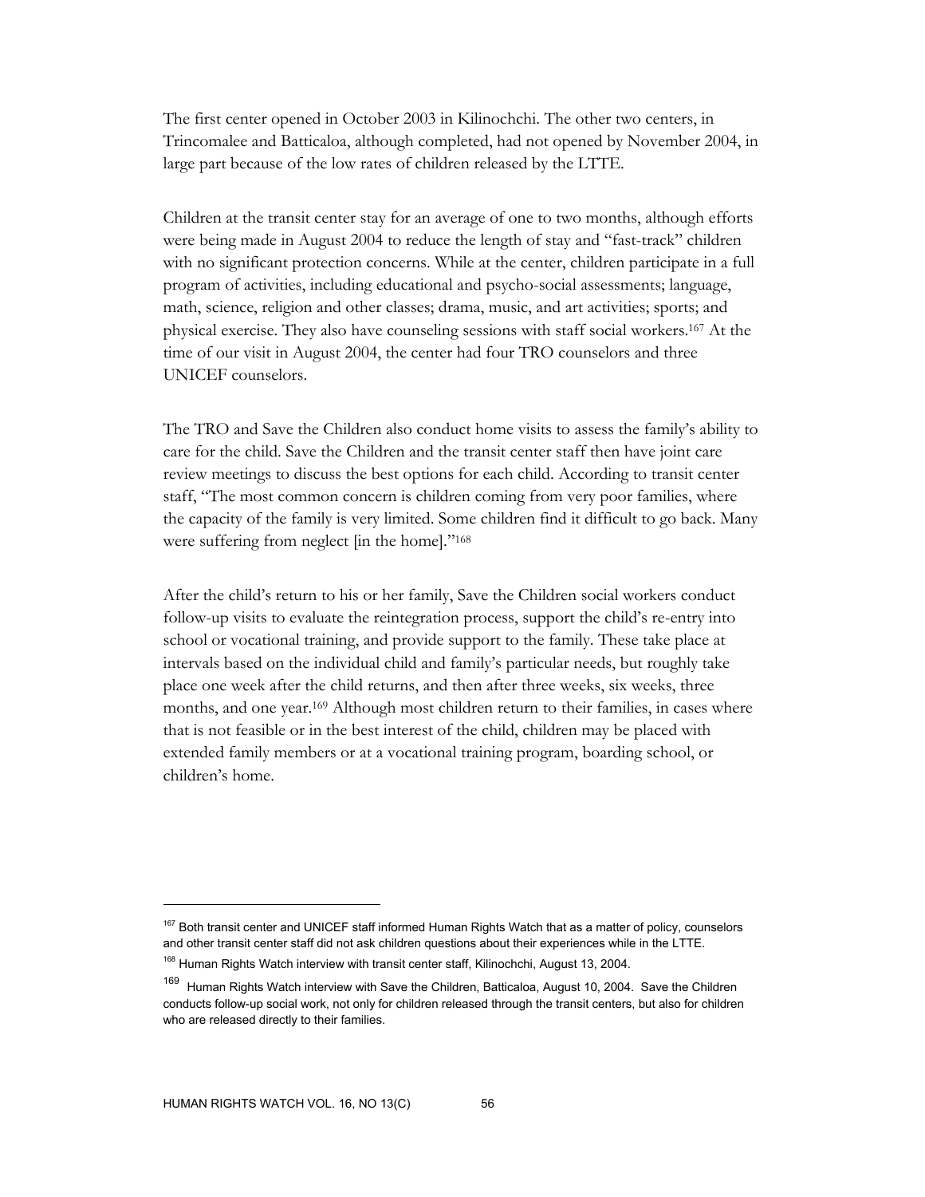The first center opened in October 2003 in Kilinochchi. The other two centers, in Trincomalee and Batticaloa, although completed, had not opened by November 2004, in large part because of the low rates of children released by the LTTE.

Children at the transit center stay for an average of one to two months, although efforts were being made in August 2004 to reduce the length of stay and "fast-track" children with no significant protection concerns. While at the center, children participate in a full program of activities, including educational and psycho-social assessments; language, math, science, religion and other classes; drama, music, and art activities; sports; and physical exercise. They also have counseling sessions with staff social workers.[167] At the time of our visit in August 2004, the center had four TRO counselors and three UNICEF counselors.

The TRO and Save the Children also conduct home visits to assess the family's ability to care for the child. Save the Children and the transit center staff then have joint care review meetings to discuss the best options for each child. According to transit center staff, "The most common concern is children coming from very poor families, where the capacity of the family is very limited. Some children find it difficult to go back. Many were suffering from neglect [in the home]."[168]

After the child's return to his or her family, Save the Children social workers conduct follow-up visits to evaluate the reintegration process, support the child's re-entry into school or vocational training, and provide support to the family. These take place at intervals based on the individual child and family's particular needs, but roughly take place one week after the child returns, and then after three weeks, six weeks, three months, and one year.[169] Although most children return to their families, in cases where that is not feasible or in the best interest of the child, children may be placed with extended family members or at a vocational training program, boarding school, or children's home.

---

[167] Both transit center and UNICEF staff informed Human Rights Watch that as a matter of policy, counselors and other transit center staff did not ask children questions about their experiences while in the LTTE.

[168] Human Rights Watch interview with transit center staff, Kilinochchi, August 13, 2004.

[169] Human Rights Watch interview with Save the Children, Batticaloa, August 10, 2004. Save the Children conducts follow-up social work, not only for children released through the transit centers, but also for children who are released directly to their families.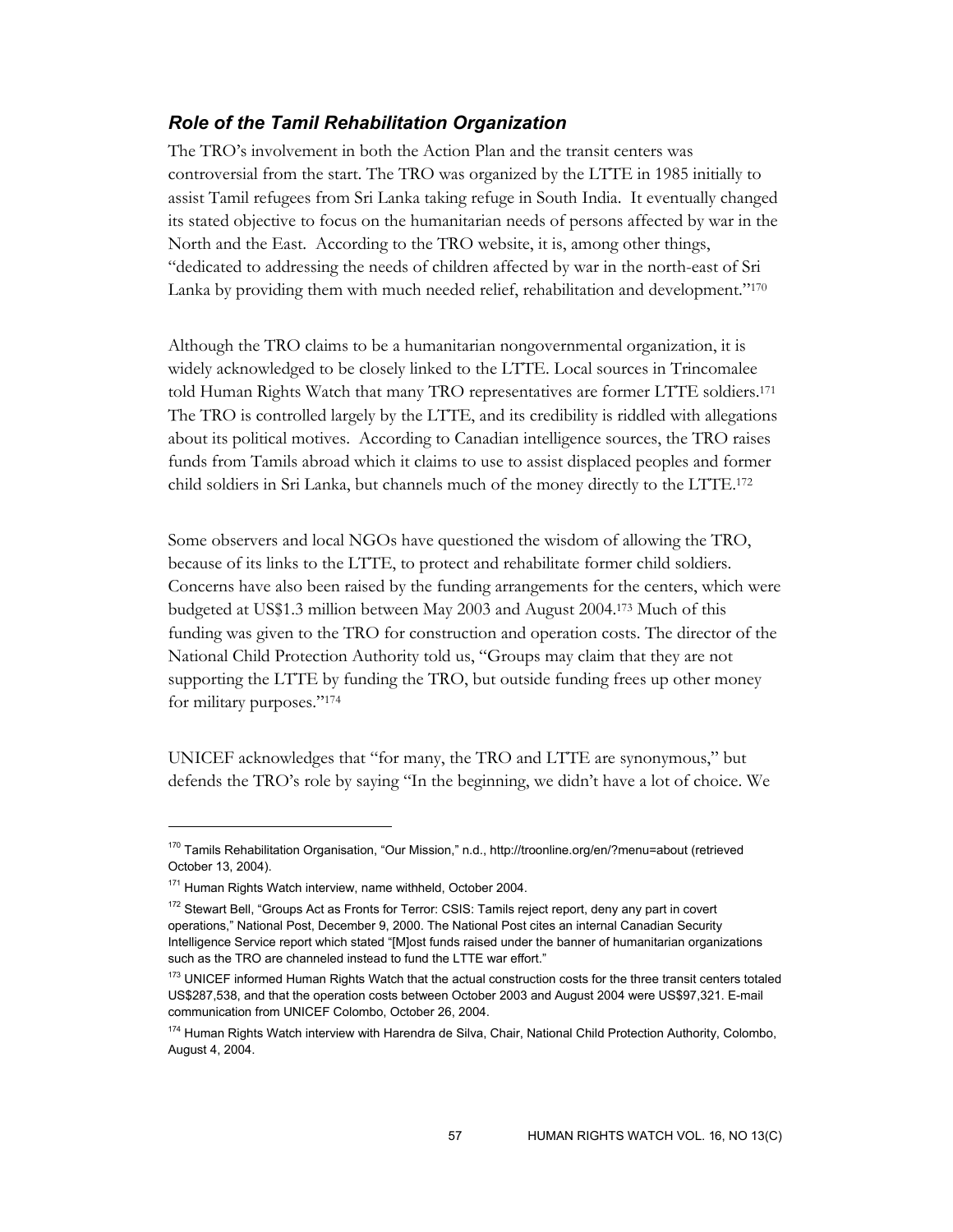### *Role of the Tamil Rehabilitation Organization*

The TRO's involvement in both the Action Plan and the transit centers was controversial from the start. The TRO was organized by the LTTE in 1985 initially to assist Tamil refugees from Sri Lanka taking refuge in South India. It eventually changed its stated objective to focus on the humanitarian needs of persons affected by war in the North and the East. According to the TRO website, it is, among other things, "dedicated to addressing the needs of children affected by war in the north-east of Sri Lanka by providing them with much needed relief, rehabilitation and development."[170]

Although the TRO claims to be a humanitarian nongovernmental organization, it is widely acknowledged to be closely linked to the LTTE. Local sources in Trincomalee told Human Rights Watch that many TRO representatives are former LTTE soldiers.[171] The TRO is controlled largely by the LTTE, and its credibility is riddled with allegations about its political motives. According to Canadian intelligence sources, the TRO raises funds from Tamils abroad which it claims to use to assist displaced peoples and former child soldiers in Sri Lanka, but channels much of the money directly to the LTTE.[172]

Some observers and local NGOs have questioned the wisdom of allowing the TRO, because of its links to the LTTE, to protect and rehabilitate former child soldiers. Concerns have also been raised by the funding arrangements for the centers, which were budgeted at US$1.3 million between May 2003 and August 2004.[173] Much of this funding was given to the TRO for construction and operation costs. The director of the National Child Protection Authority told us, "Groups may claim that they are not supporting the LTTE by funding the TRO, but outside funding frees up other money for military purposes."[174]

UNICEF acknowledges that "for many, the TRO and LTTE are synonymous," but defends the TRO's role by saying "In the beginning, we didn't have a lot of choice. We

---

[170] Tamils Rehabilitation Organisation, "Our Mission," n.d., http://troonline.org/en/?menu=about (retrieved October 13, 2004).

[171] Human Rights Watch interview, name withheld, October 2004.

[172] Stewart Bell, "Groups Act as Fronts for Terror: CSIS: Tamils reject report, deny any part in covert operations," National Post, December 9, 2000. The National Post cites an internal Canadian Security Intelligence Service report which stated "[M]ost funds raised under the banner of humanitarian organizations such as the TRO are channeled instead to fund the LTTE war effort."

[173] UNICEF informed Human Rights Watch that the actual construction costs for the three transit centers totaled US$287,538, and that the operation costs between October 2003 and August 2004 were US$97,321. E-mail communication from UNICEF Colombo, October 26, 2004.

[174] Human Rights Watch interview with Harendra de Silva, Chair, National Child Protection Authority, Colombo, August 4, 2004.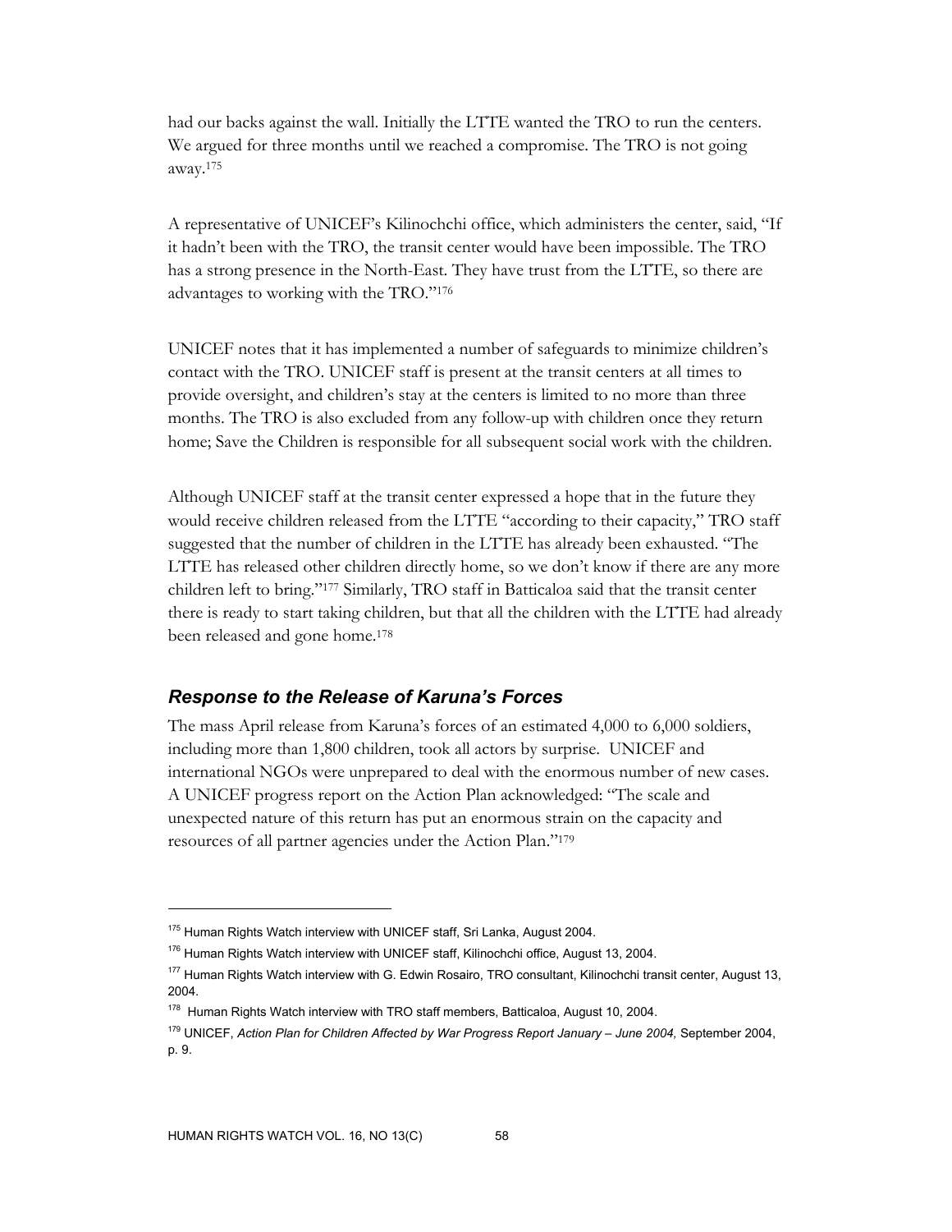had our backs against the wall. Initially the LTTE wanted the TRO to run the centers. We argued for three months until we reached a compromise. The TRO is not going away.[175]

A representative of UNICEF's Kilinochchi office, which administers the center, said, "If it hadn't been with the TRO, the transit center would have been impossible. The TRO has a strong presence in the North-East. They have trust from the LTTE, so there are advantages to working with the TRO."[176]

UNICEF notes that it has implemented a number of safeguards to minimize children's contact with the TRO. UNICEF staff is present at the transit centers at all times to provide oversight, and children's stay at the centers is limited to no more than three months. The TRO is also excluded from any follow-up with children once they return home; Save the Children is responsible for all subsequent social work with the children.

Although UNICEF staff at the transit center expressed a hope that in the future they would receive children released from the LTTE "according to their capacity," TRO staff suggested that the number of children in the LTTE has already been exhausted. "The LTTE has released other children directly home, so we don't know if there are any more children left to bring."[177] Similarly, TRO staff in Batticaloa said that the transit center there is ready to start taking children, but that all the children with the LTTE had already been released and gone home.[178]

### *Response to the Release of Karuna's Forces*

The mass April release from Karuna's forces of an estimated 4,000 to 6,000 soldiers, including more than 1,800 children, took all actors by surprise. UNICEF and international NGOs were unprepared to deal with the enormous number of new cases. A UNICEF progress report on the Action Plan acknowledged: "The scale and unexpected nature of this return has put an enormous strain on the capacity and resources of all partner agencies under the Action Plan."[179]

---

[175] Human Rights Watch interview with UNICEF staff, Sri Lanka, August 2004.

[176] Human Rights Watch interview with UNICEF staff, Kilinochchi office, August 13, 2004.

[177] Human Rights Watch interview with G. Edwin Rosairo, TRO consultant, Kilinochchi transit center, August 13, 2004.

[178] Human Rights Watch interview with TRO staff members, Batticaloa, August 10, 2004.

[179] UNICEF, *Action Plan for Children Affected by War Progress Report January – June 2004,* September 2004, p. 9.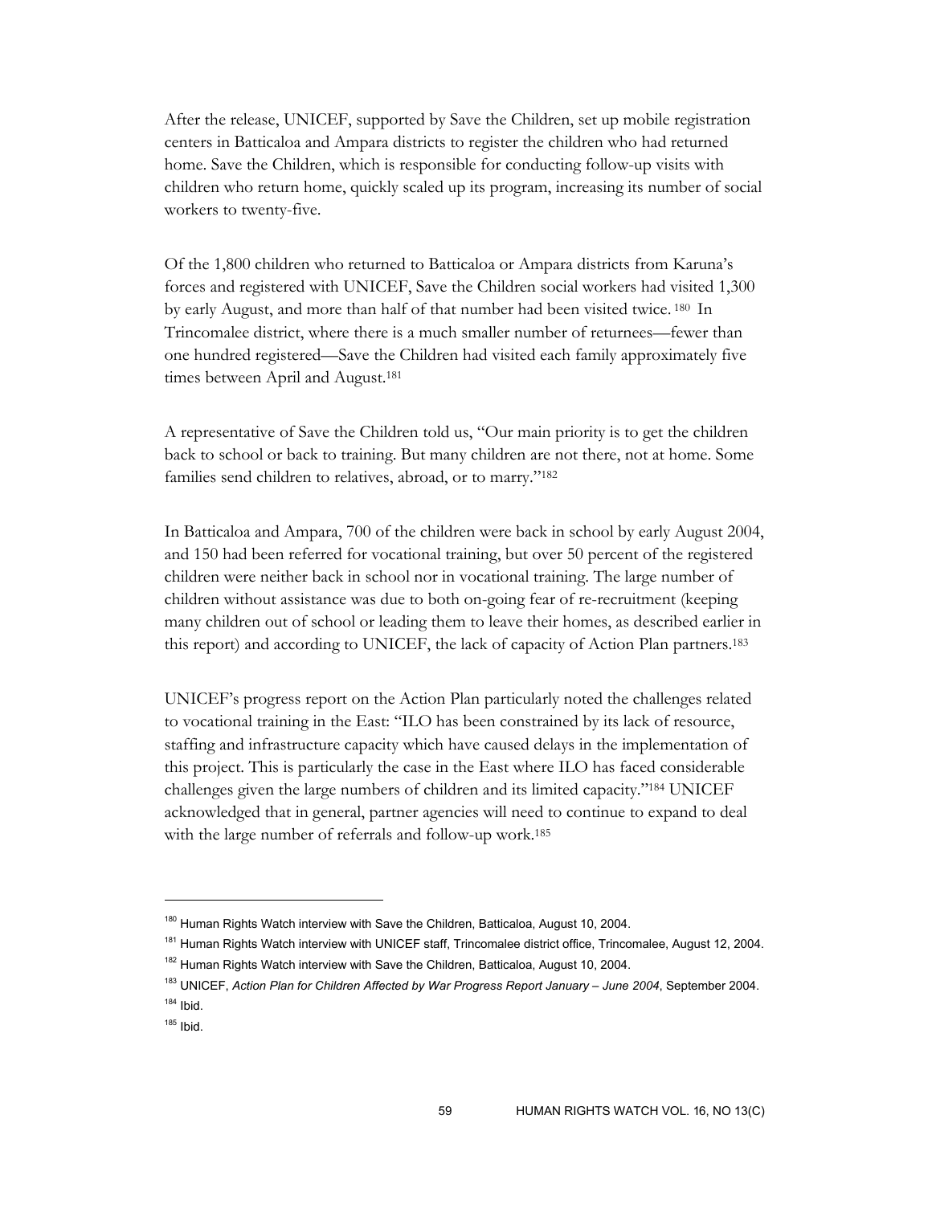After the release, UNICEF, supported by Save the Children, set up mobile registration centers in Batticaloa and Ampara districts to register the children who had returned home. Save the Children, which is responsible for conducting follow-up visits with children who return home, quickly scaled up its program, increasing its number of social workers to twenty-five.

Of the 1,800 children who returned to Batticaloa or Ampara districts from Karuna's forces and registered with UNICEF, Save the Children social workers had visited 1,300 by early August, and more than half of that number had been visited twice.[180] In Trincomalee district, where there is a much smaller number of returnees—fewer than one hundred registered—Save the Children had visited each family approximately five times between April and August.[181]

A representative of Save the Children told us, "Our main priority is to get the children back to school or back to training. But many children are not there, not at home. Some families send children to relatives, abroad, or to marry."[182]

In Batticaloa and Ampara, 700 of the children were back in school by early August 2004, and 150 had been referred for vocational training, but over 50 percent of the registered children were neither back in school nor in vocational training. The large number of children without assistance was due to both on-going fear of re-recruitment (keeping many children out of school or leading them to leave their homes, as described earlier in this report) and according to UNICEF, the lack of capacity of Action Plan partners.[183]

UNICEF's progress report on the Action Plan particularly noted the challenges related to vocational training in the East: "ILO has been constrained by its lack of resource, staffing and infrastructure capacity which have caused delays in the implementation of this project. This is particularly the case in the East where ILO has faced considerable challenges given the large numbers of children and its limited capacity."[184] UNICEF acknowledged that in general, partner agencies will need to continue to expand to deal with the large number of referrals and follow-up work.[185]

---

[180] Human Rights Watch interview with Save the Children, Batticaloa, August 10, 2004.

[181] Human Rights Watch interview with UNICEF staff, Trincomalee district office, Trincomalee, August 12, 2004.

[182] Human Rights Watch interview with Save the Children, Batticaloa, August 10, 2004.

[183] UNICEF, *Action Plan for Children Affected by War Progress Report January – June 2004*, September 2004.

[184] Ibid.

[185] Ibid.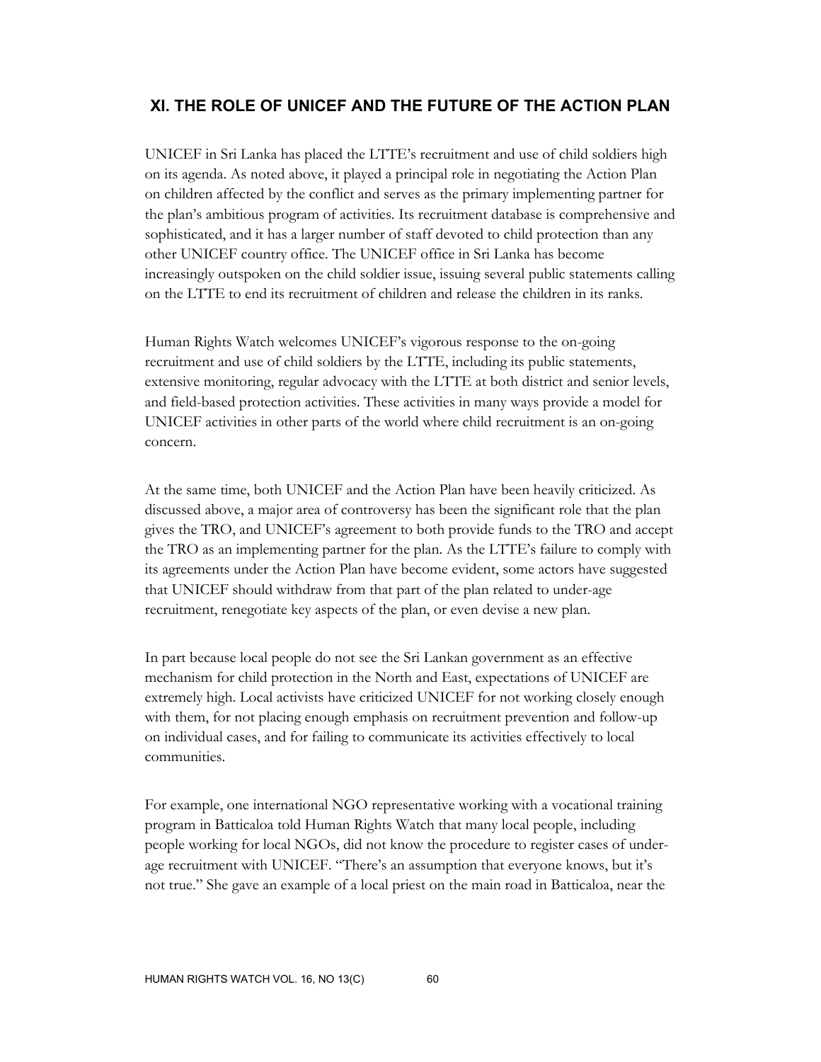## XI. THE ROLE OF UNICEF AND THE FUTURE OF THE ACTION PLAN

UNICEF in Sri Lanka has placed the LTTE's recruitment and use of child soldiers high on its agenda. As noted above, it played a principal role in negotiating the Action Plan on children affected by the conflict and serves as the primary implementing partner for the plan's ambitious program of activities. Its recruitment database is comprehensive and sophisticated, and it has a larger number of staff devoted to child protection than any other UNICEF country office. The UNICEF office in Sri Lanka has become increasingly outspoken on the child soldier issue, issuing several public statements calling on the LTTE to end its recruitment of children and release the children in its ranks.

Human Rights Watch welcomes UNICEF's vigorous response to the on-going recruitment and use of child soldiers by the LTTE, including its public statements, extensive monitoring, regular advocacy with the LTTE at both district and senior levels, and field-based protection activities. These activities in many ways provide a model for UNICEF activities in other parts of the world where child recruitment is an on-going concern.

At the same time, both UNICEF and the Action Plan have been heavily criticized. As discussed above, a major area of controversy has been the significant role that the plan gives the TRO, and UNICEF's agreement to both provide funds to the TRO and accept the TRO as an implementing partner for the plan. As the LTTE's failure to comply with its agreements under the Action Plan have become evident, some actors have suggested that UNICEF should withdraw from that part of the plan related to under-age recruitment, renegotiate key aspects of the plan, or even devise a new plan.

In part because local people do not see the Sri Lankan government as an effective mechanism for child protection in the North and East, expectations of UNICEF are extremely high. Local activists have criticized UNICEF for not working closely enough with them, for not placing enough emphasis on recruitment prevention and follow-up on individual cases, and for failing to communicate its activities effectively to local communities.

For example, one international NGO representative working with a vocational training program in Batticaloa told Human Rights Watch that many local people, including people working for local NGOs, did not know the procedure to register cases of under-age recruitment with UNICEF. "There's an assumption that everyone knows, but it's not true." She gave an example of a local priest on the main road in Batticaloa, near the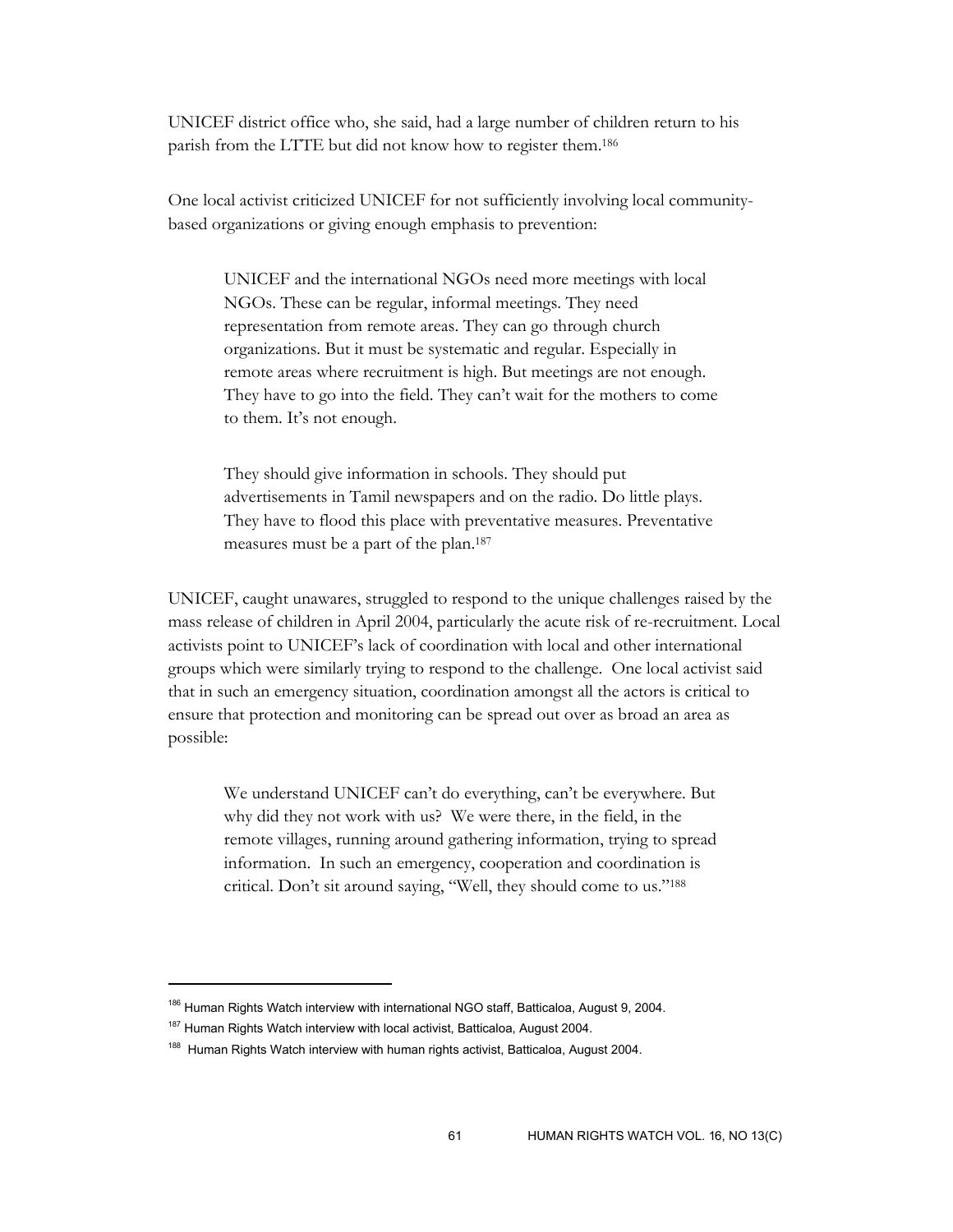UNICEF district office who, she said, had a large number of children return to his parish from the LTTE but did not know how to register them.[186]

One local activist criticized UNICEF for not sufficiently involving local community-based organizations or giving enough emphasis to prevention:

> UNICEF and the international NGOs need more meetings with local NGOs. These can be regular, informal meetings. They need representation from remote areas. They can go through church organizations. But it must be systematic and regular. Especially in remote areas where recruitment is high. But meetings are not enough. They have to go into the field. They can't wait for the mothers to come to them. It's not enough.
>
> They should give information in schools. They should put advertisements in Tamil newspapers and on the radio. Do little plays. They have to flood this place with preventative measures. Preventative measures must be a part of the plan.[187]

UNICEF, caught unawares, struggled to respond to the unique challenges raised by the mass release of children in April 2004, particularly the acute risk of re-recruitment. Local activists point to UNICEF's lack of coordination with local and other international groups which were similarly trying to respond to the challenge. One local activist said that in such an emergency situation, coordination amongst all the actors is critical to ensure that protection and monitoring can be spread out over as broad an area as possible:

> We understand UNICEF can't do everything, can't be everywhere. But why did they not work with us? We were there, in the field, in the remote villages, running around gathering information, trying to spread information. In such an emergency, cooperation and coordination is critical. Don't sit around saying, "Well, they should come to us."[188]

---

[186] Human Rights Watch interview with international NGO staff, Batticaloa, August 9, 2004.

[187] Human Rights Watch interview with local activist, Batticaloa, August 2004.

[188] Human Rights Watch interview with human rights activist, Batticaloa, August 2004.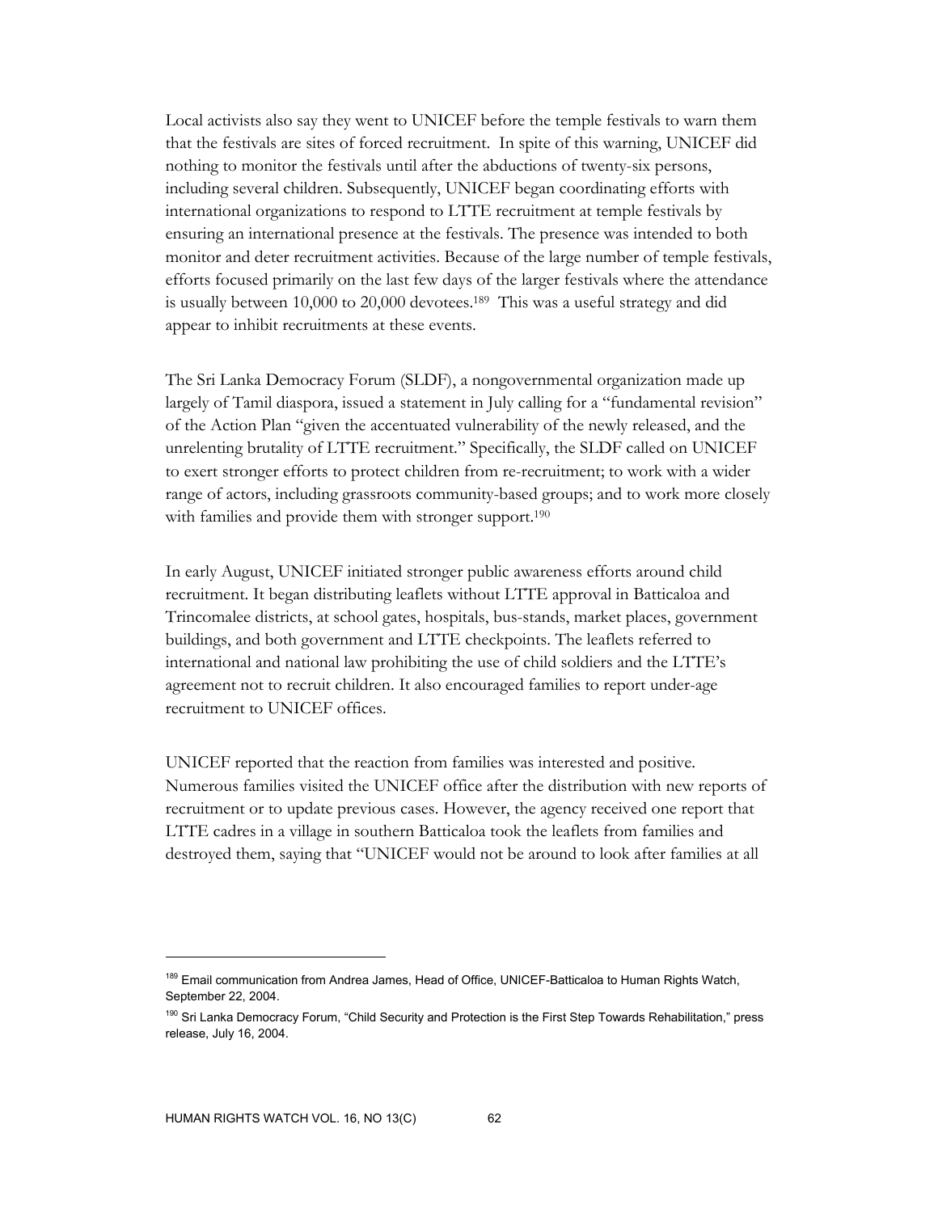Local activists also say they went to UNICEF before the temple festivals to warn them that the festivals are sites of forced recruitment. In spite of this warning, UNICEF did nothing to monitor the festivals until after the abductions of twenty-six persons, including several children. Subsequently, UNICEF began coordinating efforts with international organizations to respond to LTTE recruitment at temple festivals by ensuring an international presence at the festivals. The presence was intended to both monitor and deter recruitment activities. Because of the large number of temple festivals, efforts focused primarily on the last few days of the larger festivals where the attendance is usually between 10,000 to 20,000 devotees.[189] This was a useful strategy and did appear to inhibit recruitments at these events.

The Sri Lanka Democracy Forum (SLDF), a nongovernmental organization made up largely of Tamil diaspora, issued a statement in July calling for a "fundamental revision" of the Action Plan "given the accentuated vulnerability of the newly released, and the unrelenting brutality of LTTE recruitment." Specifically, the SLDF called on UNICEF to exert stronger efforts to protect children from re-recruitment; to work with a wider range of actors, including grassroots community-based groups; and to work more closely with families and provide them with stronger support.[190]

In early August, UNICEF initiated stronger public awareness efforts around child recruitment. It began distributing leaflets without LTTE approval in Batticaloa and Trincomalee districts, at school gates, hospitals, bus-stands, market places, government buildings, and both government and LTTE checkpoints. The leaflets referred to international and national law prohibiting the use of child soldiers and the LTTE's agreement not to recruit children. It also encouraged families to report under-age recruitment to UNICEF offices.

UNICEF reported that the reaction from families was interested and positive. Numerous families visited the UNICEF office after the distribution with new reports of recruitment or to update previous cases. However, the agency received one report that LTTE cadres in a village in southern Batticaloa took the leaflets from families and destroyed them, saying that "UNICEF would not be around to look after families at all

---

[189] Email communication from Andrea James, Head of Office, UNICEF-Batticaloa to Human Rights Watch, September 22, 2004.

[190] Sri Lanka Democracy Forum, "Child Security and Protection is the First Step Towards Rehabilitation," press release, July 16, 2004.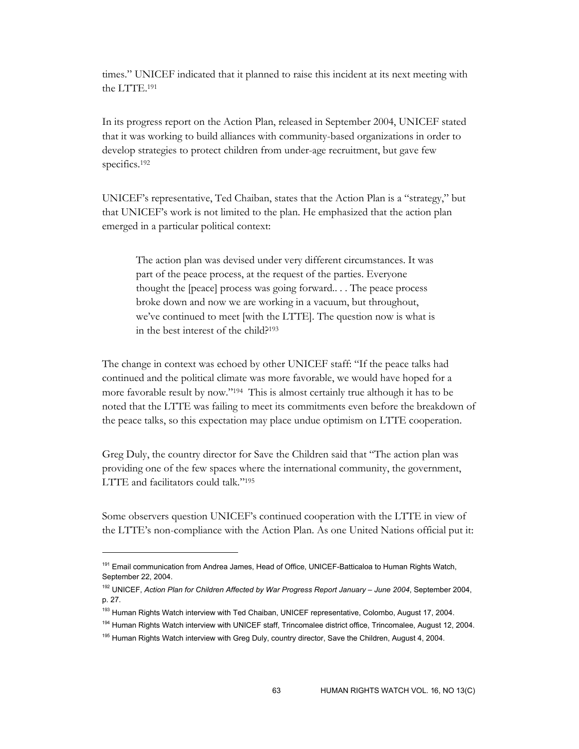times." UNICEF indicated that it planned to raise this incident at its next meeting with the LTTE.[191]

In its progress report on the Action Plan, released in September 2004, UNICEF stated that it was working to build alliances with community-based organizations in order to develop strategies to protect children from under-age recruitment, but gave few specifics.[192]

UNICEF's representative, Ted Chaiban, states that the Action Plan is a "strategy," but that UNICEF's work is not limited to the plan. He emphasized that the action plan emerged in a particular political context:

> The action plan was devised under very different circumstances. It was part of the peace process, at the request of the parties. Everyone thought the [peace] process was going forward.. . . The peace process broke down and now we are working in a vacuum, but throughout, we've continued to meet [with the LTTE]. The question now is what is in the best interest of the child?[193]

The change in context was echoed by other UNICEF staff: "If the peace talks had continued and the political climate was more favorable, we would have hoped for a more favorable result by now."[194] This is almost certainly true although it has to be noted that the LTTE was failing to meet its commitments even before the breakdown of the peace talks, so this expectation may place undue optimism on LTTE cooperation.

Greg Duly, the country director for Save the Children said that "The action plan was providing one of the few spaces where the international community, the government, LTTE and facilitators could talk."[195]

Some observers question UNICEF's continued cooperation with the LTTE in view of the LTTE's non-compliance with the Action Plan. As one United Nations official put it:

---

[191] Email communication from Andrea James, Head of Office, UNICEF-Batticaloa to Human Rights Watch, September 22, 2004.

[192] UNICEF, *Action Plan for Children Affected by War Progress Report January – June 2004*, September 2004, p. 27.

[193] Human Rights Watch interview with Ted Chaiban, UNICEF representative, Colombo, August 17, 2004.

[194] Human Rights Watch interview with UNICEF staff, Trincomalee district office, Trincomalee, August 12, 2004.

[195] Human Rights Watch interview with Greg Duly, country director, Save the Children, August 4, 2004.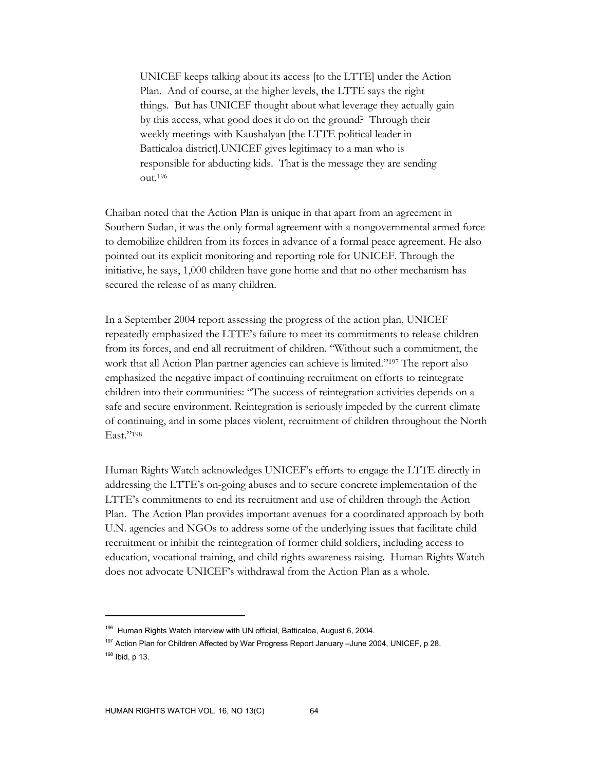> UNICEF keeps talking about its access [to the LTTE] under the Action Plan. And of course, at the higher levels, the LTTE says the right things. But has UNICEF thought about what leverage they actually gain by this access, what good does it do on the ground? Through their weekly meetings with Kaushalyan [the LTTE political leader in Batticaloa district].UNICEF gives legitimacy to a man who is responsible for abducting kids. That is the message they are sending out.[196]

Chaiban noted that the Action Plan is unique in that apart from an agreement in Southern Sudan, it was the only formal agreement with a nongovernmental armed force to demobilize children from its forces in advance of a formal peace agreement. He also pointed out its explicit monitoring and reporting role for UNICEF. Through the initiative, he says, 1,000 children have gone home and that no other mechanism has secured the release of as many children.

In a September 2004 report assessing the progress of the action plan, UNICEF repeatedly emphasized the LTTE's failure to meet its commitments to release children from its forces, and end all recruitment of children. "Without such a commitment, the work that all Action Plan partner agencies can achieve is limited."[197] The report also emphasized the negative impact of continuing recruitment on efforts to reintegrate children into their communities: "The success of reintegration activities depends on a safe and secure environment. Reintegration is seriously impeded by the current climate of continuing, and in some places violent, recruitment of children throughout the North East."[198]

Human Rights Watch acknowledges UNICEF's efforts to engage the LTTE directly in addressing the LTTE's on-going abuses and to secure concrete implementation of the LTTE's commitments to end its recruitment and use of children through the Action Plan. The Action Plan provides important avenues for a coordinated approach by both U.N. agencies and NGOs to address some of the underlying issues that facilitate child recruitment or inhibit the reintegration of former child soldiers, including access to education, vocational training, and child rights awareness raising. Human Rights Watch does not advocate UNICEF's withdrawal from the Action Plan as a whole.

---

[196] Human Rights Watch interview with UN official, Batticaloa, August 6, 2004.

[197] Action Plan for Children Affected by War Progress Report January –June 2004, UNICEF, p 28.

[198] Ibid, p 13.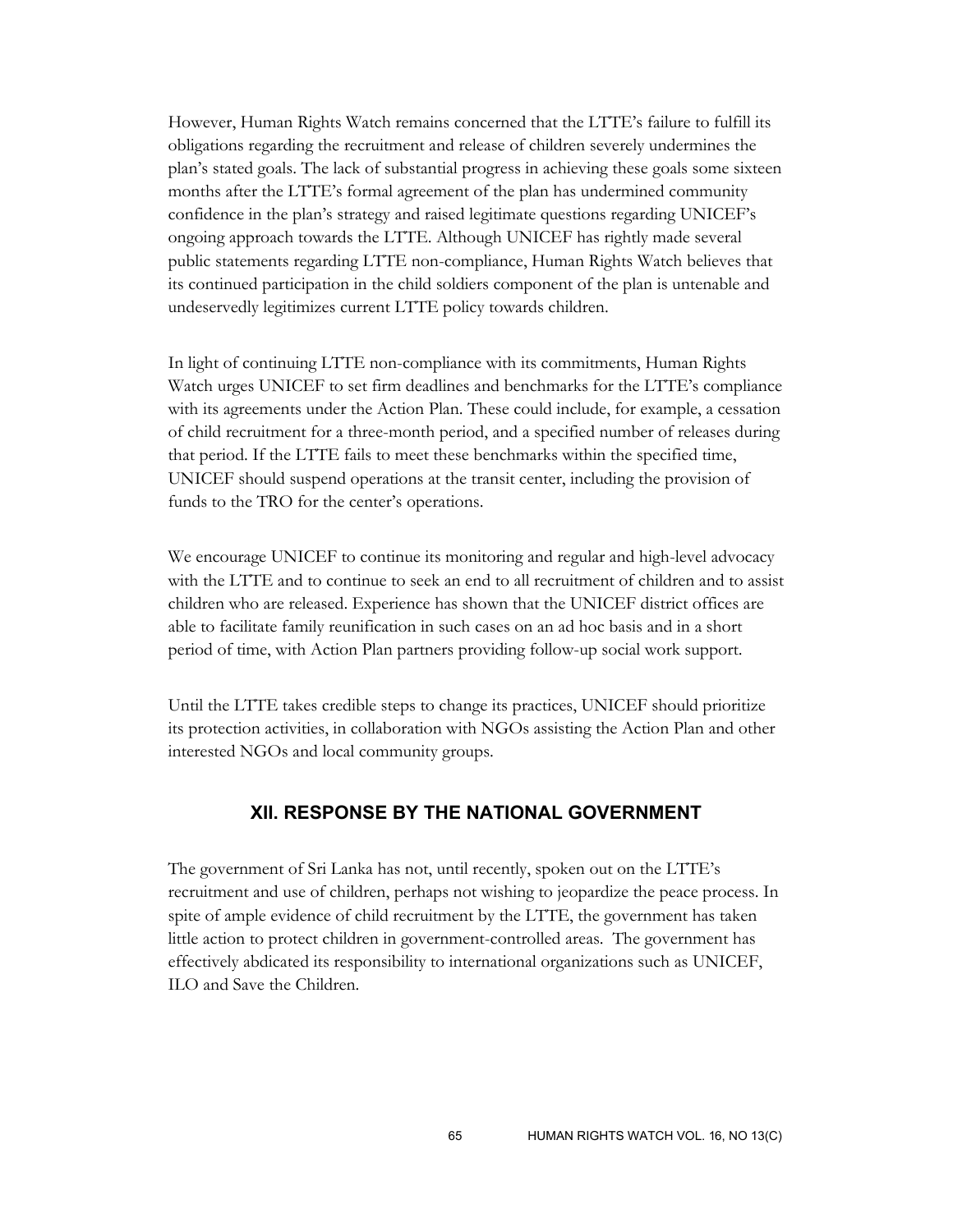However, Human Rights Watch remains concerned that the LTTE's failure to fulfill its obligations regarding the recruitment and release of children severely undermines the plan's stated goals. The lack of substantial progress in achieving these goals some sixteen months after the LTTE's formal agreement of the plan has undermined community confidence in the plan's strategy and raised legitimate questions regarding UNICEF's ongoing approach towards the LTTE. Although UNICEF has rightly made several public statements regarding LTTE non-compliance, Human Rights Watch believes that its continued participation in the child soldiers component of the plan is untenable and undeservedly legitimizes current LTTE policy towards children.

In light of continuing LTTE non-compliance with its commitments, Human Rights Watch urges UNICEF to set firm deadlines and benchmarks for the LTTE's compliance with its agreements under the Action Plan. These could include, for example, a cessation of child recruitment for a three-month period, and a specified number of releases during that period. If the LTTE fails to meet these benchmarks within the specified time, UNICEF should suspend operations at the transit center, including the provision of funds to the TRO for the center's operations.

We encourage UNICEF to continue its monitoring and regular and high-level advocacy with the LTTE and to continue to seek an end to all recruitment of children and to assist children who are released. Experience has shown that the UNICEF district offices are able to facilitate family reunification in such cases on an ad hoc basis and in a short period of time, with Action Plan partners providing follow-up social work support.

Until the LTTE takes credible steps to change its practices, UNICEF should prioritize its protection activities, in collaboration with NGOs assisting the Action Plan and other interested NGOs and local community groups.

## XII. RESPONSE BY THE NATIONAL GOVERNMENT

The government of Sri Lanka has not, until recently, spoken out on the LTTE's recruitment and use of children, perhaps not wishing to jeopardize the peace process. In spite of ample evidence of child recruitment by the LTTE, the government has taken little action to protect children in government-controlled areas. The government has effectively abdicated its responsibility to international organizations such as UNICEF, ILO and Save the Children.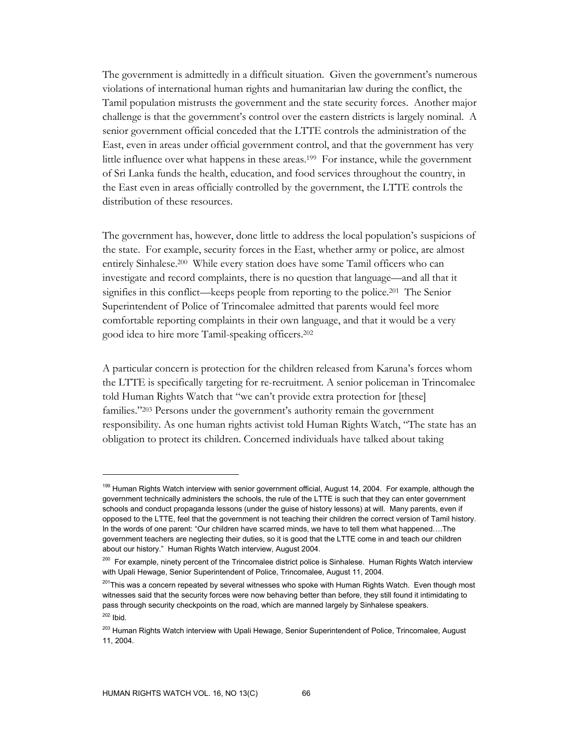The government is admittedly in a difficult situation. Given the government's numerous violations of international human rights and humanitarian law during the conflict, the Tamil population mistrusts the government and the state security forces. Another major challenge is that the government's control over the eastern districts is largely nominal. A senior government official conceded that the LTTE controls the administration of the East, even in areas under official government control, and that the government has very little influence over what happens in these areas.[199] For instance, while the government of Sri Lanka funds the health, education, and food services throughout the country, in the East even in areas officially controlled by the government, the LTTE controls the distribution of these resources.

The government has, however, done little to address the local population's suspicions of the state. For example, security forces in the East, whether army or police, are almost entirely Sinhalese.[200] While every station does have some Tamil officers who can investigate and record complaints, there is no question that language—and all that it signifies in this conflict—keeps people from reporting to the police.[201] The Senior Superintendent of Police of Trincomalee admitted that parents would feel more comfortable reporting complaints in their own language, and that it would be a very good idea to hire more Tamil-speaking officers.[202]

A particular concern is protection for the children released from Karuna's forces whom the LTTE is specifically targeting for re-recruitment. A senior policeman in Trincomalee told Human Rights Watch that "we can't provide extra protection for [these] families."[203] Persons under the government's authority remain the government responsibility. As one human rights activist told Human Rights Watch, "The state has an obligation to protect its children. Concerned individuals have talked about taking

---

[199] Human Rights Watch interview with senior government official, August 14, 2004. For example, although the government technically administers the schools, the rule of the LTTE is such that they can enter government schools and conduct propaganda lessons (under the guise of history lessons) at will. Many parents, even if opposed to the LTTE, feel that the government is not teaching their children the correct version of Tamil history. In the words of one parent: "Our children have scarred minds, we have to tell them what happened….The government teachers are neglecting their duties, so it is good that the LTTE come in and teach our children about our history." Human Rights Watch interview, August 2004.

[200] For example, ninety percent of the Trincomalee district police is Sinhalese. Human Rights Watch interview with Upali Hewage, Senior Superintendent of Police, Trincomalee, August 11, 2004.

[201] This was a concern repeated by several witnesses who spoke with Human Rights Watch. Even though most witnesses said that the security forces were now behaving better than before, they still found it intimidating to pass through security checkpoints on the road, which are manned largely by Sinhalese speakers.

[202] Ibid.

[203] Human Rights Watch interview with Upali Hewage, Senior Superintendent of Police, Trincomalee, August 11, 2004.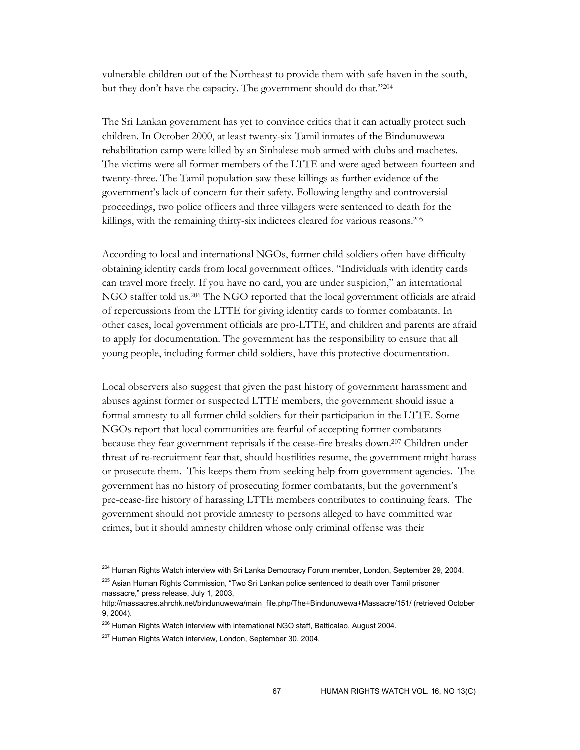vulnerable children out of the Northeast to provide them with safe haven in the south, but they don't have the capacity. The government should do that."[204]

The Sri Lankan government has yet to convince critics that it can actually protect such children. In October 2000, at least twenty-six Tamil inmates of the Bindunuwewa rehabilitation camp were killed by an Sinhalese mob armed with clubs and machetes. The victims were all former members of the LTTE and were aged between fourteen and twenty-three. The Tamil population saw these killings as further evidence of the government's lack of concern for their safety. Following lengthy and controversial proceedings, two police officers and three villagers were sentenced to death for the killings, with the remaining thirty-six indictees cleared for various reasons.[205]

According to local and international NGOs, former child soldiers often have difficulty obtaining identity cards from local government offices. "Individuals with identity cards can travel more freely. If you have no card, you are under suspicion," an international NGO staffer told us.[206] The NGO reported that the local government officials are afraid of repercussions from the LTTE for giving identity cards to former combatants. In other cases, local government officials are pro-LTTE, and children and parents are afraid to apply for documentation. The government has the responsibility to ensure that all young people, including former child soldiers, have this protective documentation.

Local observers also suggest that given the past history of government harassment and abuses against former or suspected LTTE members, the government should issue a formal amnesty to all former child soldiers for their participation in the LTTE. Some NGOs report that local communities are fearful of accepting former combatants because they fear government reprisals if the cease-fire breaks down.[207] Children under threat of re-recruitment fear that, should hostilities resume, the government might harass or prosecute them. This keeps them from seeking help from government agencies. The government has no history of prosecuting former combatants, but the government's pre-cease-fire history of harassing LTTE members contributes to continuing fears. The government should not provide amnesty to persons alleged to have committed war crimes, but it should amnesty children whose only criminal offense was their

---

[204] Human Rights Watch interview with Sri Lanka Democracy Forum member, London, September 29, 2004.

[205] Asian Human Rights Commission, "Two Sri Lankan police sentenced to death over Tamil prisoner massacre," press release, July 1, 2003, http://massacres.ahrchk.net/bindunuwewa/main_file.php/The+Bindunuwewa+Massacre/151/ (retrieved October 9, 2004).

[206] Human Rights Watch interview with international NGO staff, Batticalao, August 2004.

[207] Human Rights Watch interview, London, September 30, 2004.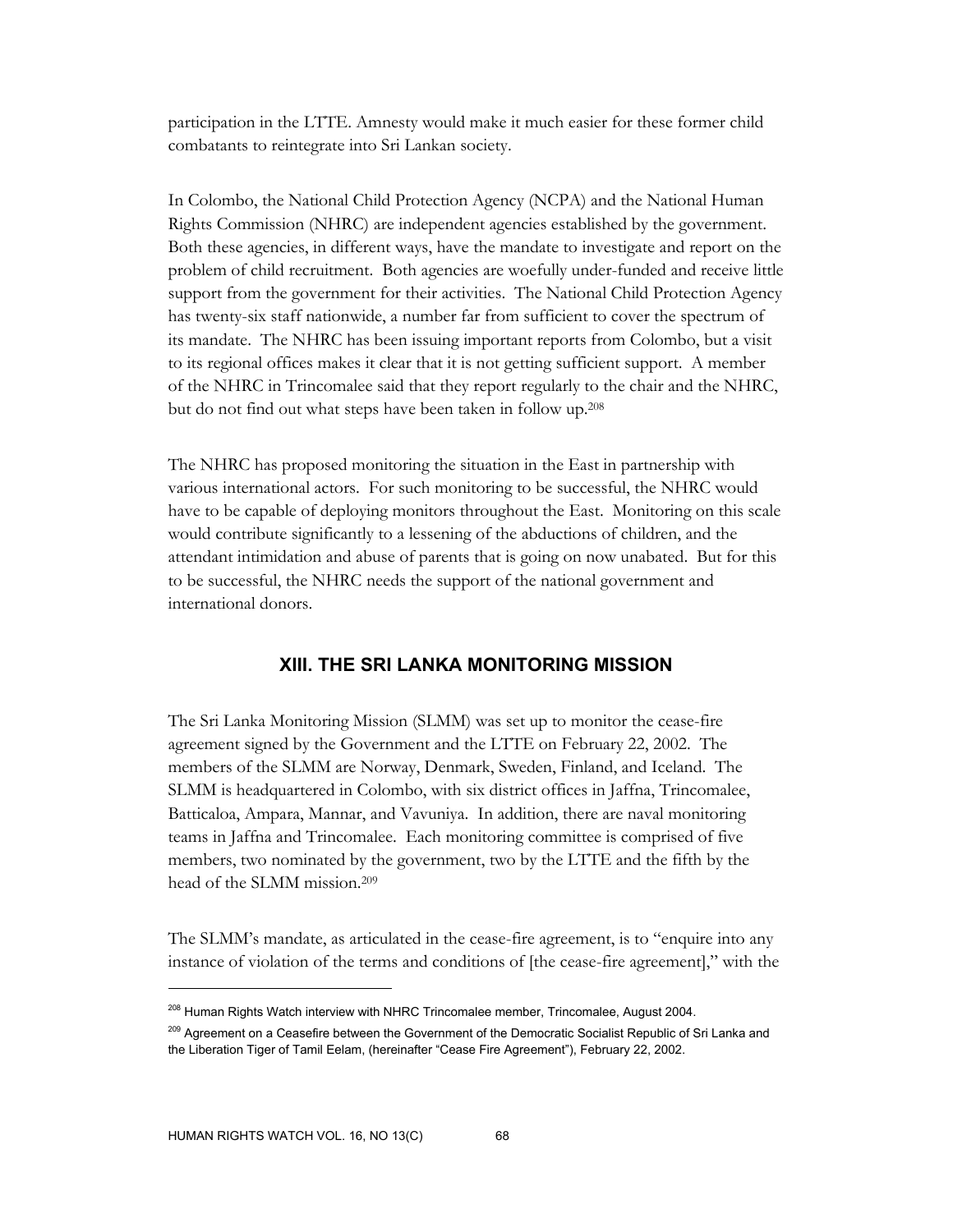participation in the LTTE. Amnesty would make it much easier for these former child combatants to reintegrate into Sri Lankan society.

In Colombo, the National Child Protection Agency (NCPA) and the National Human Rights Commission (NHRC) are independent agencies established by the government. Both these agencies, in different ways, have the mandate to investigate and report on the problem of child recruitment. Both agencies are woefully under-funded and receive little support from the government for their activities. The National Child Protection Agency has twenty-six staff nationwide, a number far from sufficient to cover the spectrum of its mandate. The NHRC has been issuing important reports from Colombo, but a visit to its regional offices makes it clear that it is not getting sufficient support. A member of the NHRC in Trincomalee said that they report regularly to the chair and the NHRC, but do not find out what steps have been taken in follow up.[208]

The NHRC has proposed monitoring the situation in the East in partnership with various international actors. For such monitoring to be successful, the NHRC would have to be capable of deploying monitors throughout the East. Monitoring on this scale would contribute significantly to a lessening of the abductions of children, and the attendant intimidation and abuse of parents that is going on now unabated. But for this to be successful, the NHRC needs the support of the national government and international donors.

## XIII. THE SRI LANKA MONITORING MISSION

The Sri Lanka Monitoring Mission (SLMM) was set up to monitor the cease-fire agreement signed by the Government and the LTTE on February 22, 2002. The members of the SLMM are Norway, Denmark, Sweden, Finland, and Iceland. The SLMM is headquartered in Colombo, with six district offices in Jaffna, Trincomalee, Batticaloa, Ampara, Mannar, and Vavuniya. In addition, there are naval monitoring teams in Jaffna and Trincomalee. Each monitoring committee is comprised of five members, two nominated by the government, two by the LTTE and the fifth by the head of the SLMM mission.[209]

The SLMM's mandate, as articulated in the cease-fire agreement, is to "enquire into any instance of violation of the terms and conditions of [the cease-fire agreement]," with the

---

[208] Human Rights Watch interview with NHRC Trincomalee member, Trincomalee, August 2004.

[209] Agreement on a Ceasefire between the Government of the Democratic Socialist Republic of Sri Lanka and the Liberation Tiger of Tamil Eelam, (hereinafter "Cease Fire Agreement"), February 22, 2002.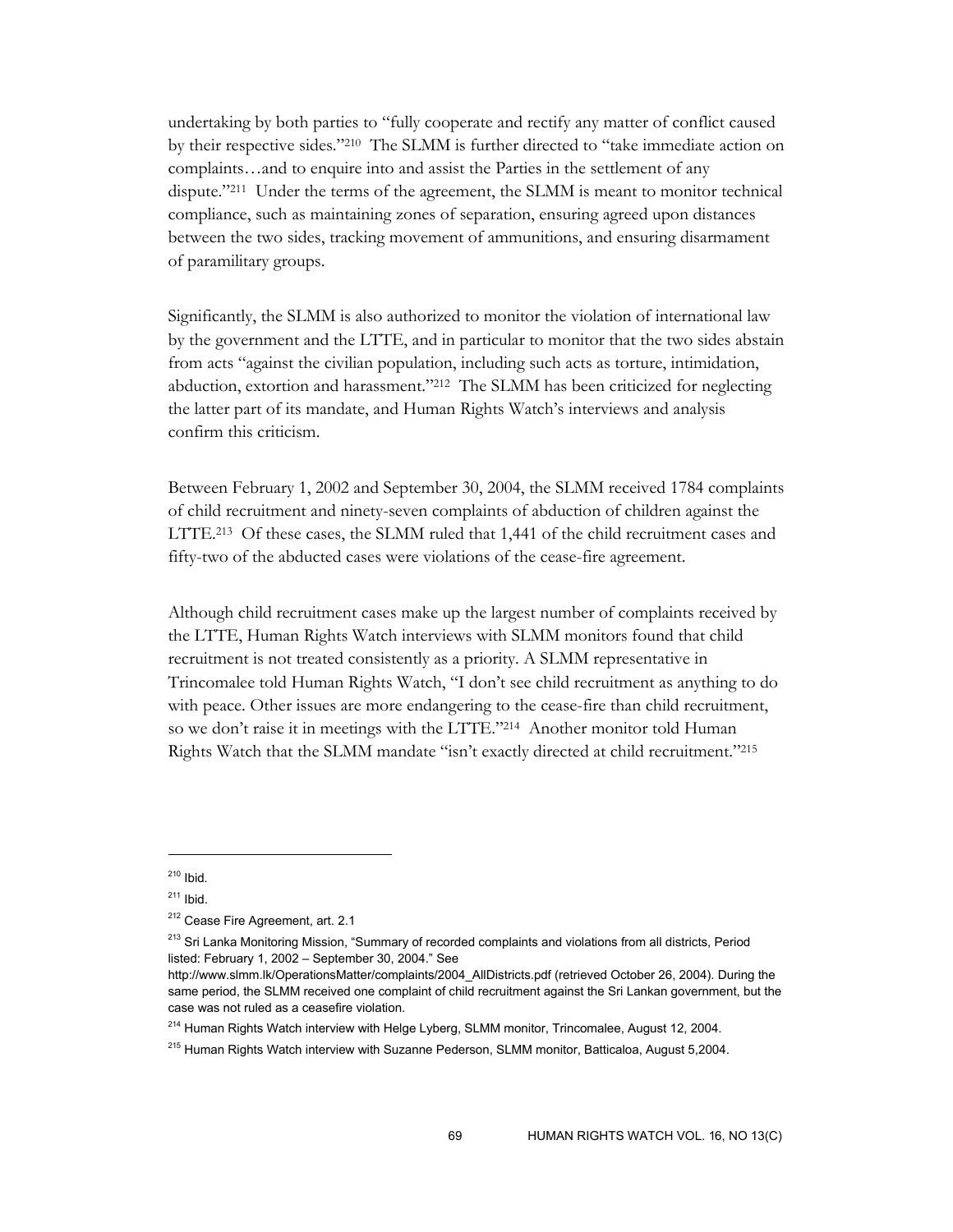undertaking by both parties to "fully cooperate and rectify any matter of conflict caused by their respective sides."[210] The SLMM is further directed to "take immediate action on complaints…and to enquire into and assist the Parties in the settlement of any dispute."[211] Under the terms of the agreement, the SLMM is meant to monitor technical compliance, such as maintaining zones of separation, ensuring agreed upon distances between the two sides, tracking movement of ammunitions, and ensuring disarmament of paramilitary groups.

Significantly, the SLMM is also authorized to monitor the violation of international law by the government and the LTTE, and in particular to monitor that the two sides abstain from acts "against the civilian population, including such acts as torture, intimidation, abduction, extortion and harassment."[212] The SLMM has been criticized for neglecting the latter part of its mandate, and Human Rights Watch's interviews and analysis confirm this criticism.

Between February 1, 2002 and September 30, 2004, the SLMM received 1784 complaints of child recruitment and ninety-seven complaints of abduction of children against the LTTE.[213] Of these cases, the SLMM ruled that 1,441 of the child recruitment cases and fifty-two of the abducted cases were violations of the cease-fire agreement.

Although child recruitment cases make up the largest number of complaints received by the LTTE, Human Rights Watch interviews with SLMM monitors found that child recruitment is not treated consistently as a priority. A SLMM representative in Trincomalee told Human Rights Watch, "I don't see child recruitment as anything to do with peace. Other issues are more endangering to the cease-fire than child recruitment, so we don't raise it in meetings with the LTTE."[214] Another monitor told Human Rights Watch that the SLMM mandate "isn't exactly directed at child recruitment."[215]

---

[210] Ibid.

[211] Ibid.

[212] Cease Fire Agreement, art. 2.1

[213] Sri Lanka Monitoring Mission, "Summary of recorded complaints and violations from all districts, Period listed: February 1, 2002 – September 30, 2004." See http://www.slmm.lk/OperationsMatter/complaints/2004_AllDistricts.pdf (retrieved October 26, 2004). During the same period, the SLMM received one complaint of child recruitment against the Sri Lankan government, but the case was not ruled as a ceasefire violation.

[214] Human Rights Watch interview with Helge Lyberg, SLMM monitor, Trincomalee, August 12, 2004.

[215] Human Rights Watch interview with Suzanne Pederson, SLMM monitor, Batticaloa, August 5,2004.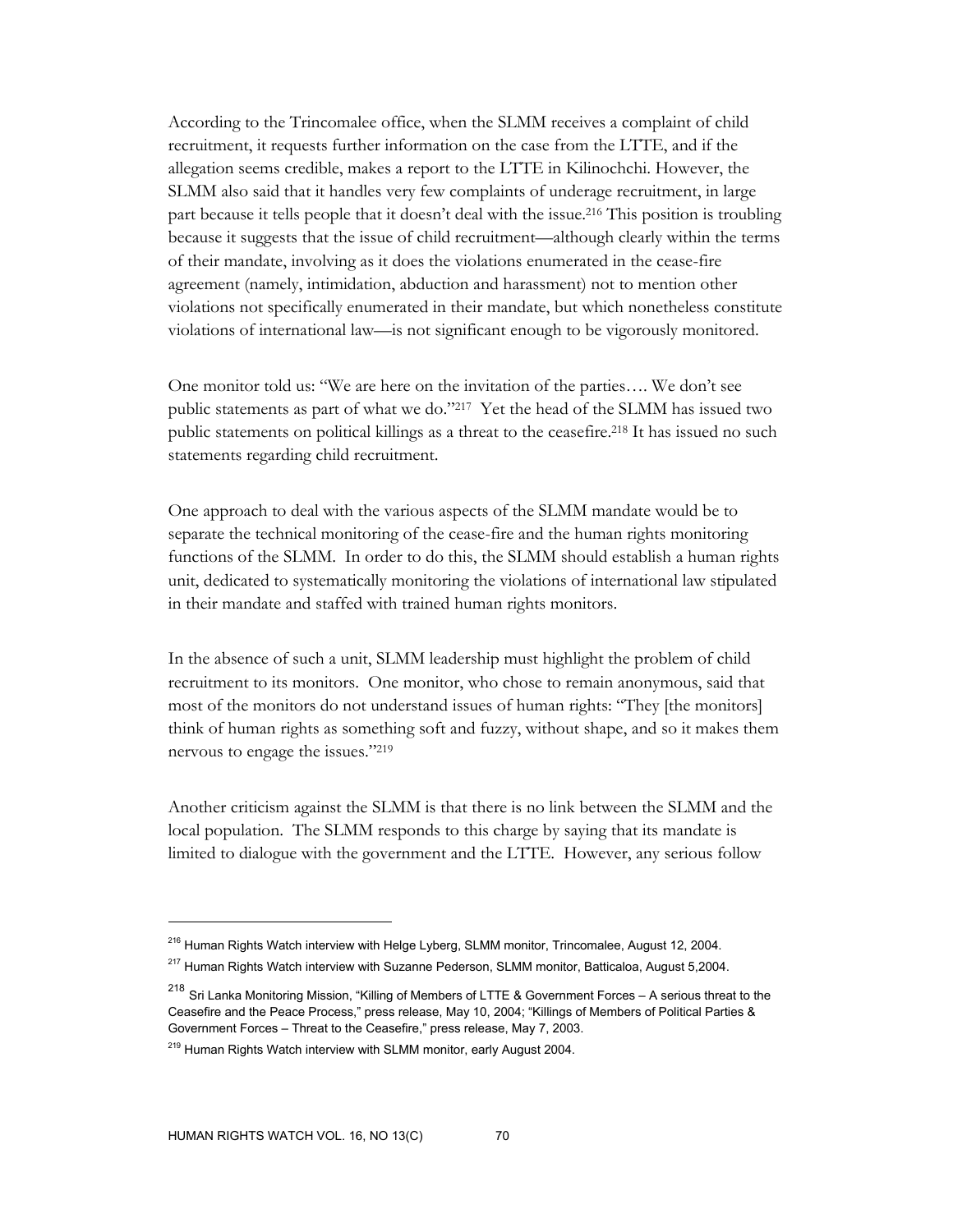According to the Trincomalee office, when the SLMM receives a complaint of child recruitment, it requests further information on the case from the LTTE, and if the allegation seems credible, makes a report to the LTTE in Kilinochchi. However, the SLMM also said that it handles very few complaints of underage recruitment, in large part because it tells people that it doesn't deal with the issue.[216] This position is troubling because it suggests that the issue of child recruitment—although clearly within the terms of their mandate, involving as it does the violations enumerated in the cease-fire agreement (namely, intimidation, abduction and harassment) not to mention other violations not specifically enumerated in their mandate, but which nonetheless constitute violations of international law—is not significant enough to be vigorously monitored.

One monitor told us: "We are here on the invitation of the parties…. We don't see public statements as part of what we do."[217] Yet the head of the SLMM has issued two public statements on political killings as a threat to the ceasefire.[218] It has issued no such statements regarding child recruitment.

One approach to deal with the various aspects of the SLMM mandate would be to separate the technical monitoring of the cease-fire and the human rights monitoring functions of the SLMM. In order to do this, the SLMM should establish a human rights unit, dedicated to systematically monitoring the violations of international law stipulated in their mandate and staffed with trained human rights monitors.

In the absence of such a unit, SLMM leadership must highlight the problem of child recruitment to its monitors. One monitor, who chose to remain anonymous, said that most of the monitors do not understand issues of human rights: "They [the monitors] think of human rights as something soft and fuzzy, without shape, and so it makes them nervous to engage the issues."[219]

Another criticism against the SLMM is that there is no link between the SLMM and the local population. The SLMM responds to this charge by saying that its mandate is limited to dialogue with the government and the LTTE. However, any serious follow

---

[216] Human Rights Watch interview with Helge Lyberg, SLMM monitor, Trincomalee, August 12, 2004.

[217] Human Rights Watch interview with Suzanne Pederson, SLMM monitor, Batticaloa, August 5,2004.

[218] Sri Lanka Monitoring Mission, "Killing of Members of LTTE & Government Forces – A serious threat to the Ceasefire and the Peace Process," press release, May 10, 2004; "Killings of Members of Political Parties & Government Forces – Threat to the Ceasefire," press release, May 7, 2003.

[219] Human Rights Watch interview with SLMM monitor, early August 2004.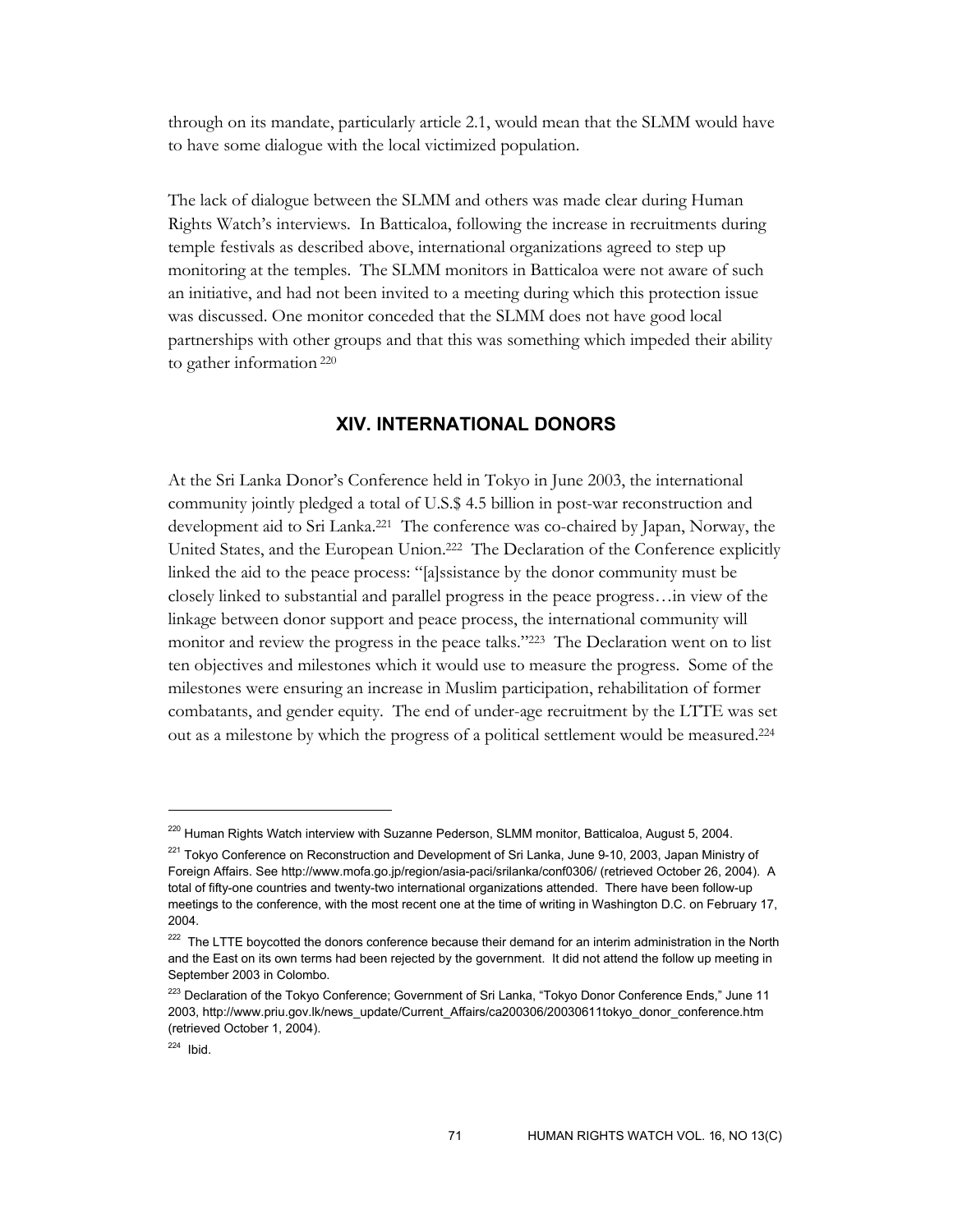through on its mandate, particularly article 2.1, would mean that the SLMM would have to have some dialogue with the local victimized population.

The lack of dialogue between the SLMM and others was made clear during Human Rights Watch's interviews. In Batticaloa, following the increase in recruitments during temple festivals as described above, international organizations agreed to step up monitoring at the temples. The SLMM monitors in Batticaloa were not aware of such an initiative, and had not been invited to a meeting during which this protection issue was discussed. One monitor conceded that the SLMM does not have good local partnerships with other groups and that this was something which impeded their ability to gather information [220]

## XIV. INTERNATIONAL DONORS

At the Sri Lanka Donor's Conference held in Tokyo in June 2003, the international community jointly pledged a total of U.S.$ 4.5 billion in post-war reconstruction and development aid to Sri Lanka.[221] The conference was co-chaired by Japan, Norway, the United States, and the European Union.[222] The Declaration of the Conference explicitly linked the aid to the peace process: "[a]ssistance by the donor community must be closely linked to substantial and parallel progress in the peace progress…in view of the linkage between donor support and peace process, the international community will monitor and review the progress in the peace talks."[223] The Declaration went on to list ten objectives and milestones which it would use to measure the progress. Some of the milestones were ensuring an increase in Muslim participation, rehabilitation of former combatants, and gender equity. The end of under-age recruitment by the LTTE was set out as a milestone by which the progress of a political settlement would be measured.[224]

---

[220] Human Rights Watch interview with Suzanne Pederson, SLMM monitor, Batticaloa, August 5, 2004.

[221] Tokyo Conference on Reconstruction and Development of Sri Lanka, June 9-10, 2003, Japan Ministry of Foreign Affairs. See http://www.mofa.go.jp/region/asia-paci/srilanka/conf0306/ (retrieved October 26, 2004). A total of fifty-one countries and twenty-two international organizations attended. There have been follow-up meetings to the conference, with the most recent one at the time of writing in Washington D.C. on February 17, 2004.

[222] The LTTE boycotted the donors conference because their demand for an interim administration in the North and the East on its own terms had been rejected by the government. It did not attend the follow up meeting in September 2003 in Colombo.

[223] Declaration of the Tokyo Conference; Government of Sri Lanka, "Tokyo Donor Conference Ends," June 11 2003, http://www.priu.gov.lk/news_update/Current_Affairs/ca200306/20030611tokyo_donor_conference.htm (retrieved October 1, 2004).

[224] Ibid.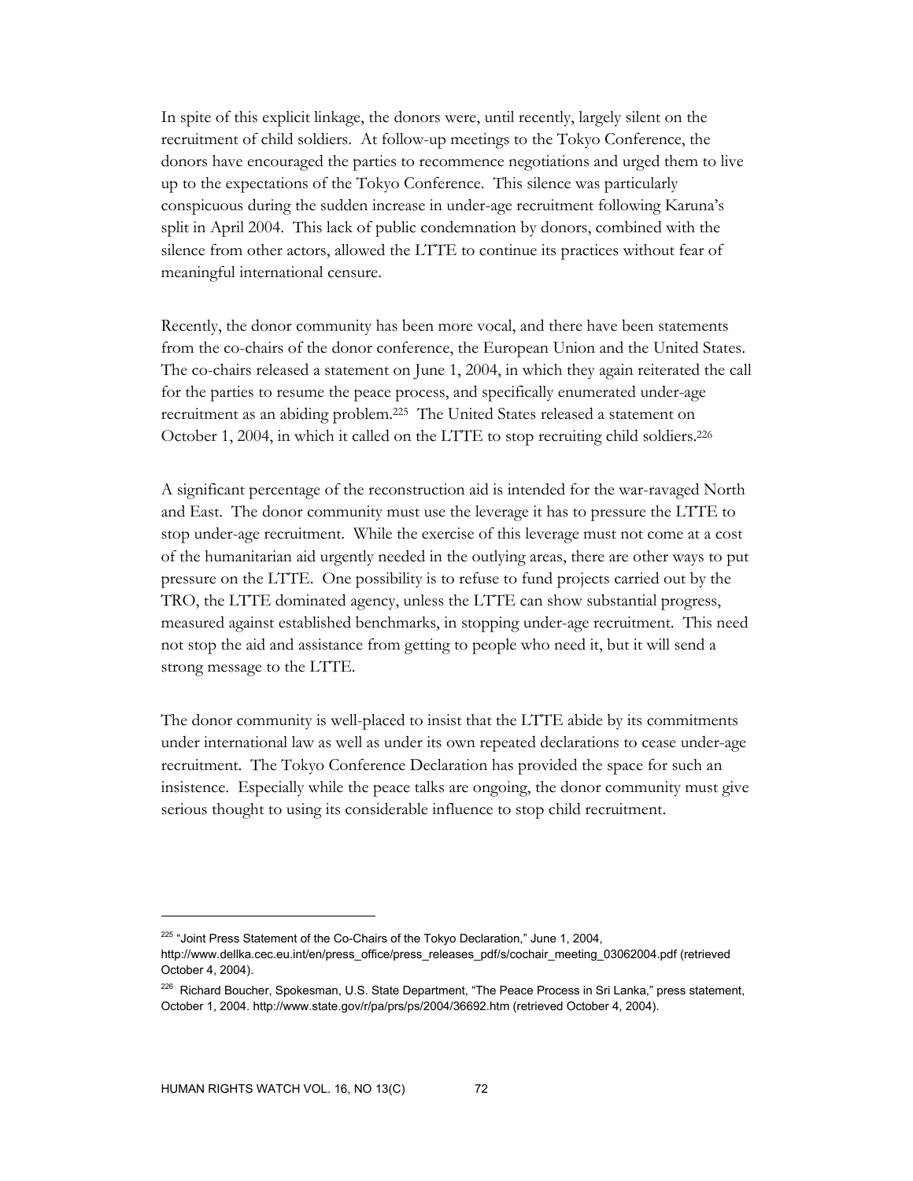In spite of this explicit linkage, the donors were, until recently, largely silent on the recruitment of child soldiers. At follow-up meetings to the Tokyo Conference, the donors have encouraged the parties to recommence negotiations and urged them to live up to the expectations of the Tokyo Conference. This silence was particularly conspicuous during the sudden increase in under-age recruitment following Karuna's split in April 2004. This lack of public condemnation by donors, combined with the silence from other actors, allowed the LTTE to continue its practices without fear of meaningful international censure.

Recently, the donor community has been more vocal, and there have been statements from the co-chairs of the donor conference, the European Union and the United States. The co-chairs released a statement on June 1, 2004, in which they again reiterated the call for the parties to resume the peace process, and specifically enumerated under-age recruitment as an abiding problem.[225] The United States released a statement on October 1, 2004, in which it called on the LTTE to stop recruiting child soldiers.[226]

A significant percentage of the reconstruction aid is intended for the war-ravaged North and East. The donor community must use the leverage it has to pressure the LTTE to stop under-age recruitment. While the exercise of this leverage must not come at a cost of the humanitarian aid urgently needed in the outlying areas, there are other ways to put pressure on the LTTE. One possibility is to refuse to fund projects carried out by the TRO, the LTTE dominated agency, unless the LTTE can show substantial progress, measured against established benchmarks, in stopping under-age recruitment. This need not stop the aid and assistance from getting to people who need it, but it will send a strong message to the LTTE.

The donor community is well-placed to insist that the LTTE abide by its commitments under international law as well as under its own repeated declarations to cease under-age recruitment. The Tokyo Conference Declaration has provided the space for such an insistence. Especially while the peace talks are ongoing, the donor community must give serious thought to using its considerable influence to stop child recruitment.

---

[225] "Joint Press Statement of the Co-Chairs of the Tokyo Declaration," June 1, 2004, http://www.dellka.cec.eu.int/en/press_office/press_releases_pdf/s/cochair_meeting_03062004.pdf (retrieved October 4, 2004).

[226] Richard Boucher, Spokesman, U.S. State Department, "The Peace Process in Sri Lanka," press statement, October 1, 2004. http://www.state.gov/r/pa/prs/ps/2004/36692.htm (retrieved October 4, 2004).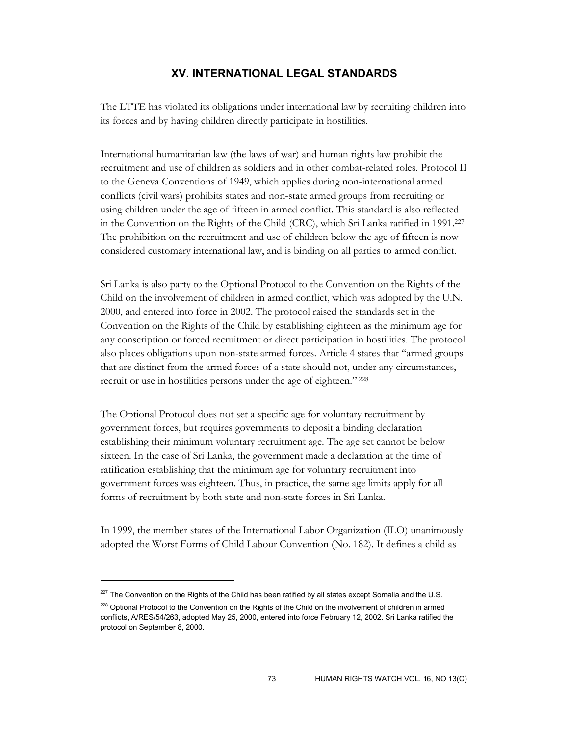## XV. INTERNATIONAL LEGAL STANDARDS

The LTTE has violated its obligations under international law by recruiting children into its forces and by having children directly participate in hostilities.

International humanitarian law (the laws of war) and human rights law prohibit the recruitment and use of children as soldiers and in other combat-related roles. Protocol II to the Geneva Conventions of 1949, which applies during non-international armed conflicts (civil wars) prohibits states and non-state armed groups from recruiting or using children under the age of fifteen in armed conflict. This standard is also reflected in the Convention on the Rights of the Child (CRC), which Sri Lanka ratified in 1991.[227] The prohibition on the recruitment and use of children below the age of fifteen is now considered customary international law, and is binding on all parties to armed conflict.

Sri Lanka is also party to the Optional Protocol to the Convention on the Rights of the Child on the involvement of children in armed conflict, which was adopted by the U.N. 2000, and entered into force in 2002. The protocol raised the standards set in the Convention on the Rights of the Child by establishing eighteen as the minimum age for any conscription or forced recruitment or direct participation in hostilities. The protocol also places obligations upon non-state armed forces. Article 4 states that "armed groups that are distinct from the armed forces of a state should not, under any circumstances, recruit or use in hostilities persons under the age of eighteen." [228]

The Optional Protocol does not set a specific age for voluntary recruitment by government forces, but requires governments to deposit a binding declaration establishing their minimum voluntary recruitment age. The age set cannot be below sixteen. In the case of Sri Lanka, the government made a declaration at the time of ratification establishing that the minimum age for voluntary recruitment into government forces was eighteen. Thus, in practice, the same age limits apply for all forms of recruitment by both state and non-state forces in Sri Lanka.

In 1999, the member states of the International Labor Organization (ILO) unanimously adopted the Worst Forms of Child Labour Convention (No. 182). It defines a child as

---

[227] The Convention on the Rights of the Child has been ratified by all states except Somalia and the U.S.

[228] Optional Protocol to the Convention on the Rights of the Child on the involvement of children in armed conflicts, A/RES/54/263, adopted May 25, 2000, entered into force February 12, 2002. Sri Lanka ratified the protocol on September 8, 2000.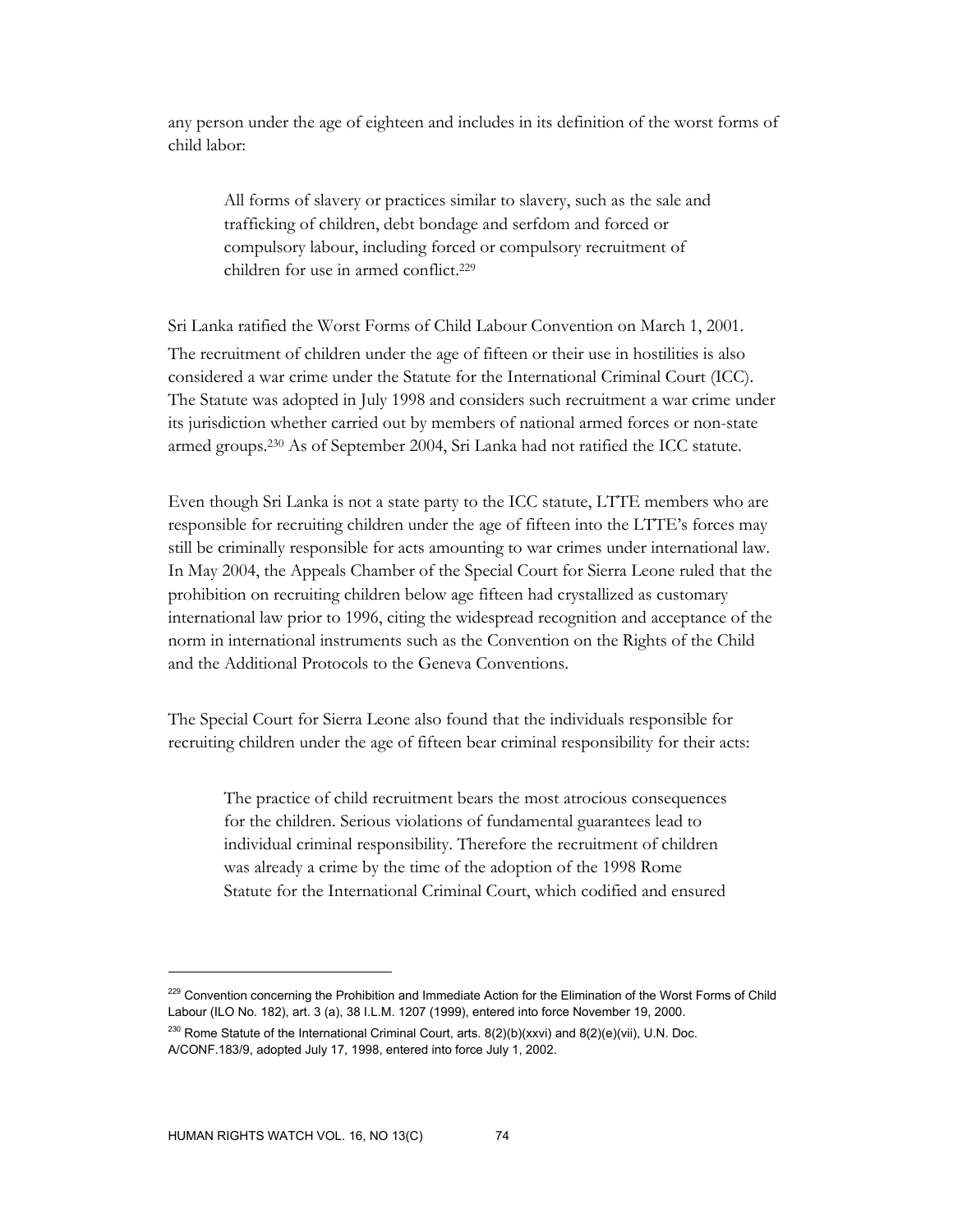any person under the age of eighteen and includes in its definition of the worst forms of child labor:

> All forms of slavery or practices similar to slavery, such as the sale and trafficking of children, debt bondage and serfdom and forced or compulsory labour, including forced or compulsory recruitment of children for use in armed conflict.[229]

Sri Lanka ratified the Worst Forms of Child Labour Convention on March 1, 2001. The recruitment of children under the age of fifteen or their use in hostilities is also considered a war crime under the Statute for the International Criminal Court (ICC). The Statute was adopted in July 1998 and considers such recruitment a war crime under its jurisdiction whether carried out by members of national armed forces or non-state armed groups.[230] As of September 2004, Sri Lanka had not ratified the ICC statute.

Even though Sri Lanka is not a state party to the ICC statute, LTTE members who are responsible for recruiting children under the age of fifteen into the LTTE's forces may still be criminally responsible for acts amounting to war crimes under international law. In May 2004, the Appeals Chamber of the Special Court for Sierra Leone ruled that the prohibition on recruiting children below age fifteen had crystallized as customary international law prior to 1996, citing the widespread recognition and acceptance of the norm in international instruments such as the Convention on the Rights of the Child and the Additional Protocols to the Geneva Conventions.

The Special Court for Sierra Leone also found that the individuals responsible for recruiting children under the age of fifteen bear criminal responsibility for their acts:

> The practice of child recruitment bears the most atrocious consequences for the children. Serious violations of fundamental guarantees lead to individual criminal responsibility. Therefore the recruitment of children was already a crime by the time of the adoption of the 1998 Rome Statute for the International Criminal Court, which codified and ensured

---

[229] Convention concerning the Prohibition and Immediate Action for the Elimination of the Worst Forms of Child Labour (ILO No. 182), art. 3 (a), 38 I.L.M. 1207 (1999), entered into force November 19, 2000.

[230] Rome Statute of the International Criminal Court, arts. 8(2)(b)(xxvi) and 8(2)(e)(vii), U.N. Doc. A/CONF.183/9, adopted July 17, 1998, entered into force July 1, 2002.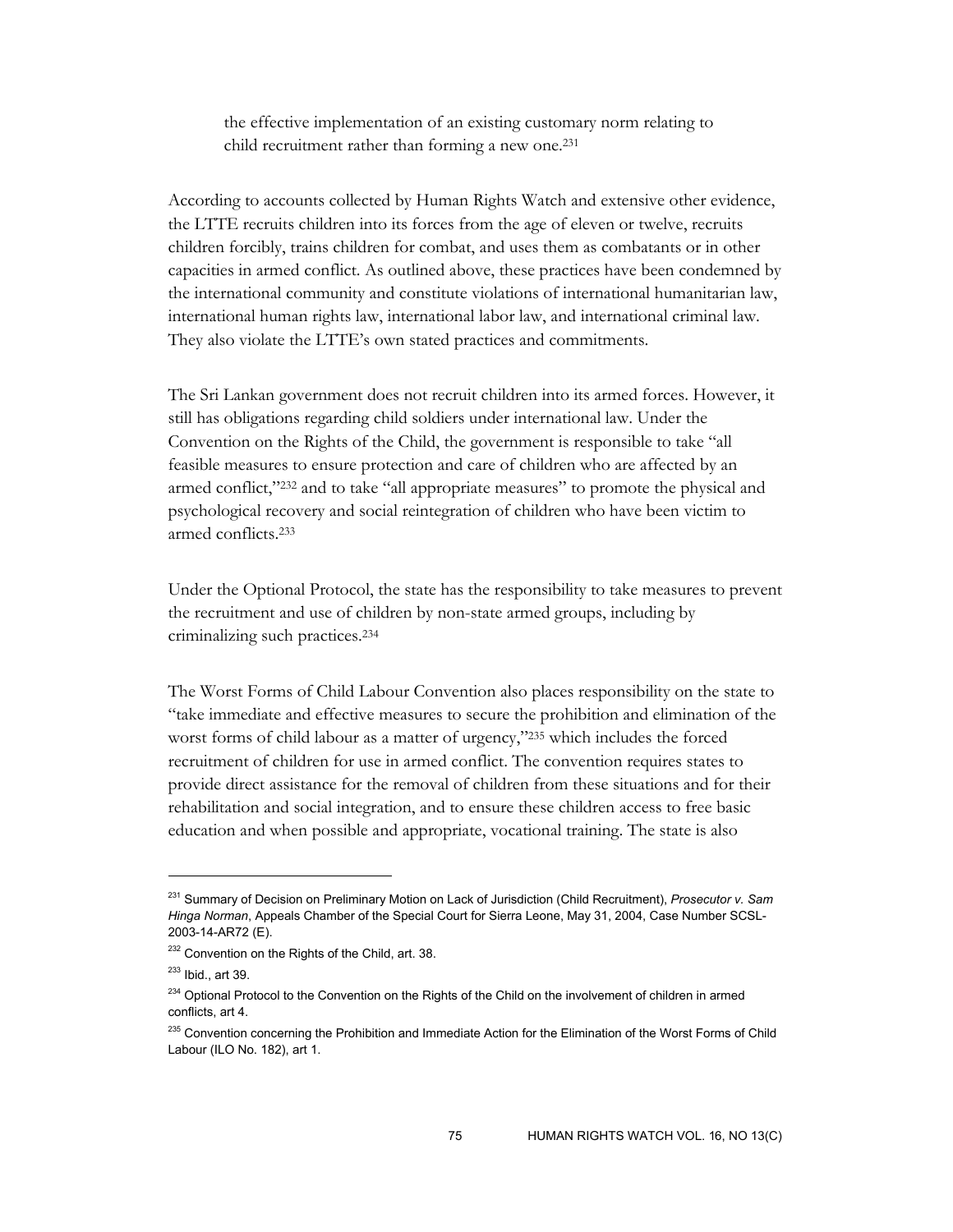the effective implementation of an existing customary norm relating to child recruitment rather than forming a new one.[231]

According to accounts collected by Human Rights Watch and extensive other evidence, the LTTE recruits children into its forces from the age of eleven or twelve, recruits children forcibly, trains children for combat, and uses them as combatants or in other capacities in armed conflict. As outlined above, these practices have been condemned by the international community and constitute violations of international humanitarian law, international human rights law, international labor law, and international criminal law. They also violate the LTTE's own stated practices and commitments.

The Sri Lankan government does not recruit children into its armed forces. However, it still has obligations regarding child soldiers under international law. Under the Convention on the Rights of the Child, the government is responsible to take "all feasible measures to ensure protection and care of children who are affected by an armed conflict,"[232] and to take "all appropriate measures" to promote the physical and psychological recovery and social reintegration of children who have been victim to armed conflicts.[233]

Under the Optional Protocol, the state has the responsibility to take measures to prevent the recruitment and use of children by non-state armed groups, including by criminalizing such practices.[234]

The Worst Forms of Child Labour Convention also places responsibility on the state to "take immediate and effective measures to secure the prohibition and elimination of the worst forms of child labour as a matter of urgency,"[235] which includes the forced recruitment of children for use in armed conflict. The convention requires states to provide direct assistance for the removal of children from these situations and for their rehabilitation and social integration, and to ensure these children access to free basic education and when possible and appropriate, vocational training. The state is also

---

[231] Summary of Decision on Preliminary Motion on Lack of Jurisdiction (Child Recruitment), *Prosecutor v. Sam Hinga Norman*, Appeals Chamber of the Special Court for Sierra Leone, May 31, 2004, Case Number SCSL-2003-14-AR72 (E).

[232] Convention on the Rights of the Child, art. 38.

[233] Ibid., art 39.

[234] Optional Protocol to the Convention on the Rights of the Child on the involvement of children in armed conflicts, art 4.

[235] Convention concerning the Prohibition and Immediate Action for the Elimination of the Worst Forms of Child Labour (ILO No. 182), art 1.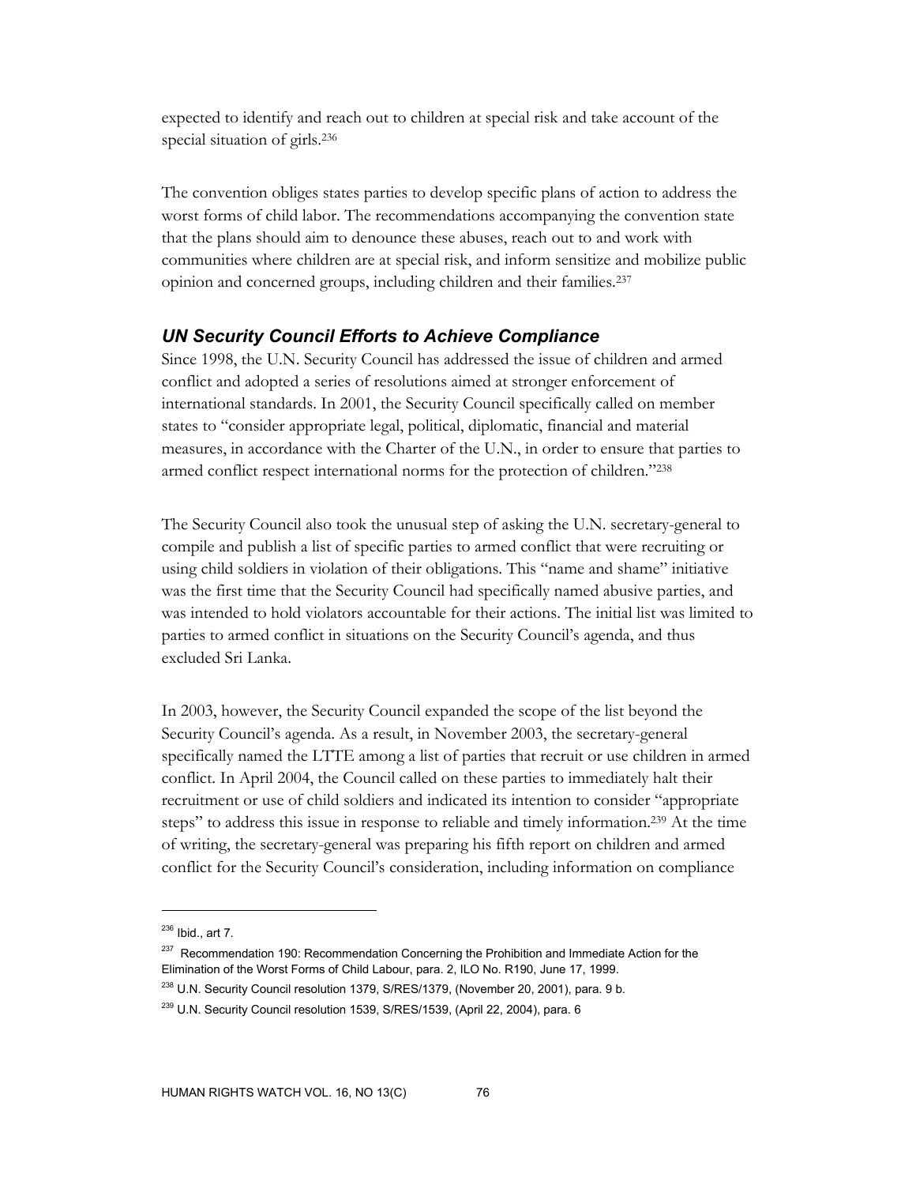expected to identify and reach out to children at special risk and take account of the special situation of girls.[236]

The convention obliges states parties to develop specific plans of action to address the worst forms of child labor. The recommendations accompanying the convention state that the plans should aim to denounce these abuses, reach out to and work with communities where children are at special risk, and inform sensitize and mobilize public opinion and concerned groups, including children and their families.[237]

### *UN Security Council Efforts to Achieve Compliance*

Since 1998, the U.N. Security Council has addressed the issue of children and armed conflict and adopted a series of resolutions aimed at stronger enforcement of international standards. In 2001, the Security Council specifically called on member states to "consider appropriate legal, political, diplomatic, financial and material measures, in accordance with the Charter of the U.N., in order to ensure that parties to armed conflict respect international norms for the protection of children."[238]

The Security Council also took the unusual step of asking the U.N. secretary-general to compile and publish a list of specific parties to armed conflict that were recruiting or using child soldiers in violation of their obligations. This "name and shame" initiative was the first time that the Security Council had specifically named abusive parties, and was intended to hold violators accountable for their actions. The initial list was limited to parties to armed conflict in situations on the Security Council's agenda, and thus excluded Sri Lanka.

In 2003, however, the Security Council expanded the scope of the list beyond the Security Council's agenda. As a result, in November 2003, the secretary-general specifically named the LTTE among a list of parties that recruit or use children in armed conflict. In April 2004, the Council called on these parties to immediately halt their recruitment or use of child soldiers and indicated its intention to consider "appropriate steps" to address this issue in response to reliable and timely information.[239] At the time of writing, the secretary-general was preparing his fifth report on children and armed conflict for the Security Council's consideration, including information on compliance

---

[236] Ibid., art 7.

[237] Recommendation 190: Recommendation Concerning the Prohibition and Immediate Action for the Elimination of the Worst Forms of Child Labour, para. 2, ILO No. R190, June 17, 1999.

[238] U.N. Security Council resolution 1379, S/RES/1379, (November 20, 2001), para. 9 b.

[239] U.N. Security Council resolution 1539, S/RES/1539, (April 22, 2004), para. 6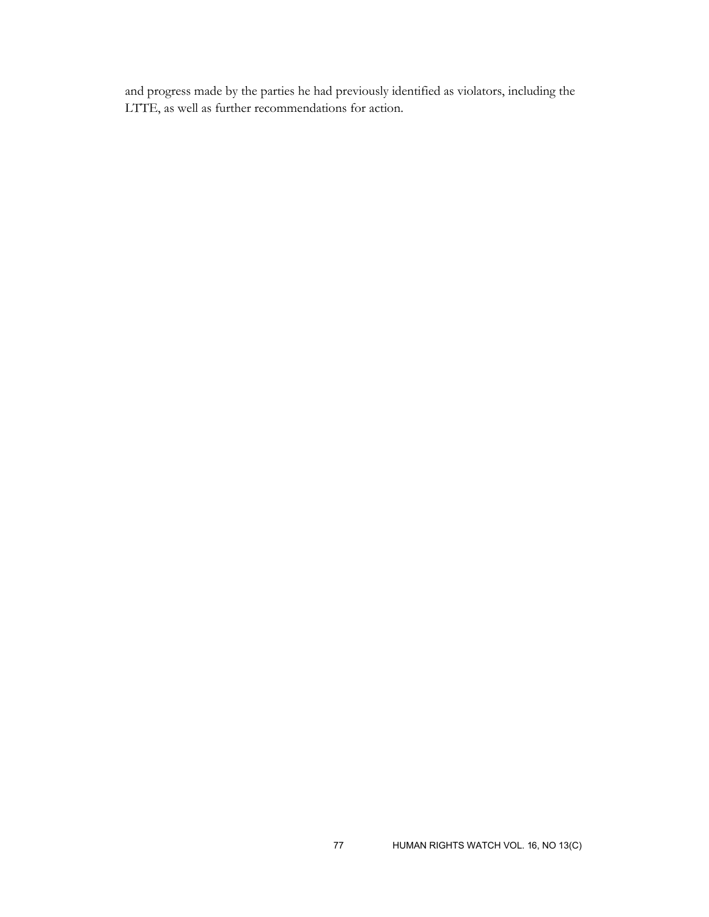and progress made by the parties he had previously identified as violators, including the LTTE, as well as further recommendations for action.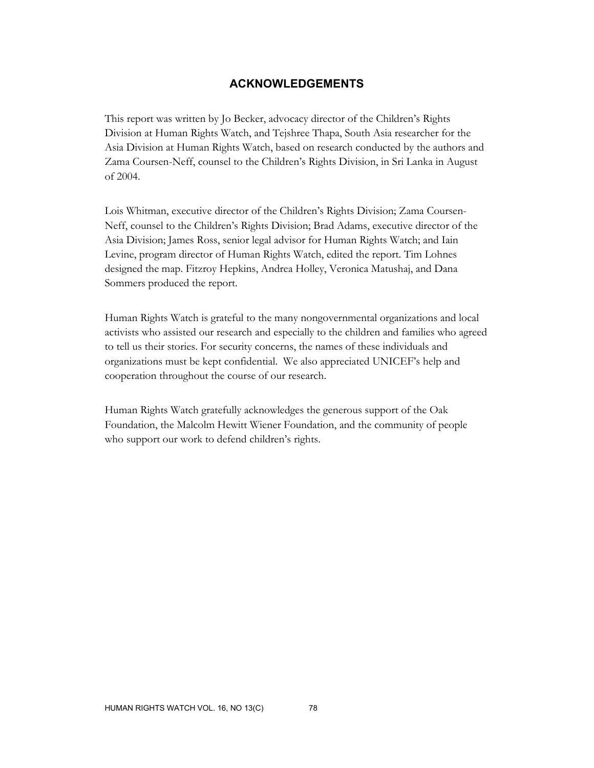## ACKNOWLEDGEMENTS

This report was written by Jo Becker, advocacy director of the Children's Rights Division at Human Rights Watch, and Tejshree Thapa, South Asia researcher for the Asia Division at Human Rights Watch, based on research conducted by the authors and Zama Coursen-Neff, counsel to the Children's Rights Division, in Sri Lanka in August of 2004.

Lois Whitman, executive director of the Children's Rights Division; Zama Coursen-Neff, counsel to the Children's Rights Division; Brad Adams, executive director of the Asia Division; James Ross, senior legal advisor for Human Rights Watch; and Iain Levine, program director of Human Rights Watch, edited the report. Tim Lohnes designed the map. Fitzroy Hepkins, Andrea Holley, Veronica Matushaj, and Dana Sommers produced the report.

Human Rights Watch is grateful to the many nongovernmental organizations and local activists who assisted our research and especially to the children and families who agreed to tell us their stories. For security concerns, the names of these individuals and organizations must be kept confidential. We also appreciated UNICEF's help and cooperation throughout the course of our research.

Human Rights Watch gratefully acknowledges the generous support of the Oak Foundation, the Malcolm Hewitt Wiener Foundation, and the community of people who support our work to defend children's rights.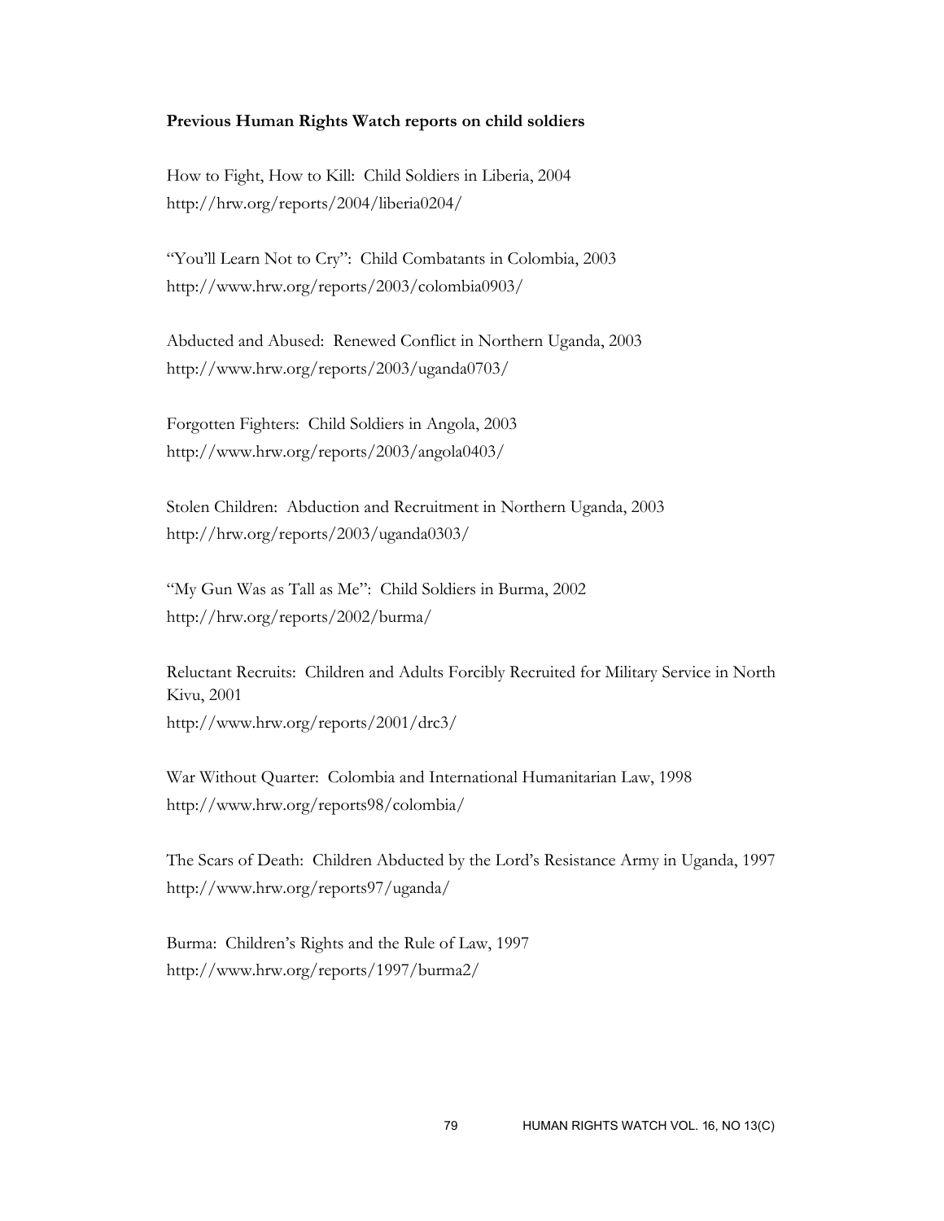**Previous Human Rights Watch reports on child soldiers**

How to Fight, How to Kill: Child Soldiers in Liberia, 2004
http://hrw.org/reports/2004/liberia0204/

"You'll Learn Not to Cry": Child Combatants in Colombia, 2003
http://www.hrw.org/reports/2003/colombia0903/

Abducted and Abused: Renewed Conflict in Northern Uganda, 2003
http://www.hrw.org/reports/2003/uganda0703/

Forgotten Fighters: Child Soldiers in Angola, 2003
http://www.hrw.org/reports/2003/angola0403/

Stolen Children: Abduction and Recruitment in Northern Uganda, 2003
http://hrw.org/reports/2003/uganda0303/

"My Gun Was as Tall as Me": Child Soldiers in Burma, 2002
http://hrw.org/reports/2002/burma/

Reluctant Recruits: Children and Adults Forcibly Recruited for Military Service in North Kivu, 2001
http://www.hrw.org/reports/2001/drc3/

War Without Quarter: Colombia and International Humanitarian Law, 1998
http://www.hrw.org/reports98/colombia/

The Scars of Death: Children Abducted by the Lord's Resistance Army in Uganda, 1997
http://www.hrw.org/reports97/uganda/

Burma: Children's Rights and the Rule of Law, 1997
http://www.hrw.org/reports/1997/burma2/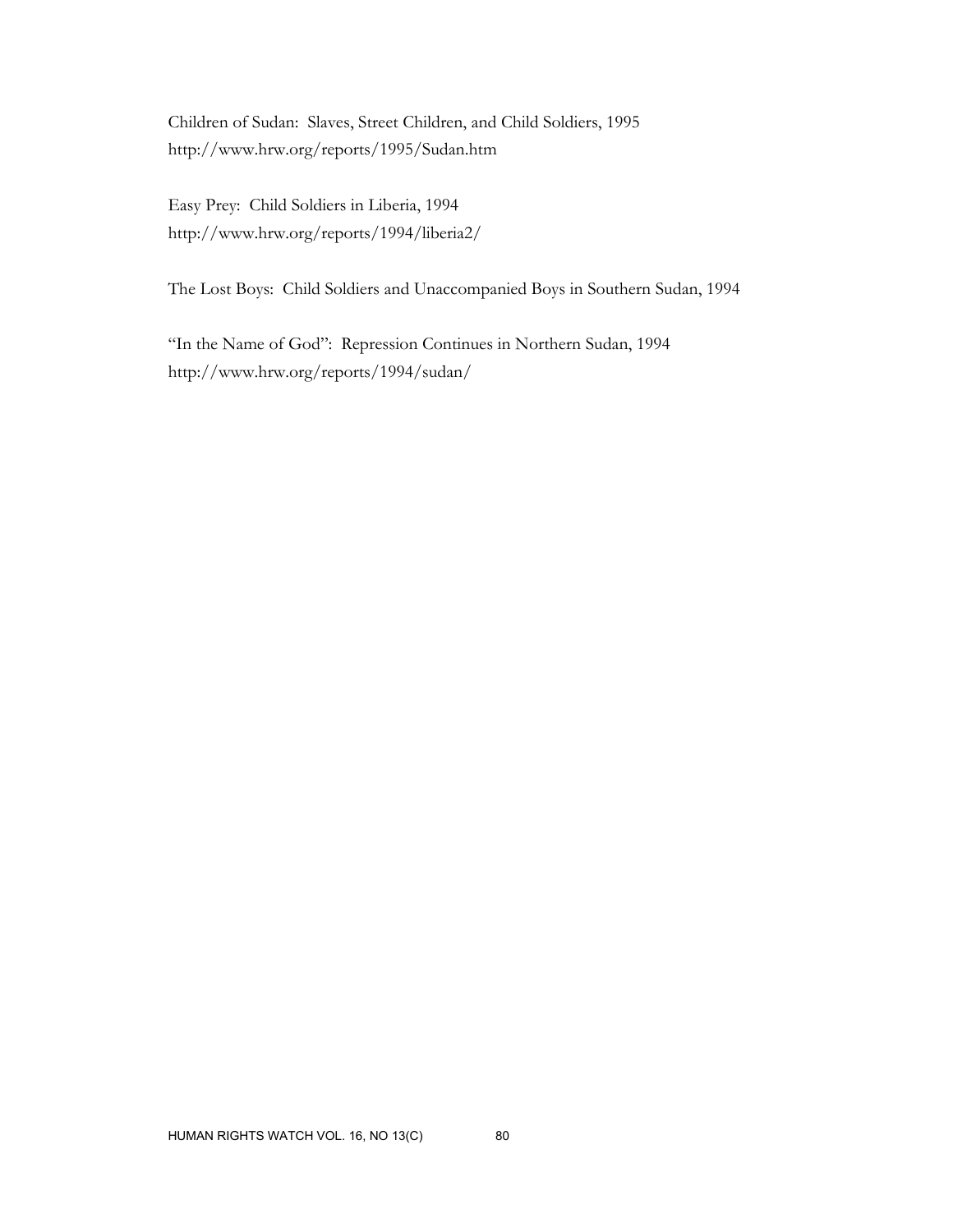Children of Sudan: Slaves, Street Children, and Child Soldiers, 1995
http://www.hrw.org/reports/1995/Sudan.htm

Easy Prey: Child Soldiers in Liberia, 1994
http://www.hrw.org/reports/1994/liberia2/

The Lost Boys: Child Soldiers and Unaccompanied Boys in Southern Sudan, 1994

"In the Name of God": Repression Continues in Northern Sudan, 1994
http://www.hrw.org/reports/1994/sudan/